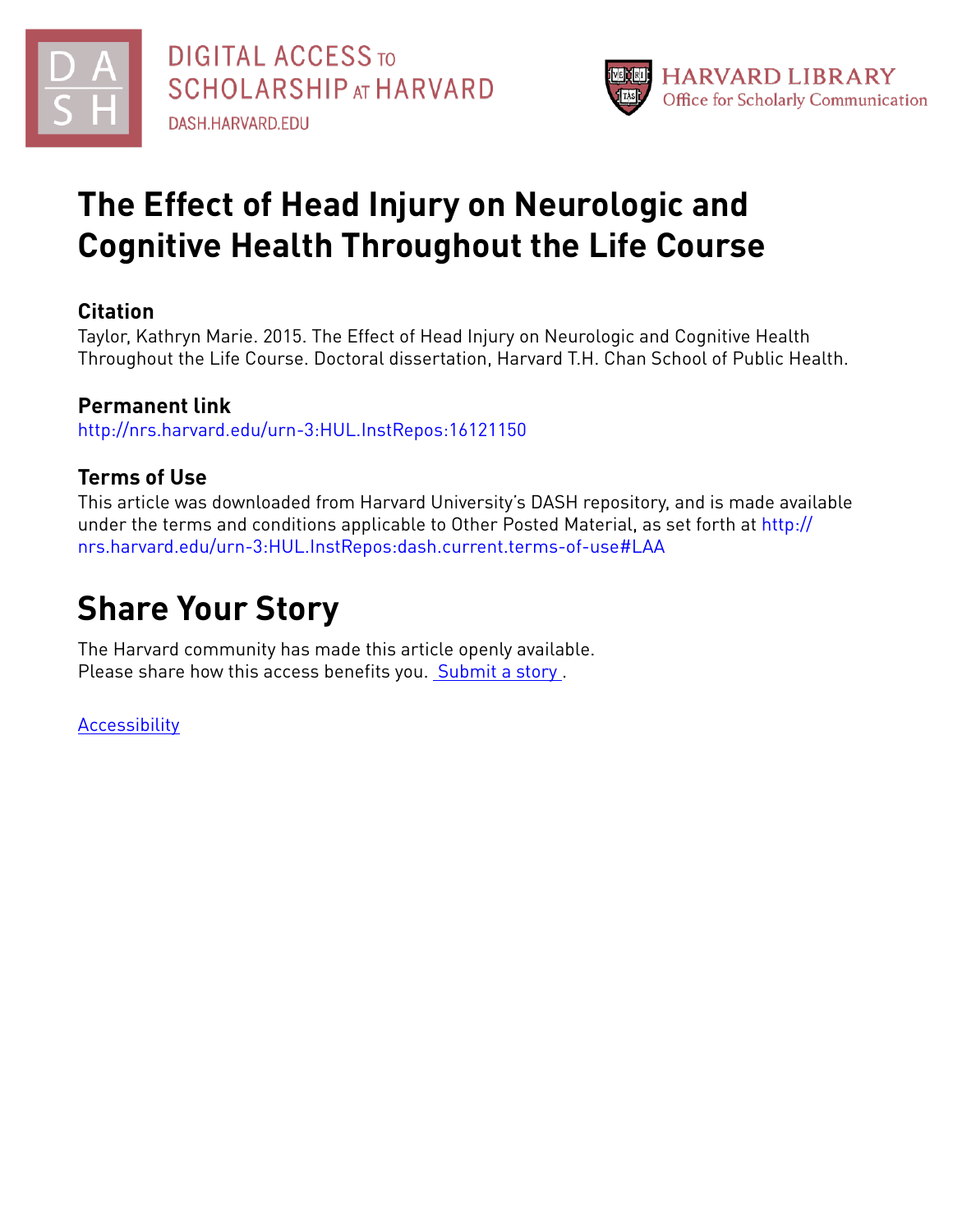# The Effect of Head Injury on Neurologic and Cognitive Health Throughout the Life Course

## Citation

Taylor, Kathryn Marie. 2015. The Effect of Head Injury on Neurologic and Cognitive Health Throughout the Life Course. Doctoral dissertation, Harvard T.H. Chan School of Public Health.

## Permanent link

http://nrs.harvard.edu/urn-3:HUL.InstRepos:16121150

## Terms of Use

This article was downloaded from Harvard University's DASH repository, and is made available under the terms and conditions applicable to Other Posted Material, as set forth at http://nrs.harvard.edu/urn-3:HUL.InstRepos:dash.current.terms-of-use#LAA

# Share Your Story

The Harvard community has made this article openly available.
Please share how this access benefits you. Submit a story .

Accessibility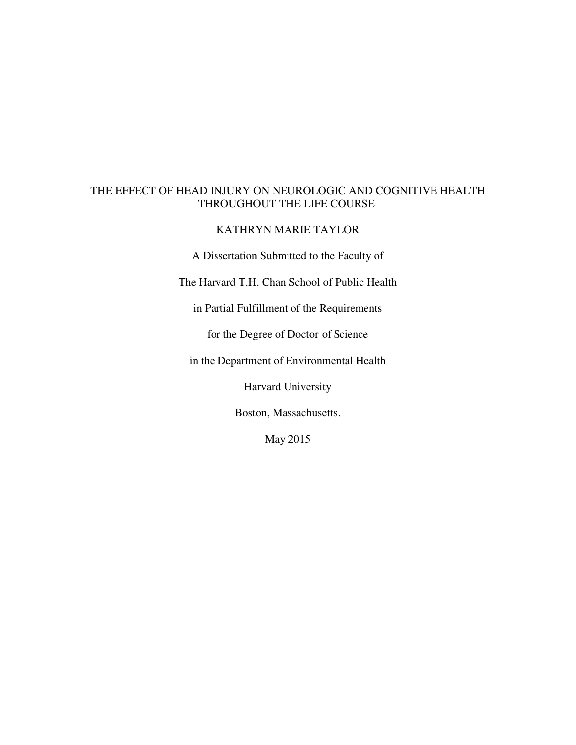# THE EFFECT OF HEAD INJURY ON NEUROLOGIC AND COGNITIVE HEALTH THROUGHOUT THE LIFE COURSE

KATHRYN MARIE TAYLOR

A Dissertation Submitted to the Faculty of

The Harvard T.H. Chan School of Public Health

in Partial Fulfillment of the Requirements

for the Degree of Doctor of Science

in the Department of Environmental Health

Harvard University

Boston, Massachusetts.

May 2015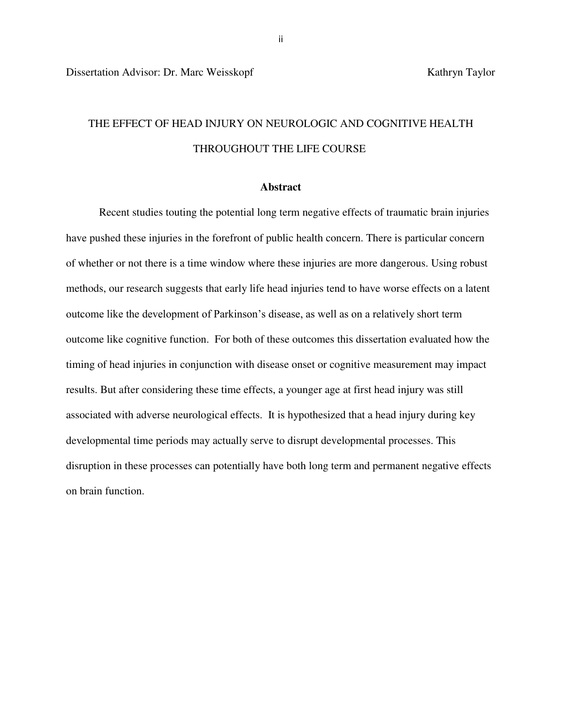Dissertation Advisor: Dr. Marc Weisskopf Kathryn Taylor

# THE EFFECT OF HEAD INJURY ON NEUROLOGIC AND COGNITIVE HEALTH THROUGHOUT THE LIFE COURSE

## Abstract

Recent studies touting the potential long term negative effects of traumatic brain injuries have pushed these injuries in the forefront of public health concern. There is particular concern of whether or not there is a time window where these injuries are more dangerous. Using robust methods, our research suggests that early life head injuries tend to have worse effects on a latent outcome like the development of Parkinson's disease, as well as on a relatively short term outcome like cognitive function. For both of these outcomes this dissertation evaluated how the timing of head injuries in conjunction with disease onset or cognitive measurement may impact results. But after considering these time effects, a younger age at first head injury was still associated with adverse neurological effects. It is hypothesized that a head injury during key developmental time periods may actually serve to disrupt developmental processes. This disruption in these processes can potentially have both long term and permanent negative effects on brain function.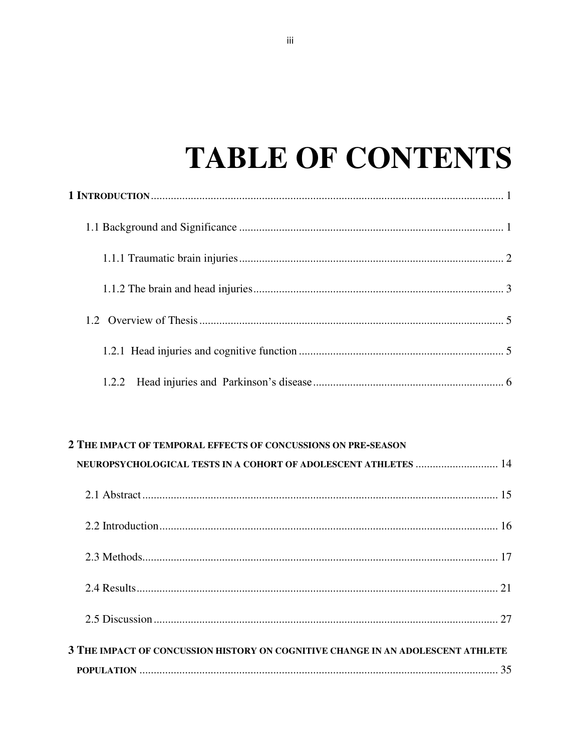# TABLE OF CONTENTS

**1 INTRODUCTION** .......... 1

1.1 Background and Significance .......... 1

1.1.1 Traumatic brain injuries .......... 2

1.1.2 The brain and head injuries .......... 3

1.2 Overview of Thesis .......... 5

1.2.1 Head injuries and cognitive function .......... 5

1.2.2 Head injuries and Parkinson's disease .......... 6

**2 THE IMPACT OF TEMPORAL EFFECTS OF CONCUSSIONS ON PRE-SEASON NEUROPSYCHOLOGICAL TESTS IN A COHORT OF ADOLESCENT ATHLETES** .......... 14

2.1 Abstract .......... 15

2.2 Introduction .......... 16

2.3 Methods .......... 17

2.4 Results .......... 21

2.5 Discussion .......... 27

**3 THE IMPACT OF CONCUSSION HISTORY ON COGNITIVE CHANGE IN AN ADOLESCENT ATHLETE POPULATION** .......... 35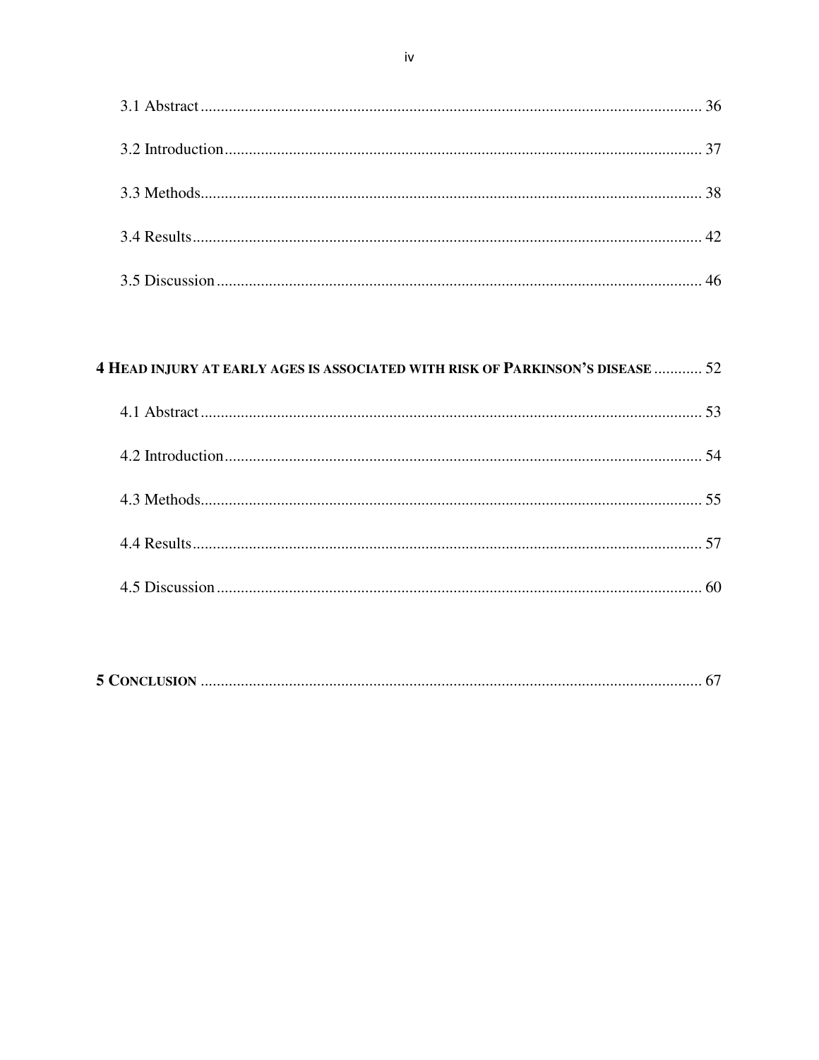3.1 Abstract ............................................................................................................................ 36

3.2 Introduction....................................................................................................................... 37

3.3 Methods............................................................................................................................ 38

3.4 Results.............................................................................................................................. 42

3.5 Discussion ......................................................................................................................... 46

**4 HEAD INJURY AT EARLY AGES IS ASSOCIATED WITH RISK OF PARKINSON'S DISEASE** ............ 52

4.1 Abstract ............................................................................................................................ 53

4.2 Introduction....................................................................................................................... 54

4.3 Methods............................................................................................................................ 55

4.4 Results.............................................................................................................................. 57

4.5 Discussion ......................................................................................................................... 60

**5 CONCLUSION** ........................................................................................................................... 67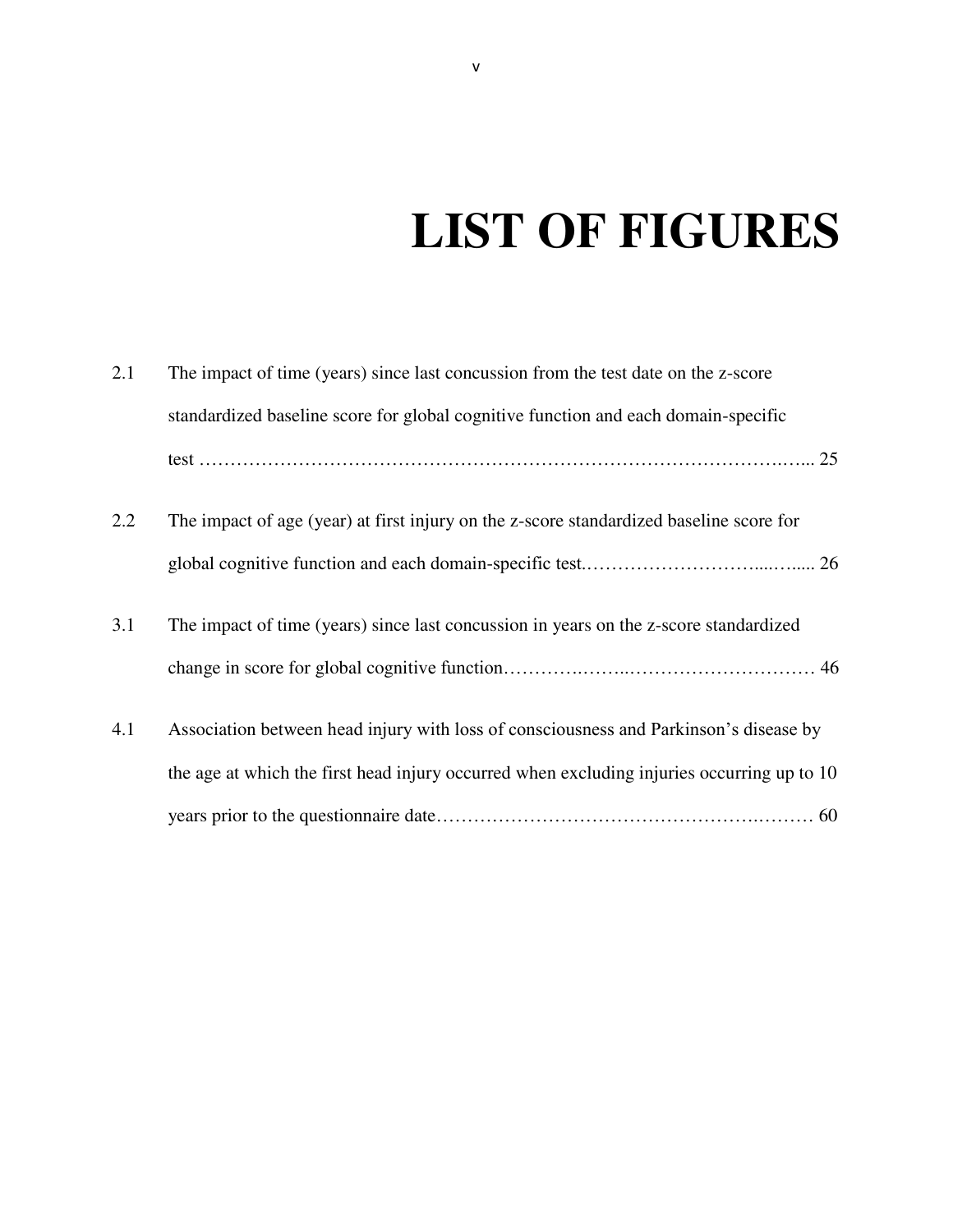# LIST OF FIGURES

2.1 The impact of time (years) since last concussion from the test date on the z-score standardized baseline score for global cognitive function and each domain-specific test ……………………………………………………………………………………... 25

2.2 The impact of age (year) at first injury on the z-score standardized baseline score for global cognitive function and each domain-specific test.…………………………...…..... 26

3.1 The impact of time (years) since last concussion in years on the z-score standardized change in score for global cognitive function…………….……..………………………… 46

4.1 Association between head injury with loss of consciousness and Parkinson's disease by the age at which the first head injury occurred when excluding injuries occurring up to 10 years prior to the questionnaire date……………………………………………….……… 60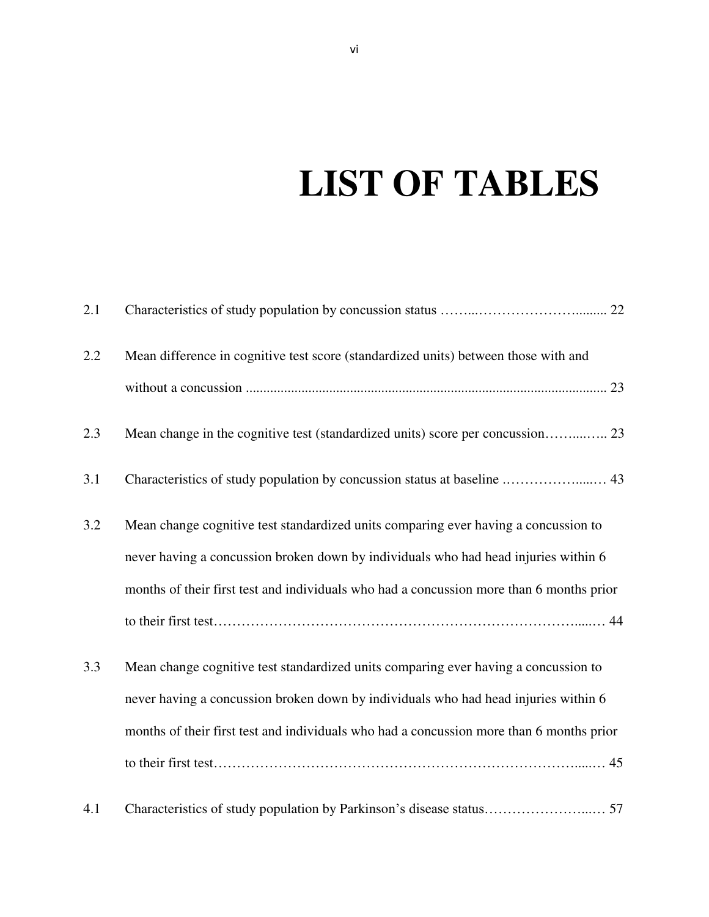# LIST OF TABLES

2.1 Characteristics of study population by concussion status ........................................ 22

2.2 Mean difference in cognitive test score (standardized units) between those with and without a concussion ........................................................................................................ 23

2.3 Mean change in the cognitive test (standardized units) score per concussion.............. 23

3.1 Characteristics of study population by concussion status at baseline ........................ 43

3.2 Mean change cognitive test standardized units comparing ever having a concussion to never having a concussion broken down by individuals who had head injuries within 6 months of their first test and individuals who had a concussion more than 6 months prior to their first test.................................................................................................... 44

3.3 Mean change cognitive test standardized units comparing ever having a concussion to never having a concussion broken down by individuals who had head injuries within 6 months of their first test and individuals who had a concussion more than 6 months prior to their first test.................................................................................................... 45

4.1 Characteristics of study population by Parkinson's disease status............................ 57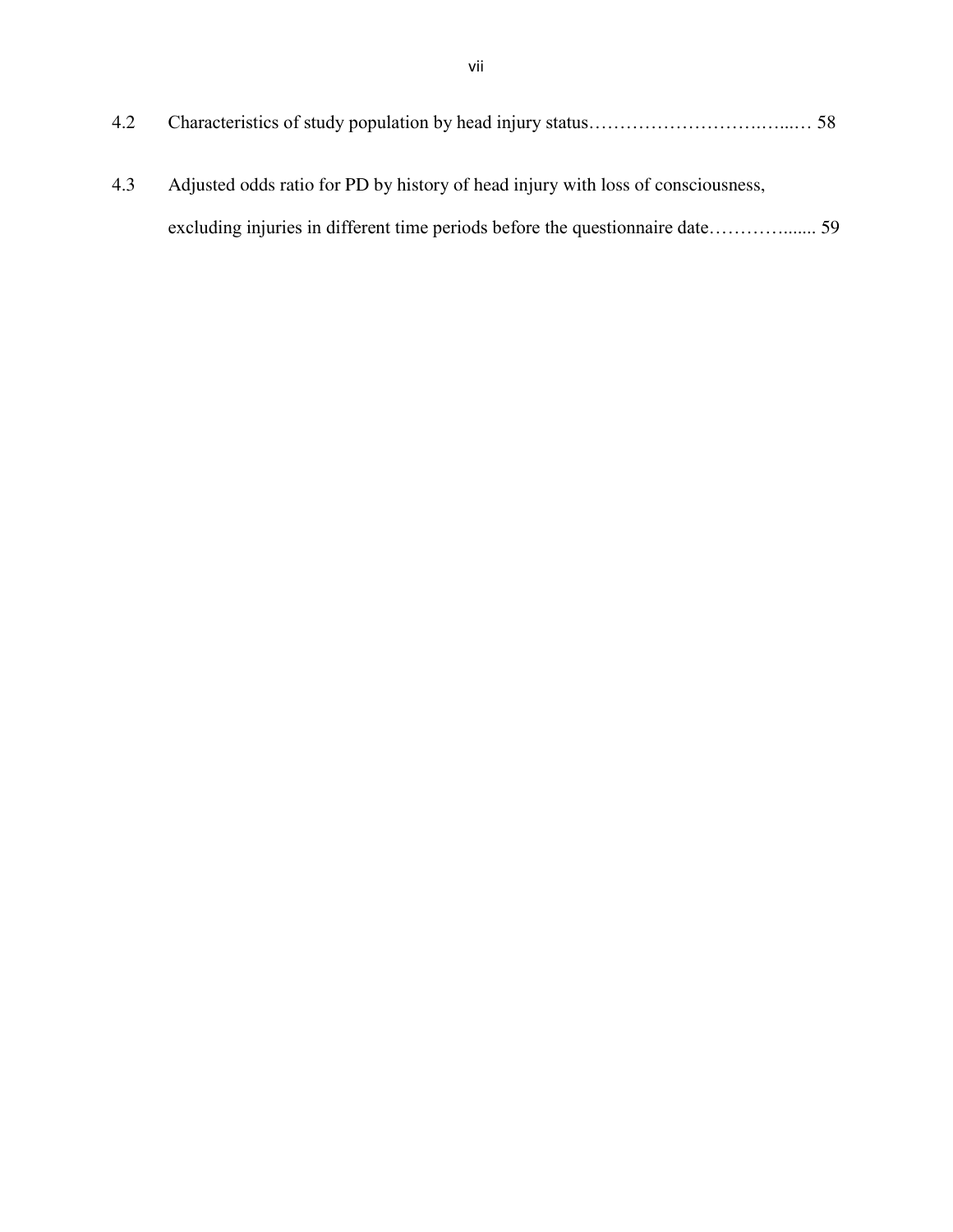4.2 Characteristics of study population by head injury status…………………………………… 58

4.3 Adjusted odds ratio for PD by history of head injury with loss of consciousness, excluding injuries in different time periods before the questionnaire date…………....... 59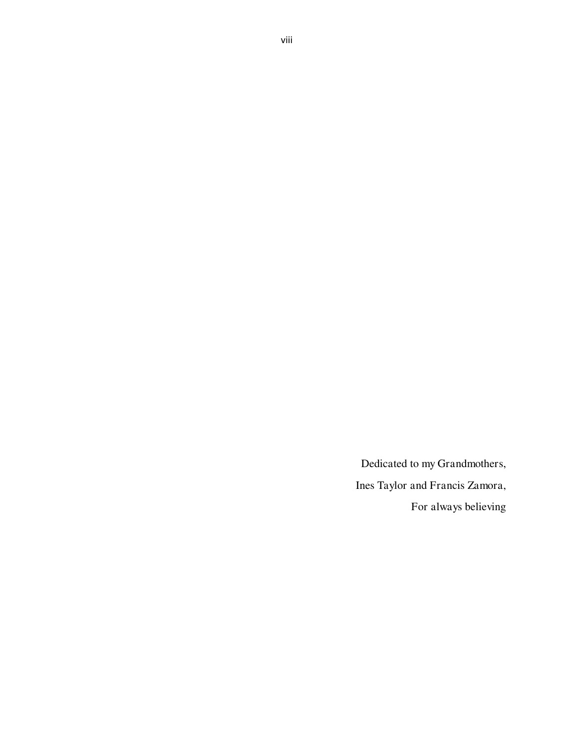Dedicated to my Grandmothers,

Ines Taylor and Francis Zamora,

For always believing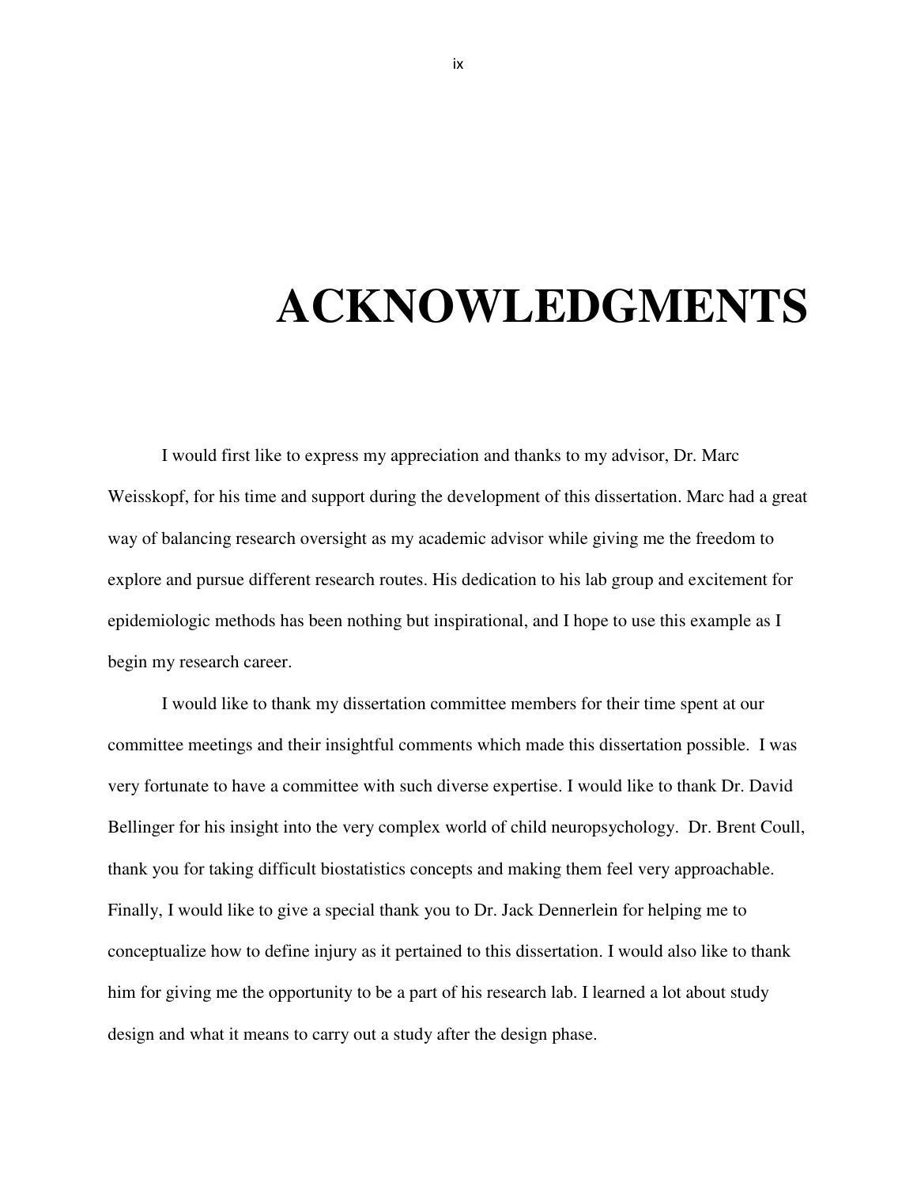# ACKNOWLEDGMENTS

I would first like to express my appreciation and thanks to my advisor, Dr. Marc Weisskopf, for his time and support during the development of this dissertation. Marc had a great way of balancing research oversight as my academic advisor while giving me the freedom to explore and pursue different research routes. His dedication to his lab group and excitement for epidemiologic methods has been nothing but inspirational, and I hope to use this example as I begin my research career.

I would like to thank my dissertation committee members for their time spent at our committee meetings and their insightful comments which made this dissertation possible. I was very fortunate to have a committee with such diverse expertise. I would like to thank Dr. David Bellinger for his insight into the very complex world of child neuropsychology. Dr. Brent Coull, thank you for taking difficult biostatistics concepts and making them feel very approachable. Finally, I would like to give a special thank you to Dr. Jack Dennerlein for helping me to conceptualize how to define injury as it pertained to this dissertation. I would also like to thank him for giving me the opportunity to be a part of his research lab. I learned a lot about study design and what it means to carry out a study after the design phase.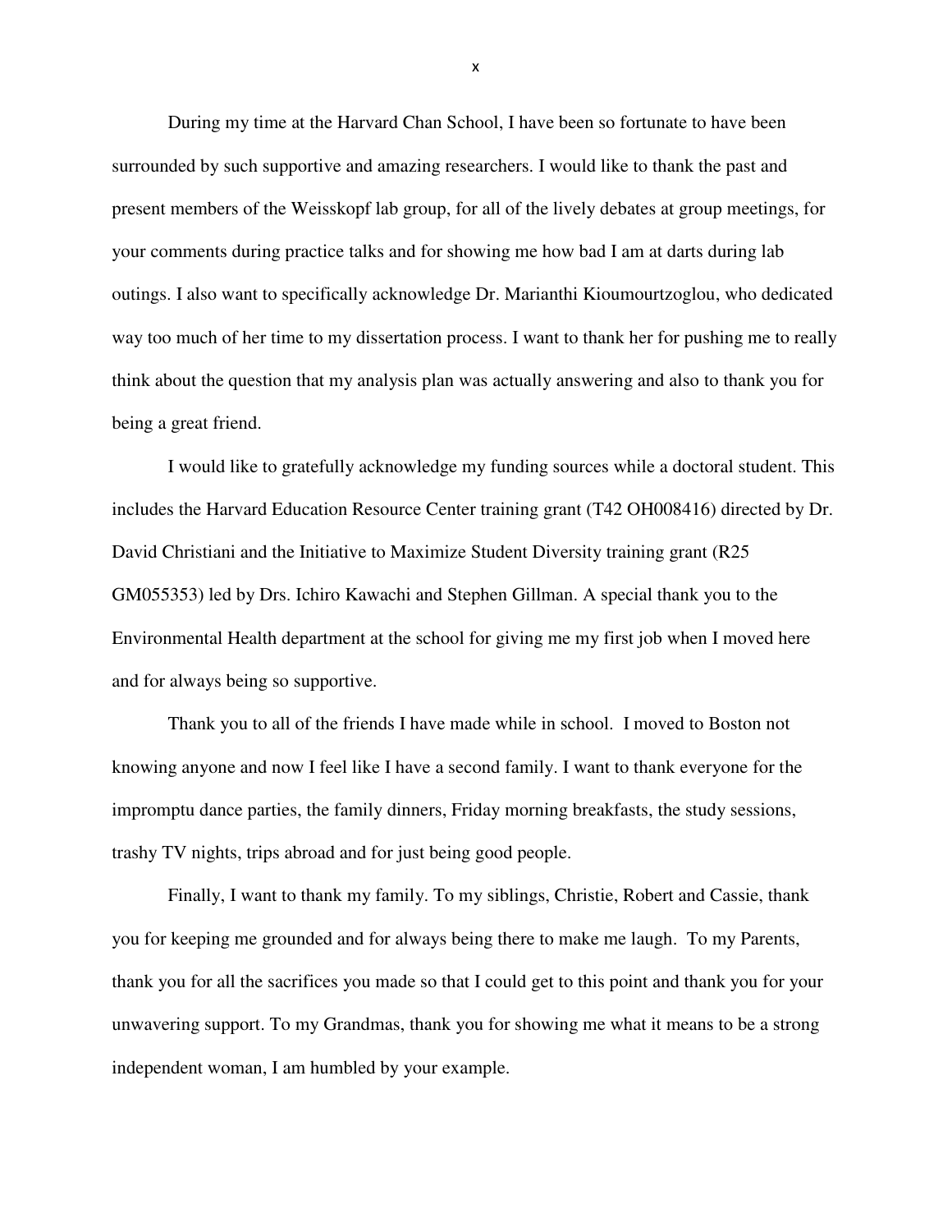During my time at the Harvard Chan School, I have been so fortunate to have been surrounded by such supportive and amazing researchers. I would like to thank the past and present members of the Weisskopf lab group, for all of the lively debates at group meetings, for your comments during practice talks and for showing me how bad I am at darts during lab outings. I also want to specifically acknowledge Dr. Marianthi Kioumourtzoglou, who dedicated way too much of her time to my dissertation process. I want to thank her for pushing me to really think about the question that my analysis plan was actually answering and also to thank you for being a great friend.

I would like to gratefully acknowledge my funding sources while a doctoral student. This includes the Harvard Education Resource Center training grant (T42 OH008416) directed by Dr. David Christiani and the Initiative to Maximize Student Diversity training grant (R25 GM055353) led by Drs. Ichiro Kawachi and Stephen Gillman. A special thank you to the Environmental Health department at the school for giving me my first job when I moved here and for always being so supportive.

Thank you to all of the friends I have made while in school. I moved to Boston not knowing anyone and now I feel like I have a second family. I want to thank everyone for the impromptu dance parties, the family dinners, Friday morning breakfasts, the study sessions, trashy TV nights, trips abroad and for just being good people.

Finally, I want to thank my family. To my siblings, Christie, Robert and Cassie, thank you for keeping me grounded and for always being there to make me laugh. To my Parents, thank you for all the sacrifices you made so that I could get to this point and thank you for your unwavering support. To my Grandmas, thank you for showing me what it means to be a strong independent woman, I am humbled by your example.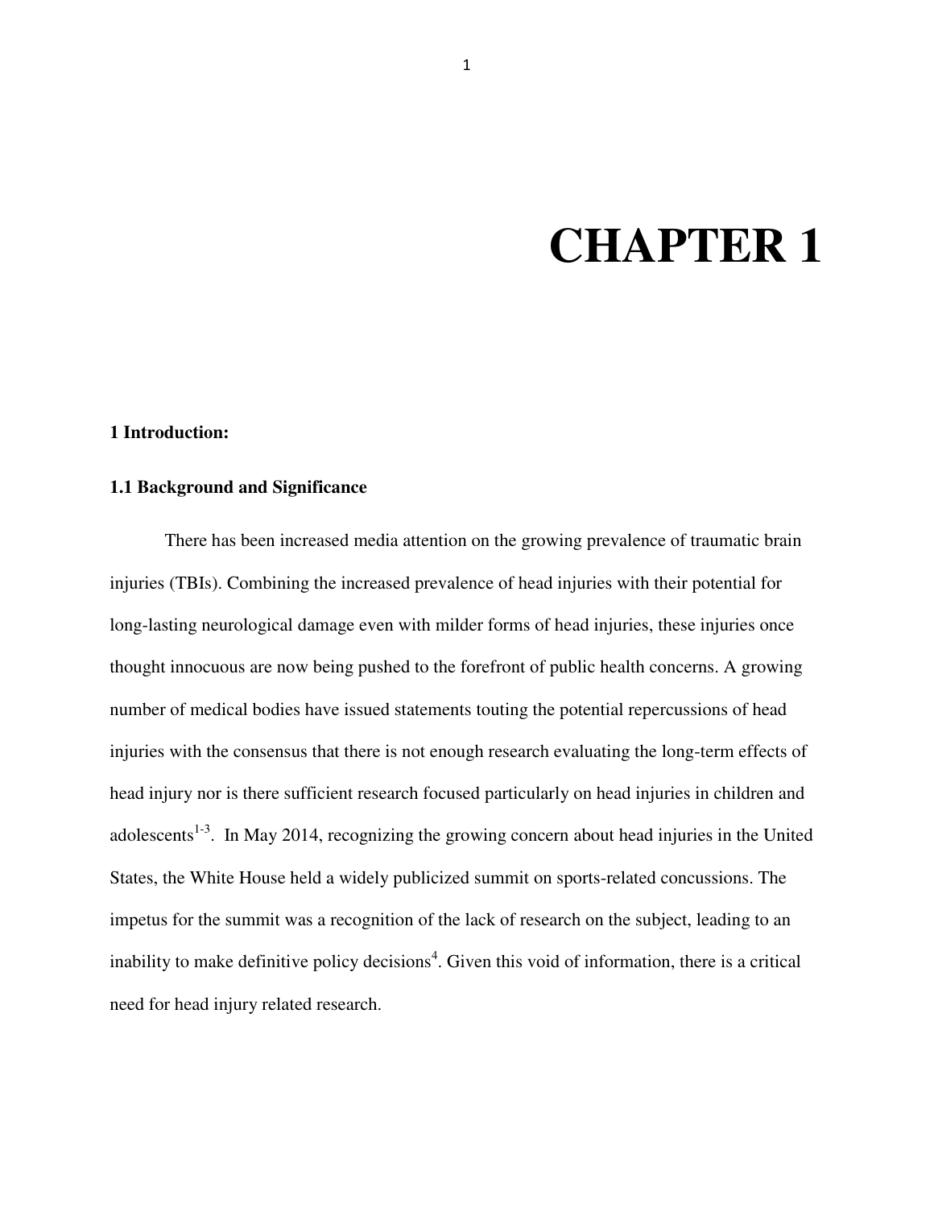# CHAPTER 1

## 1 Introduction:

### 1.1 Background and Significance

There has been increased media attention on the growing prevalence of traumatic brain injuries (TBIs). Combining the increased prevalence of head injuries with their potential for long-lasting neurological damage even with milder forms of head injuries, these injuries once thought innocuous are now being pushed to the forefront of public health concerns. A growing number of medical bodies have issued statements touting the potential repercussions of head injuries with the consensus that there is not enough research evaluating the long-term effects of head injury nor is there sufficient research focused particularly on head injuries in children and adolescents[1-3]. In May 2014, recognizing the growing concern about head injuries in the United States, the White House held a widely publicized summit on sports-related concussions. The impetus for the summit was a recognition of the lack of research on the subject, leading to an inability to make definitive policy decisions[4]. Given this void of information, there is a critical need for head injury related research.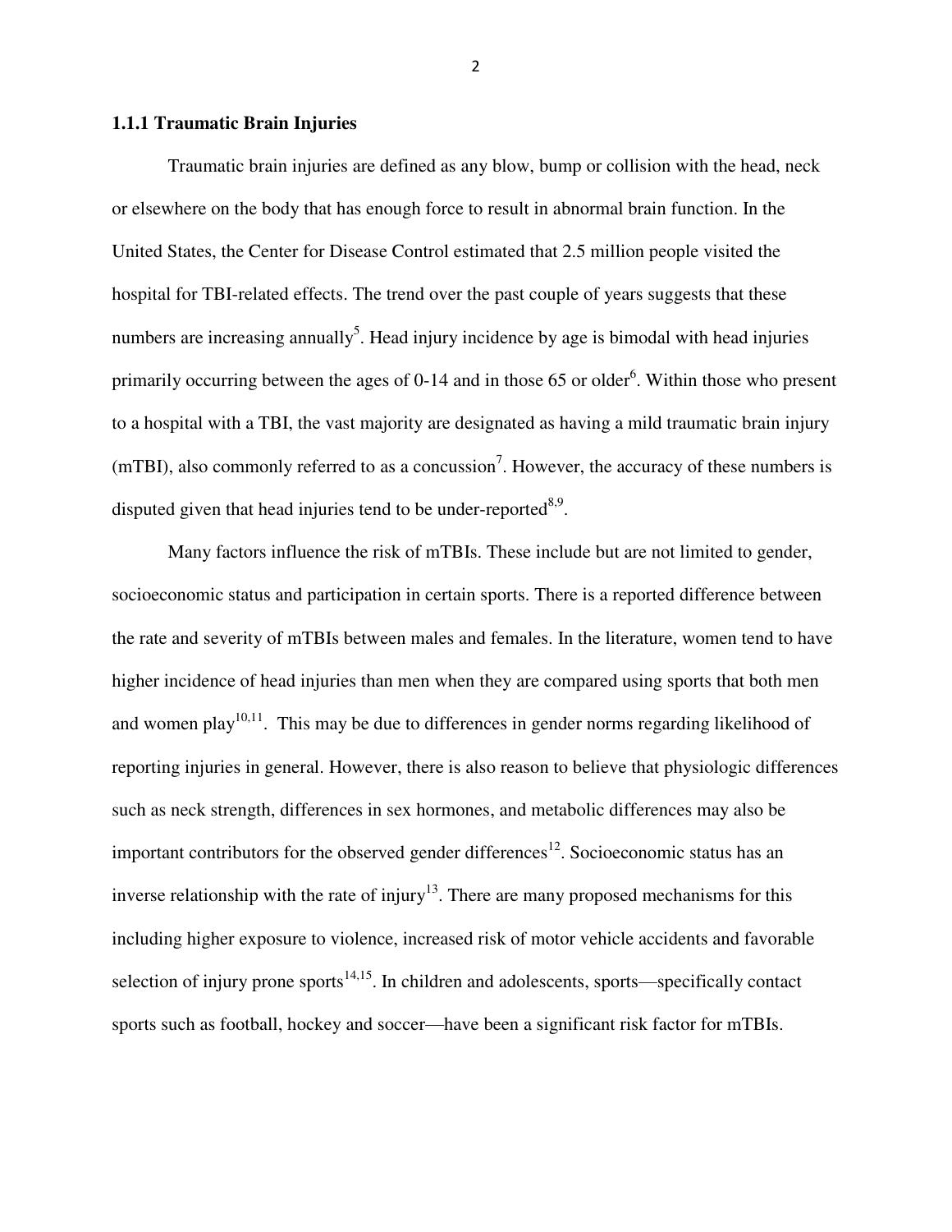### 1.1.1 Traumatic Brain Injuries

Traumatic brain injuries are defined as any blow, bump or collision with the head, neck or elsewhere on the body that has enough force to result in abnormal brain function. In the United States, the Center for Disease Control estimated that 2.5 million people visited the hospital for TBI-related effects. The trend over the past couple of years suggests that these numbers are increasing annually[5]. Head injury incidence by age is bimodal with head injuries primarily occurring between the ages of 0-14 and in those 65 or older[6]. Within those who present to a hospital with a TBI, the vast majority are designated as having a mild traumatic brain injury (mTBI), also commonly referred to as a concussion[7]. However, the accuracy of these numbers is disputed given that head injuries tend to be under-reported[8,9].

Many factors influence the risk of mTBIs. These include but are not limited to gender, socioeconomic status and participation in certain sports. There is a reported difference between the rate and severity of mTBIs between males and females. In the literature, women tend to have higher incidence of head injuries than men when they are compared using sports that both men and women play[10,11]. This may be due to differences in gender norms regarding likelihood of reporting injuries in general. However, there is also reason to believe that physiologic differences such as neck strength, differences in sex hormones, and metabolic differences may also be important contributors for the observed gender differences[12]. Socioeconomic status has an inverse relationship with the rate of injury[13]. There are many proposed mechanisms for this including higher exposure to violence, increased risk of motor vehicle accidents and favorable selection of injury prone sports[14,15]. In children and adolescents, sports—specifically contact sports such as football, hockey and soccer—have been a significant risk factor for mTBIs.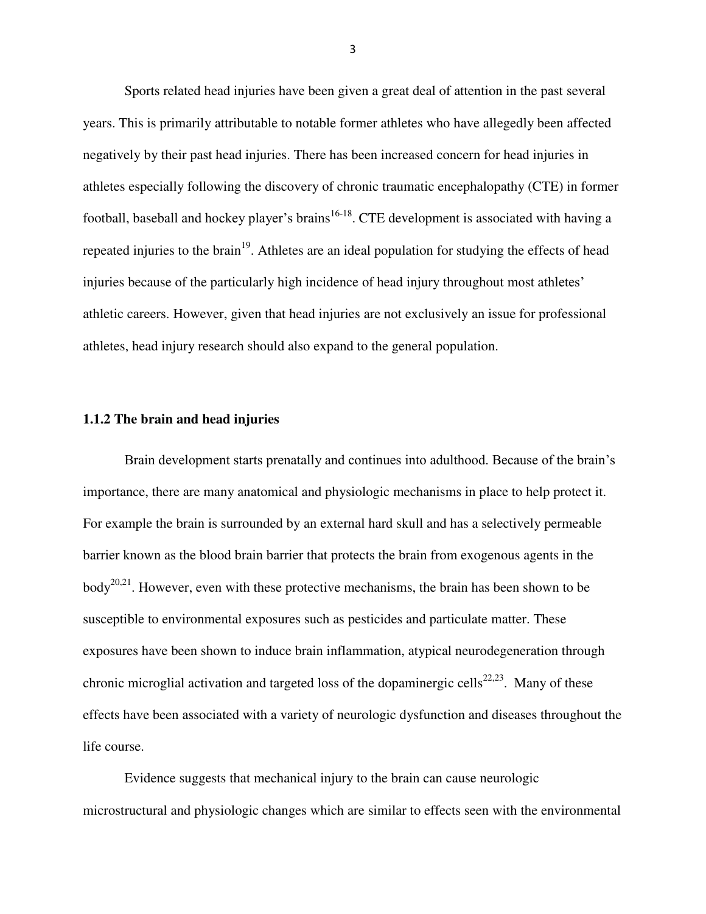Sports related head injuries have been given a great deal of attention in the past several years. This is primarily attributable to notable former athletes who have allegedly been affected negatively by their past head injuries. There has been increased concern for head injuries in athletes especially following the discovery of chronic traumatic encephalopathy (CTE) in former football, baseball and hockey player's brains[16-18]. CTE development is associated with having a repeated injuries to the brain[19]. Athletes are an ideal population for studying the effects of head injuries because of the particularly high incidence of head injury throughout most athletes' athletic careers. However, given that head injuries are not exclusively an issue for professional athletes, head injury research should also expand to the general population.

### 1.1.2 The brain and head injuries

Brain development starts prenatally and continues into adulthood. Because of the brain's importance, there are many anatomical and physiologic mechanisms in place to help protect it. For example the brain is surrounded by an external hard skull and has a selectively permeable barrier known as the blood brain barrier that protects the brain from exogenous agents in the body[20,21]. However, even with these protective mechanisms, the brain has been shown to be susceptible to environmental exposures such as pesticides and particulate matter. These exposures have been shown to induce brain inflammation, atypical neurodegeneration through chronic microglial activation and targeted loss of the dopaminergic cells[22,23]. Many of these effects have been associated with a variety of neurologic dysfunction and diseases throughout the life course.

Evidence suggests that mechanical injury to the brain can cause neurologic microstructural and physiologic changes which are similar to effects seen with the environmental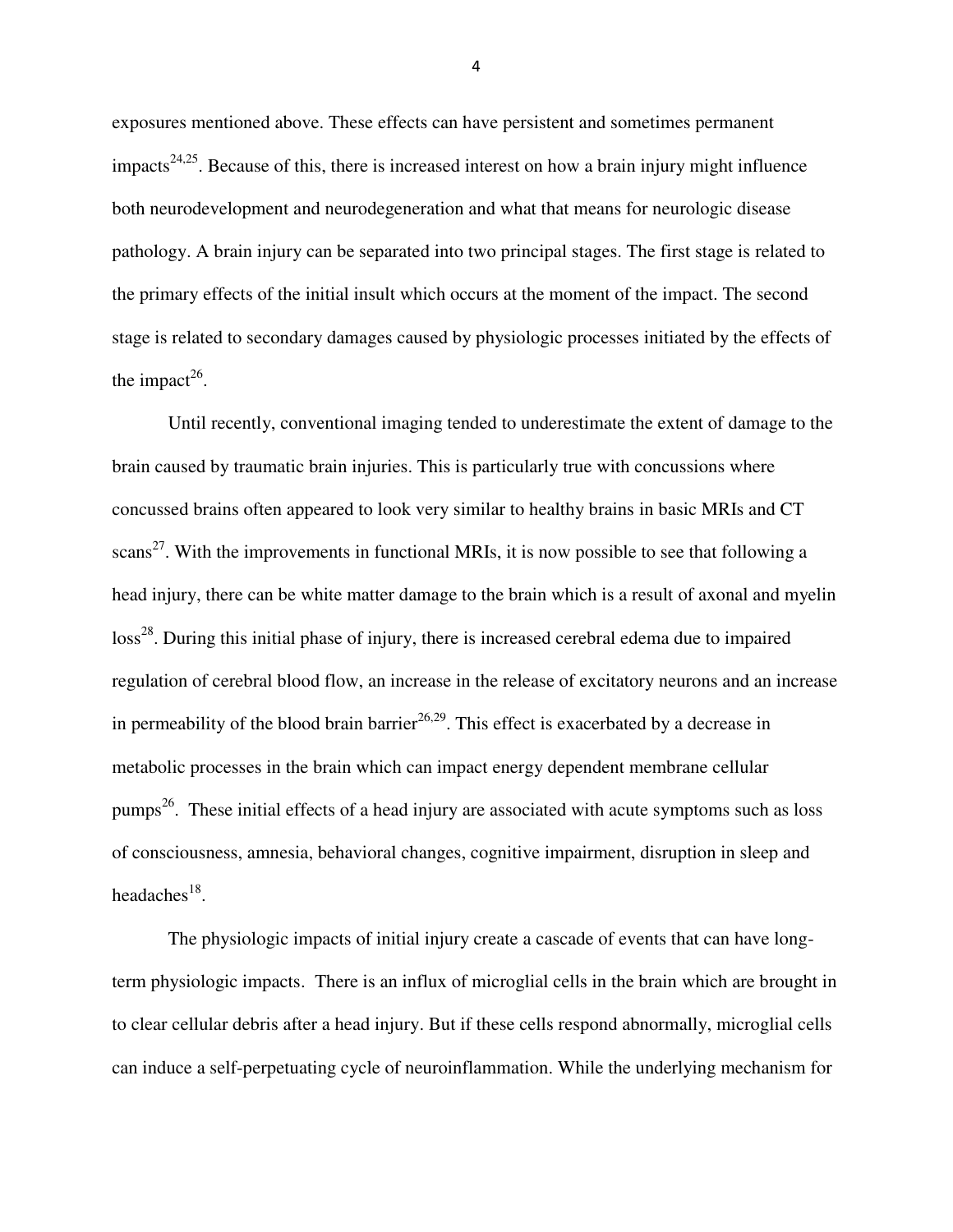exposures mentioned above. These effects can have persistent and sometimes permanent impacts[24,25]. Because of this, there is increased interest on how a brain injury might influence both neurodevelopment and neurodegeneration and what that means for neurologic disease pathology. A brain injury can be separated into two principal stages. The first stage is related to the primary effects of the initial insult which occurs at the moment of the impact. The second stage is related to secondary damages caused by physiologic processes initiated by the effects of the impact[26].

Until recently, conventional imaging tended to underestimate the extent of damage to the brain caused by traumatic brain injuries. This is particularly true with concussions where concussed brains often appeared to look very similar to healthy brains in basic MRIs and CT scans[27]. With the improvements in functional MRIs, it is now possible to see that following a head injury, there can be white matter damage to the brain which is a result of axonal and myelin loss[28]. During this initial phase of injury, there is increased cerebral edema due to impaired regulation of cerebral blood flow, an increase in the release of excitatory neurons and an increase in permeability of the blood brain barrier[26,29]. This effect is exacerbated by a decrease in metabolic processes in the brain which can impact energy dependent membrane cellular pumps[26]. These initial effects of a head injury are associated with acute symptoms such as loss of consciousness, amnesia, behavioral changes, cognitive impairment, disruption in sleep and headaches[18].

The physiologic impacts of initial injury create a cascade of events that can have long-term physiologic impacts. There is an influx of microglial cells in the brain which are brought in to clear cellular debris after a head injury. But if these cells respond abnormally, microglial cells can induce a self-perpetuating cycle of neuroinflammation. While the underlying mechanism for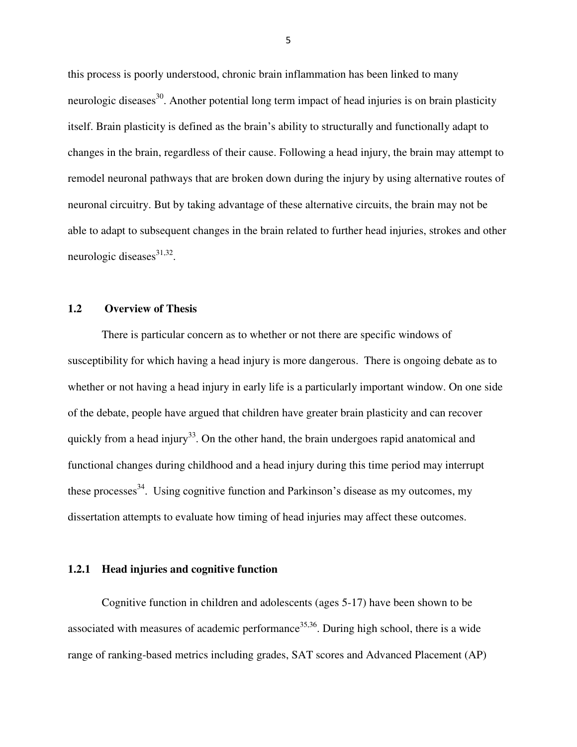this process is poorly understood, chronic brain inflammation has been linked to many neurologic diseases[30]. Another potential long term impact of head injuries is on brain plasticity itself. Brain plasticity is defined as the brain's ability to structurally and functionally adapt to changes in the brain, regardless of their cause. Following a head injury, the brain may attempt to remodel neuronal pathways that are broken down during the injury by using alternative routes of neuronal circuitry. But by taking advantage of these alternative circuits, the brain may not be able to adapt to subsequent changes in the brain related to further head injuries, strokes and other neurologic diseases[31,32].

## 1.2 Overview of Thesis

There is particular concern as to whether or not there are specific windows of susceptibility for which having a head injury is more dangerous. There is ongoing debate as to whether or not having a head injury in early life is a particularly important window. On one side of the debate, people have argued that children have greater brain plasticity and can recover quickly from a head injury[33]. On the other hand, the brain undergoes rapid anatomical and functional changes during childhood and a head injury during this time period may interrupt these processes[34]. Using cognitive function and Parkinson's disease as my outcomes, my dissertation attempts to evaluate how timing of head injuries may affect these outcomes.

### 1.2.1 Head injuries and cognitive function

Cognitive function in children and adolescents (ages 5-17) have been shown to be associated with measures of academic performance[35,36]. During high school, there is a wide range of ranking-based metrics including grades, SAT scores and Advanced Placement (AP)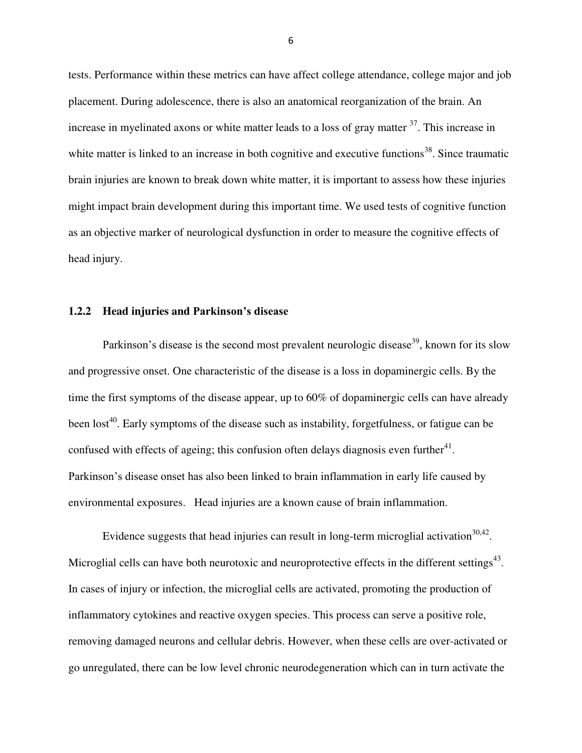tests. Performance within these metrics can have affect college attendance, college major and job placement. During adolescence, there is also an anatomical reorganization of the brain. An increase in myelinated axons or white matter leads to a loss of gray matter [37]. This increase in white matter is linked to an increase in both cognitive and executive functions[38]. Since traumatic brain injuries are known to break down white matter, it is important to assess how these injuries might impact brain development during this important time. We used tests of cognitive function as an objective marker of neurological dysfunction in order to measure the cognitive effects of head injury.

### 1.2.2 Head injuries and Parkinson's disease

Parkinson's disease is the second most prevalent neurologic disease[39], known for its slow and progressive onset. One characteristic of the disease is a loss in dopaminergic cells. By the time the first symptoms of the disease appear, up to 60% of dopaminergic cells can have already been lost[40]. Early symptoms of the disease such as instability, forgetfulness, or fatigue can be confused with effects of ageing; this confusion often delays diagnosis even further[41]. Parkinson's disease onset has also been linked to brain inflammation in early life caused by environmental exposures. Head injuries are a known cause of brain inflammation.

Evidence suggests that head injuries can result in long-term microglial activation[30,42]. Microglial cells can have both neurotoxic and neuroprotective effects in the different settings[43]. In cases of injury or infection, the microglial cells are activated, promoting the production of inflammatory cytokines and reactive oxygen species. This process can serve a positive role, removing damaged neurons and cellular debris. However, when these cells are over-activated or go unregulated, there can be low level chronic neurodegeneration which can in turn activate the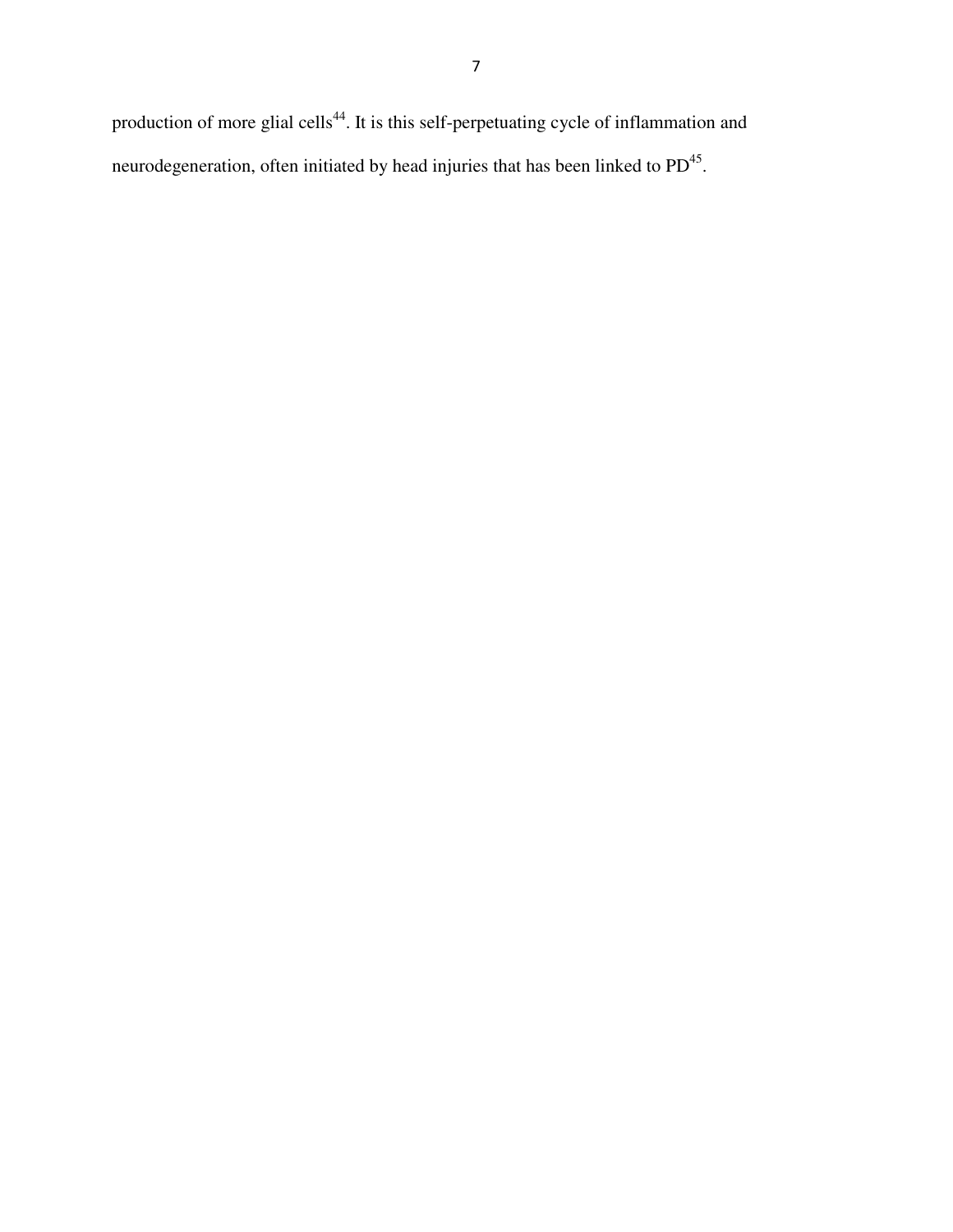production of more glial cells[44]. It is this self-perpetuating cycle of inflammation and neurodegeneration, often initiated by head injuries that has been linked to PD[45].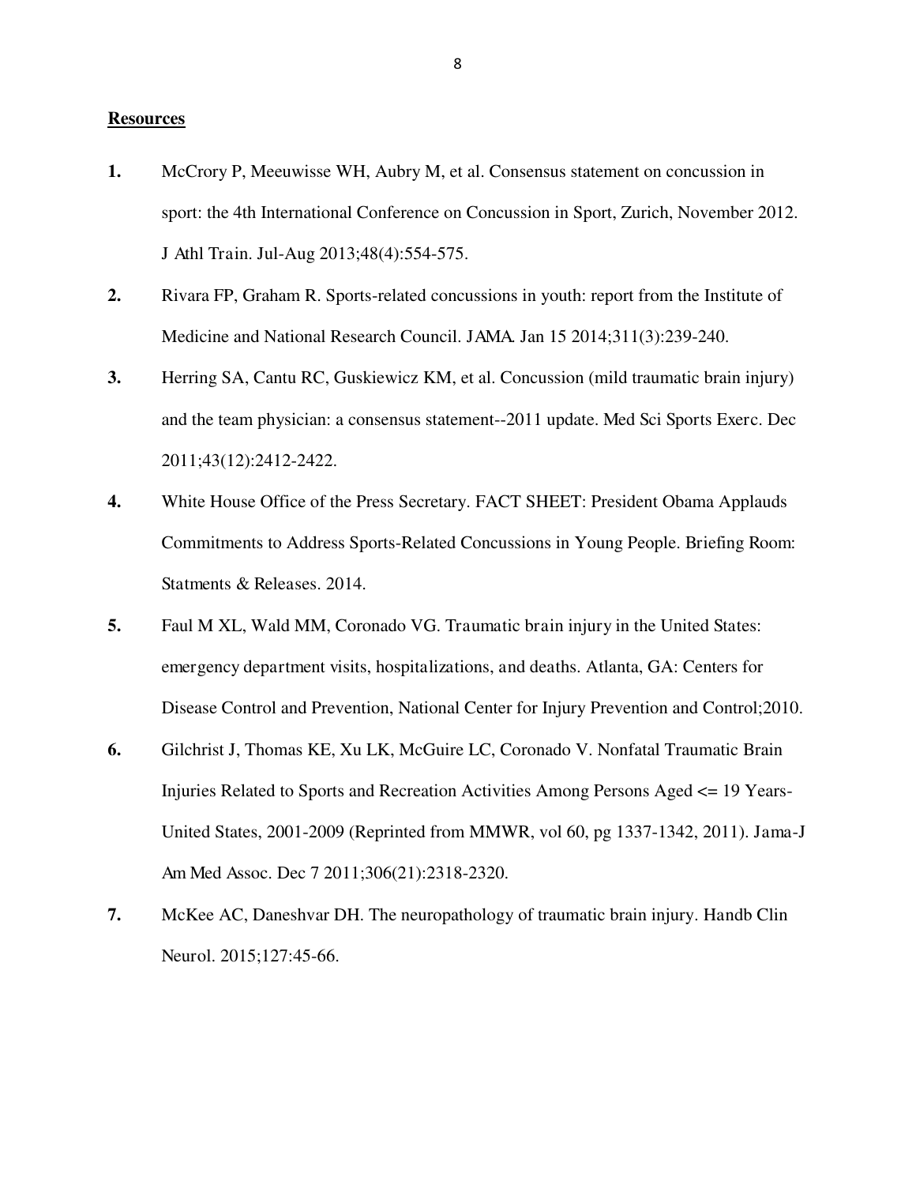**Resources**

1. McCrory P, Meeuwisse WH, Aubry M, et al. Consensus statement on concussion in sport: the 4th International Conference on Concussion in Sport, Zurich, November 2012. J Athl Train. Jul-Aug 2013;48(4):554-575.
2. Rivara FP, Graham R. Sports-related concussions in youth: report from the Institute of Medicine and National Research Council. JAMA. Jan 15 2014;311(3):239-240.
3. Herring SA, Cantu RC, Guskiewicz KM, et al. Concussion (mild traumatic brain injury) and the team physician: a consensus statement--2011 update. Med Sci Sports Exerc. Dec 2011;43(12):2412-2422.
4. White House Office of the Press Secretary. FACT SHEET: President Obama Applauds Commitments to Address Sports-Related Concussions in Young People. Briefing Room: Statments & Releases. 2014.
5. Faul M XL, Wald MM, Coronado VG. Traumatic brain injury in the United States: emergency department visits, hospitalizations, and deaths. Atlanta, GA: Centers for Disease Control and Prevention, National Center for Injury Prevention and Control;2010.
6. Gilchrist J, Thomas KE, Xu LK, McGuire LC, Coronado V. Nonfatal Traumatic Brain Injuries Related to Sports and Recreation Activities Among Persons Aged <= 19 Years-United States, 2001-2009 (Reprinted from MMWR, vol 60, pg 1337-1342, 2011). Jama-J Am Med Assoc. Dec 7 2011;306(21):2318-2320.
7. McKee AC, Daneshvar DH. The neuropathology of traumatic brain injury. Handb Clin Neurol. 2015;127:45-66.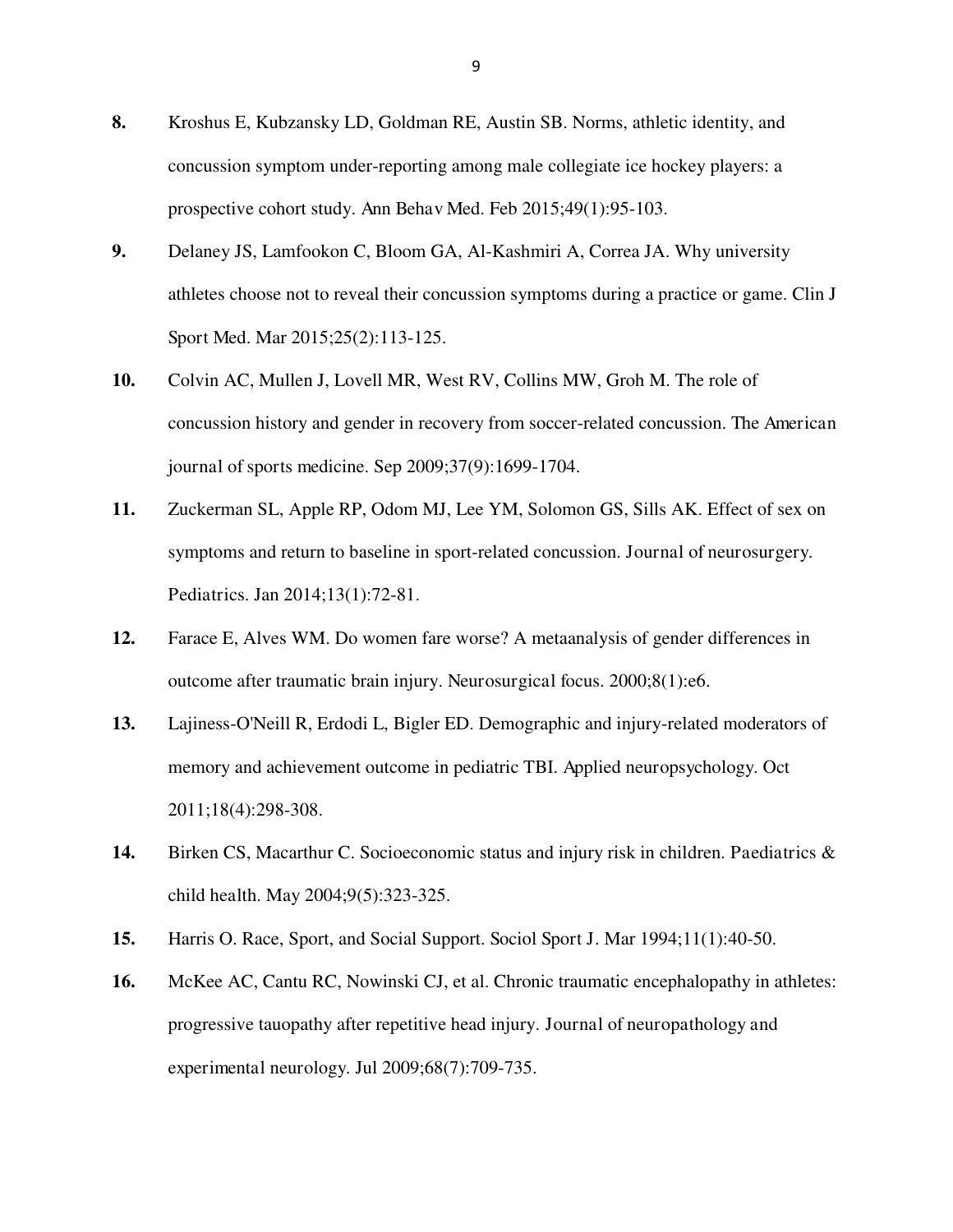**8.** Kroshus E, Kubzansky LD, Goldman RE, Austin SB. Norms, athletic identity, and concussion symptom under-reporting among male collegiate ice hockey players: a prospective cohort study. Ann Behav Med. Feb 2015;49(1):95-103.

**9.** Delaney JS, Lamfookon C, Bloom GA, Al-Kashmiri A, Correa JA. Why university athletes choose not to reveal their concussion symptoms during a practice or game. Clin J Sport Med. Mar 2015;25(2):113-125.

**10.** Colvin AC, Mullen J, Lovell MR, West RV, Collins MW, Groh M. The role of concussion history and gender in recovery from soccer-related concussion. The American journal of sports medicine. Sep 2009;37(9):1699-1704.

**11.** Zuckerman SL, Apple RP, Odom MJ, Lee YM, Solomon GS, Sills AK. Effect of sex on symptoms and return to baseline in sport-related concussion. Journal of neurosurgery. Pediatrics. Jan 2014;13(1):72-81.

**12.** Farace E, Alves WM. Do women fare worse? A metaanalysis of gender differences in outcome after traumatic brain injury. Neurosurgical focus. 2000;8(1):e6.

**13.** Lajiness-O'Neill R, Erdodi L, Bigler ED. Demographic and injury-related moderators of memory and achievement outcome in pediatric TBI. Applied neuropsychology. Oct 2011;18(4):298-308.

**14.** Birken CS, Macarthur C. Socioeconomic status and injury risk in children. Paediatrics & child health. May 2004;9(5):323-325.

**15.** Harris O. Race, Sport, and Social Support. Sociol Sport J. Mar 1994;11(1):40-50.

**16.** McKee AC, Cantu RC, Nowinski CJ, et al. Chronic traumatic encephalopathy in athletes: progressive tauopathy after repetitive head injury. Journal of neuropathology and experimental neurology. Jul 2009;68(7):709-735.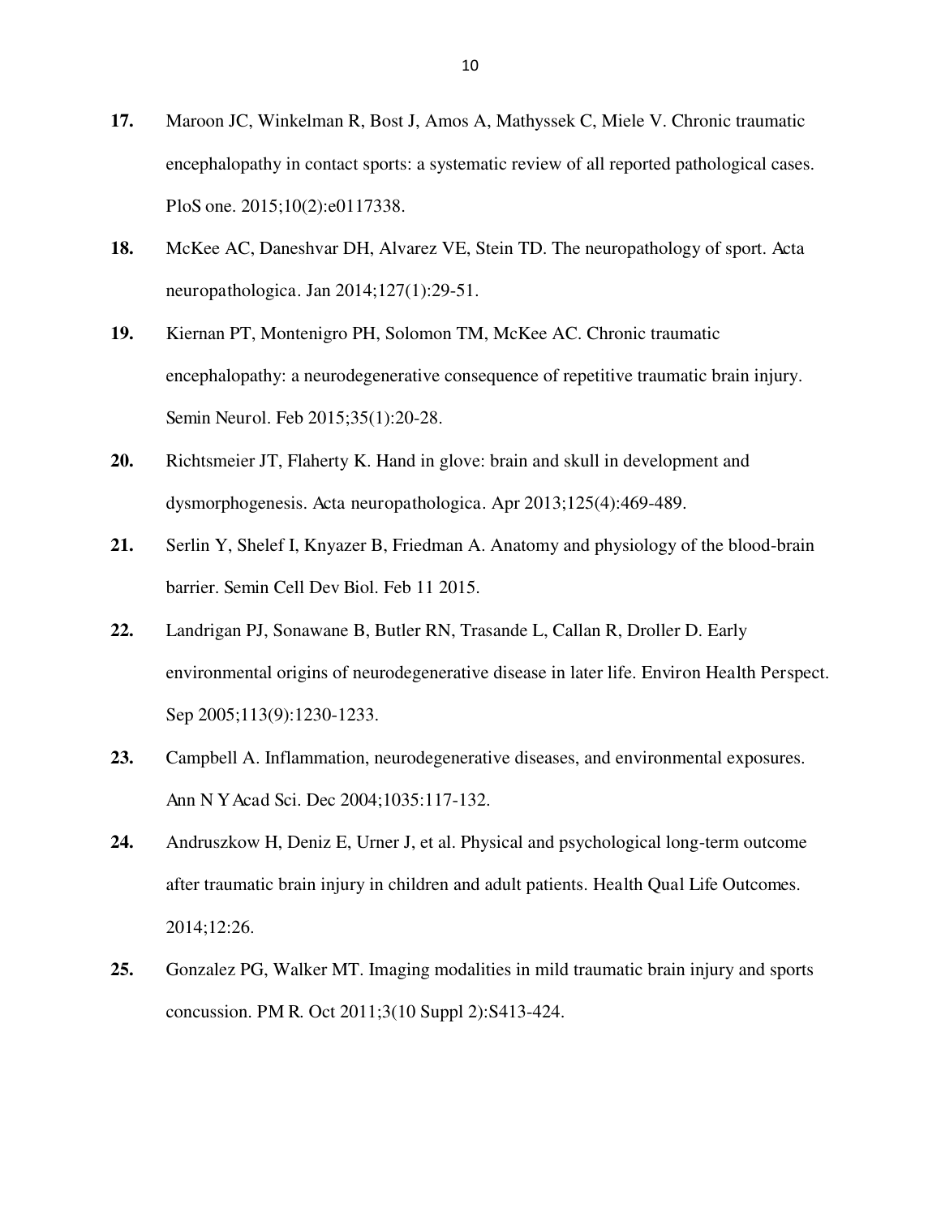17. Maroon JC, Winkelman R, Bost J, Amos A, Mathyssek C, Miele V. Chronic traumatic encephalopathy in contact sports: a systematic review of all reported pathological cases. PloS one. 2015;10(2):e0117338.

18. McKee AC, Daneshvar DH, Alvarez VE, Stein TD. The neuropathology of sport. Acta neuropathologica. Jan 2014;127(1):29-51.

19. Kiernan PT, Montenigro PH, Solomon TM, McKee AC. Chronic traumatic encephalopathy: a neurodegenerative consequence of repetitive traumatic brain injury. Semin Neurol. Feb 2015;35(1):20-28.

20. Richtsmeier JT, Flaherty K. Hand in glove: brain and skull in development and dysmorphogenesis. Acta neuropathologica. Apr 2013;125(4):469-489.

21. Serlin Y, Shelef I, Knyazer B, Friedman A. Anatomy and physiology of the blood-brain barrier. Semin Cell Dev Biol. Feb 11 2015.

22. Landrigan PJ, Sonawane B, Butler RN, Trasande L, Callan R, Droller D. Early environmental origins of neurodegenerative disease in later life. Environ Health Perspect. Sep 2005;113(9):1230-1233.

23. Campbell A. Inflammation, neurodegenerative diseases, and environmental exposures. Ann N Y Acad Sci. Dec 2004;1035:117-132.

24. Andruszkow H, Deniz E, Urner J, et al. Physical and psychological long-term outcome after traumatic brain injury in children and adult patients. Health Qual Life Outcomes. 2014;12:26.

25. Gonzalez PG, Walker MT. Imaging modalities in mild traumatic brain injury and sports concussion. PM R. Oct 2011;3(10 Suppl 2):S413-424.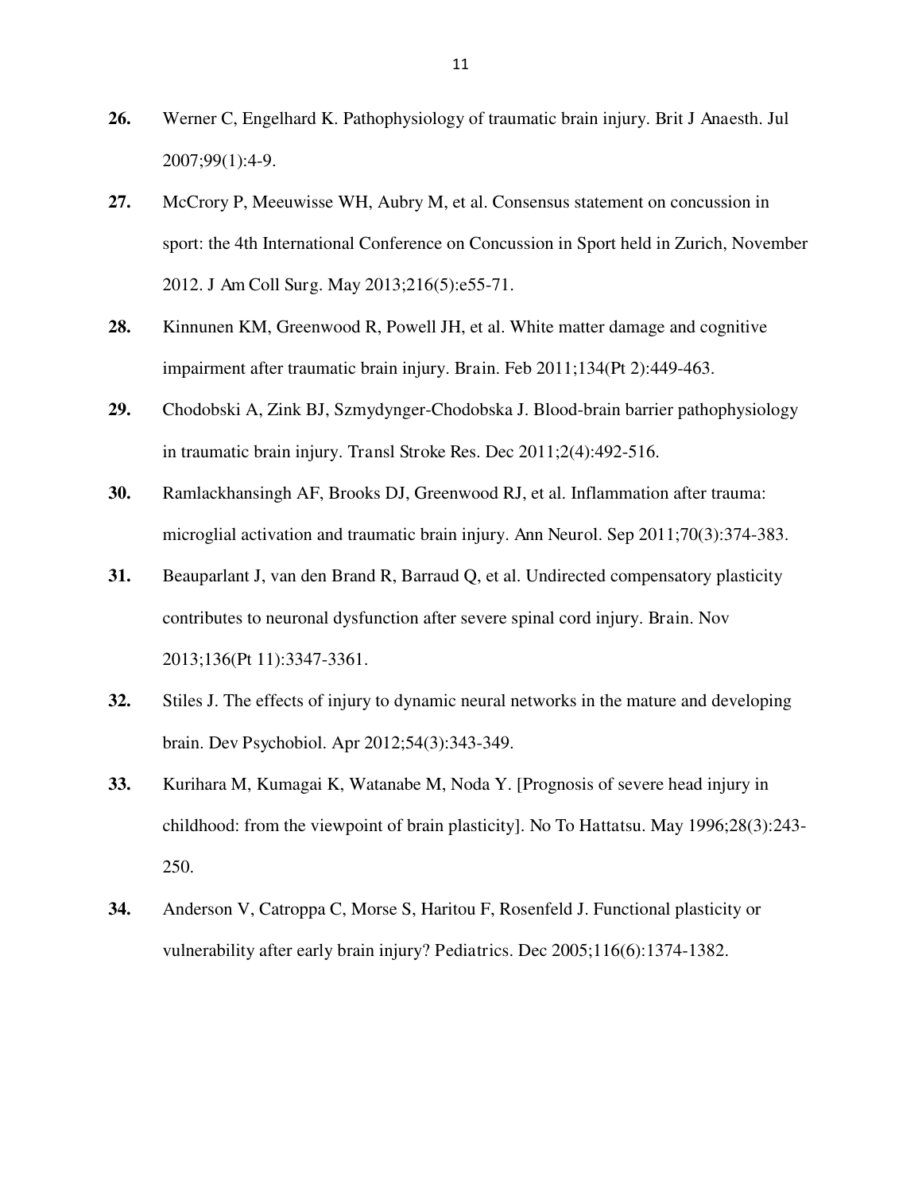26. Werner C, Engelhard K. Pathophysiology of traumatic brain injury. Brit J Anaesth. Jul 2007;99(1):4-9.

27. McCrory P, Meeuwisse WH, Aubry M, et al. Consensus statement on concussion in sport: the 4th International Conference on Concussion in Sport held in Zurich, November 2012. J Am Coll Surg. May 2013;216(5):e55-71.

28. Kinnunen KM, Greenwood R, Powell JH, et al. White matter damage and cognitive impairment after traumatic brain injury. Brain. Feb 2011;134(Pt 2):449-463.

29. Chodobski A, Zink BJ, Szmydynger-Chodobska J. Blood-brain barrier pathophysiology in traumatic brain injury. Transl Stroke Res. Dec 2011;2(4):492-516.

30. Ramlackhansingh AF, Brooks DJ, Greenwood RJ, et al. Inflammation after trauma: microglial activation and traumatic brain injury. Ann Neurol. Sep 2011;70(3):374-383.

31. Beauparlant J, van den Brand R, Barraud Q, et al. Undirected compensatory plasticity contributes to neuronal dysfunction after severe spinal cord injury. Brain. Nov 2013;136(Pt 11):3347-3361.

32. Stiles J. The effects of injury to dynamic neural networks in the mature and developing brain. Dev Psychobiol. Apr 2012;54(3):343-349.

33. Kurihara M, Kumagai K, Watanabe M, Noda Y. [Prognosis of severe head injury in childhood: from the viewpoint of brain plasticity]. No To Hattatsu. May 1996;28(3):243-250.

34. Anderson V, Catroppa C, Morse S, Haritou F, Rosenfeld J. Functional plasticity or vulnerability after early brain injury? Pediatrics. Dec 2005;116(6):1374-1382.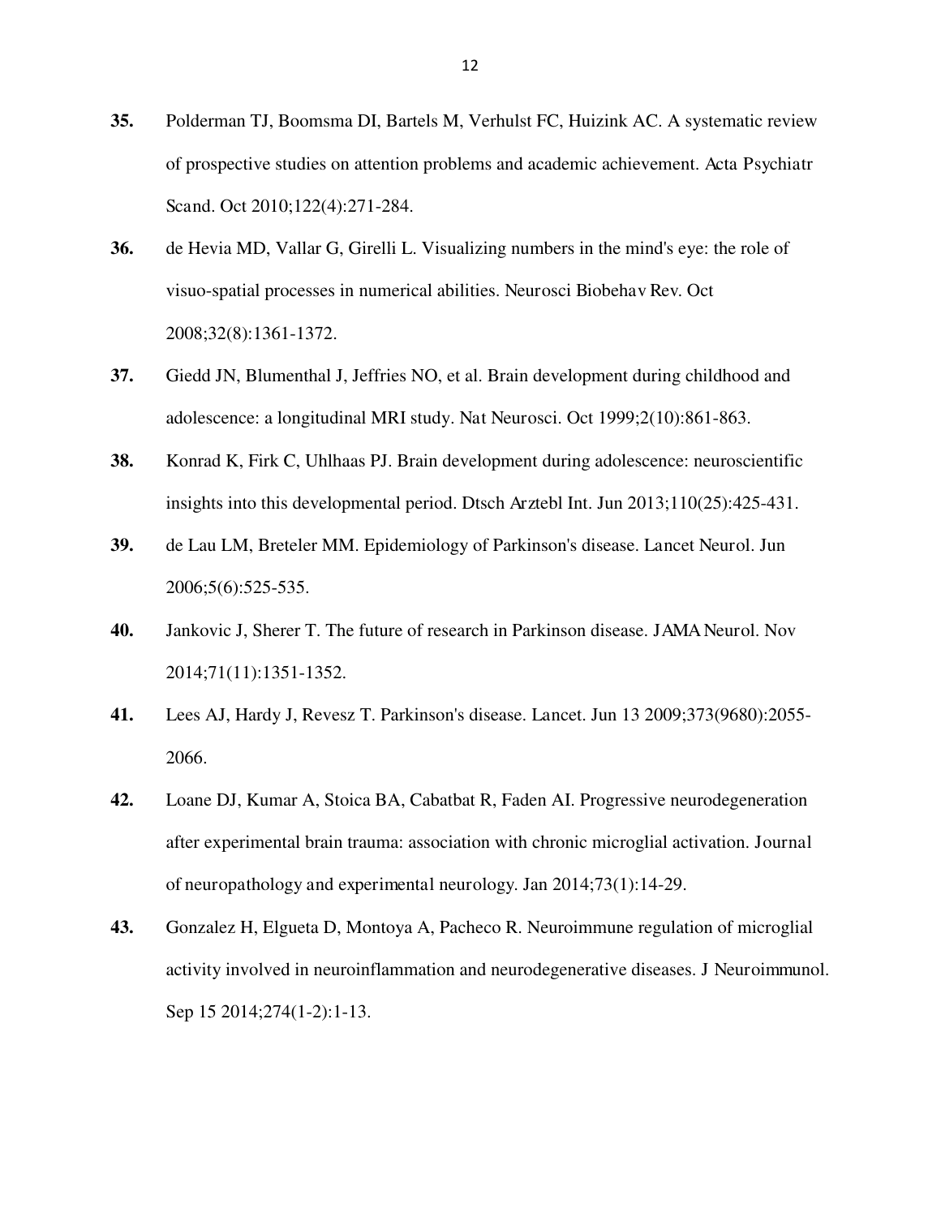**35.** Polderman TJ, Boomsma DI, Bartels M, Verhulst FC, Huizink AC. A systematic review of prospective studies on attention problems and academic achievement. Acta Psychiatr Scand. Oct 2010;122(4):271-284.

**36.** de Hevia MD, Vallar G, Girelli L. Visualizing numbers in the mind's eye: the role of visuo-spatial processes in numerical abilities. Neurosci Biobehav Rev. Oct 2008;32(8):1361-1372.

**37.** Giedd JN, Blumenthal J, Jeffries NO, et al. Brain development during childhood and adolescence: a longitudinal MRI study. Nat Neurosci. Oct 1999;2(10):861-863.

**38.** Konrad K, Firk C, Uhlhaas PJ. Brain development during adolescence: neuroscientific insights into this developmental period. Dtsch Arztebl Int. Jun 2013;110(25):425-431.

**39.** de Lau LM, Breteler MM. Epidemiology of Parkinson's disease. Lancet Neurol. Jun 2006;5(6):525-535.

**40.** Jankovic J, Sherer T. The future of research in Parkinson disease. JAMA Neurol. Nov 2014;71(11):1351-1352.

**41.** Lees AJ, Hardy J, Revesz T. Parkinson's disease. Lancet. Jun 13 2009;373(9680):2055-2066.

**42.** Loane DJ, Kumar A, Stoica BA, Cabatbat R, Faden AI. Progressive neurodegeneration after experimental brain trauma: association with chronic microglial activation. Journal of neuropathology and experimental neurology. Jan 2014;73(1):14-29.

**43.** Gonzalez H, Elgueta D, Montoya A, Pacheco R. Neuroimmune regulation of microglial activity involved in neuroinflammation and neurodegenerative diseases. J Neuroimmunol. Sep 15 2014;274(1-2):1-13.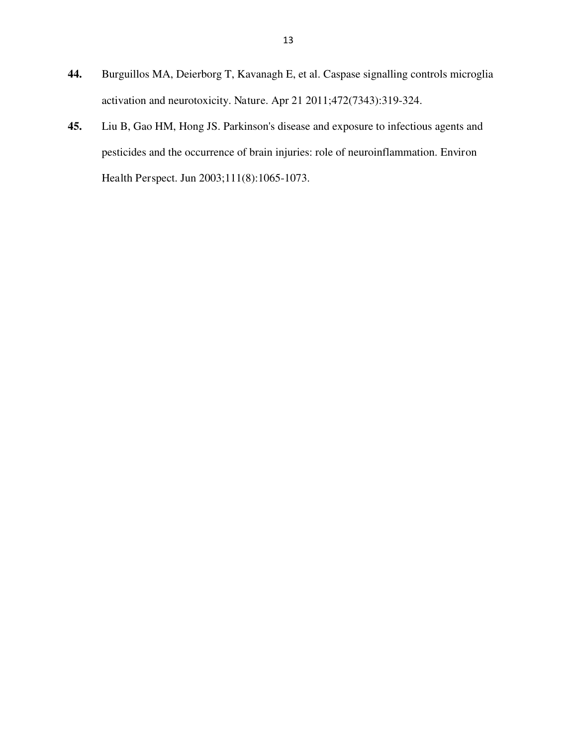**44.** Burguillos MA, Deierborg T, Kavanagh E, et al. Caspase signalling controls microglia activation and neurotoxicity. Nature. Apr 21 2011;472(7343):319-324.

**45.** Liu B, Gao HM, Hong JS. Parkinson's disease and exposure to infectious agents and pesticides and the occurrence of brain injuries: role of neuroinflammation. Environ Health Perspect. Jun 2003;111(8):1065-1073.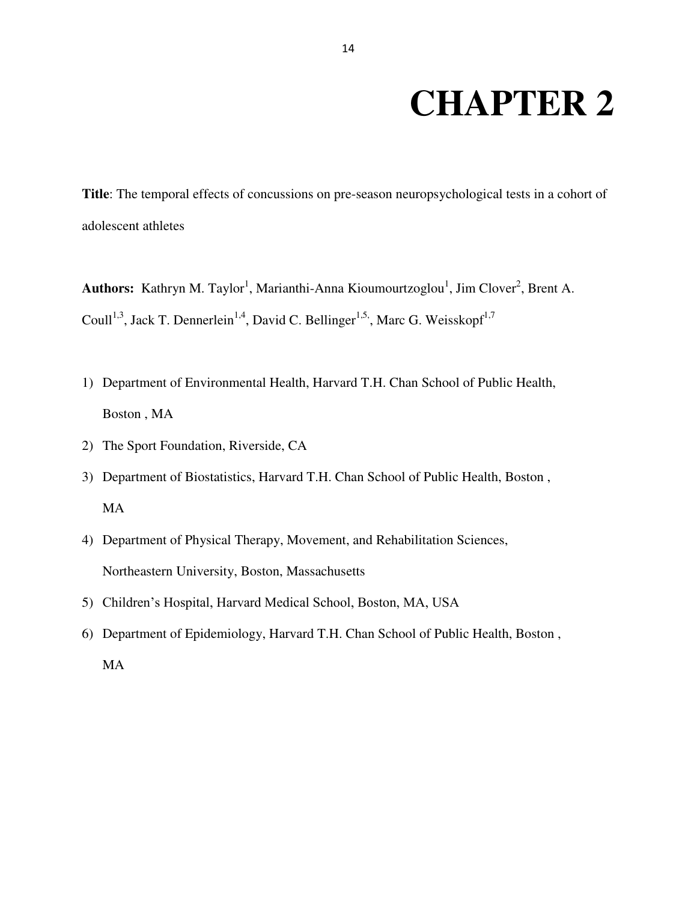# CHAPTER 2

**Title**: The temporal effects of concussions on pre-season neuropsychological tests in a cohort of adolescent athletes

**Authors:** Kathryn M. Taylor[1], Marianthi-Anna Kioumourtzoglou[1], Jim Clover[2], Brent A. Coull[1,3], Jack T. Dennerlein[1,4], David C. Bellinger[1,5,], Marc G. Weisskopf[1,7]

1) Department of Environmental Health, Harvard T.H. Chan School of Public Health, Boston , MA
2) The Sport Foundation, Riverside, CA
3) Department of Biostatistics, Harvard T.H. Chan School of Public Health, Boston , MA
4) Department of Physical Therapy, Movement, and Rehabilitation Sciences, Northeastern University, Boston, Massachusetts
5) Children's Hospital, Harvard Medical School, Boston, MA, USA
6) Department of Epidemiology, Harvard T.H. Chan School of Public Health, Boston , MA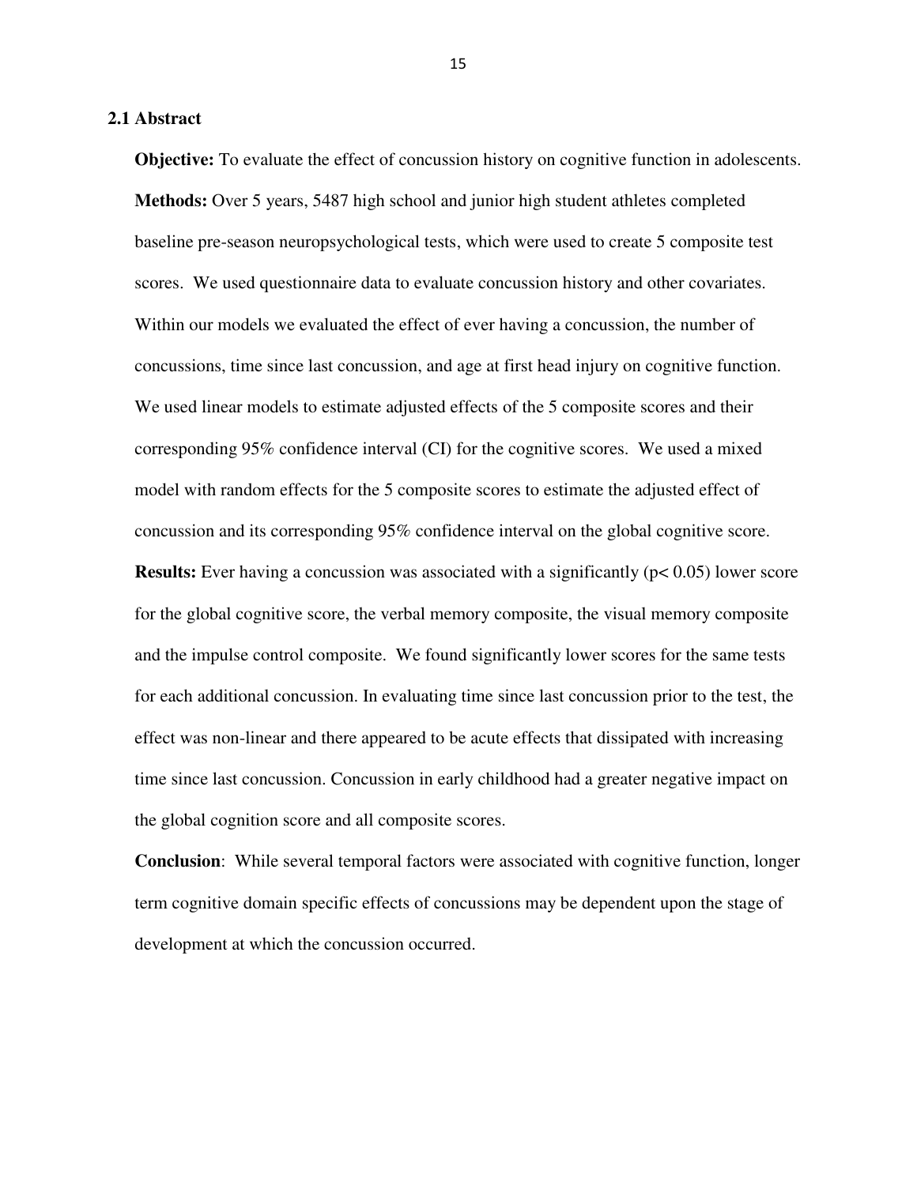## 2.1 Abstract

**Objective:** To evaluate the effect of concussion history on cognitive function in adolescents.

**Methods:** Over 5 years, 5487 high school and junior high student athletes completed baseline pre-season neuropsychological tests, which were used to create 5 composite test scores. We used questionnaire data to evaluate concussion history and other covariates. Within our models we evaluated the effect of ever having a concussion, the number of concussions, time since last concussion, and age at first head injury on cognitive function. We used linear models to estimate adjusted effects of the 5 composite scores and their corresponding 95% confidence interval (CI) for the cognitive scores. We used a mixed model with random effects for the 5 composite scores to estimate the adjusted effect of concussion and its corresponding 95% confidence interval on the global cognitive score.

**Results:** Ever having a concussion was associated with a significantly ($p < 0.05$) lower score for the global cognitive score, the verbal memory composite, the visual memory composite and the impulse control composite. We found significantly lower scores for the same tests for each additional concussion. In evaluating time since last concussion prior to the test, the effect was non-linear and there appeared to be acute effects that dissipated with increasing time since last concussion. Concussion in early childhood had a greater negative impact on the global cognition score and all composite scores.

**Conclusion**: While several temporal factors were associated with cognitive function, longer term cognitive domain specific effects of concussions may be dependent upon the stage of development at which the concussion occurred.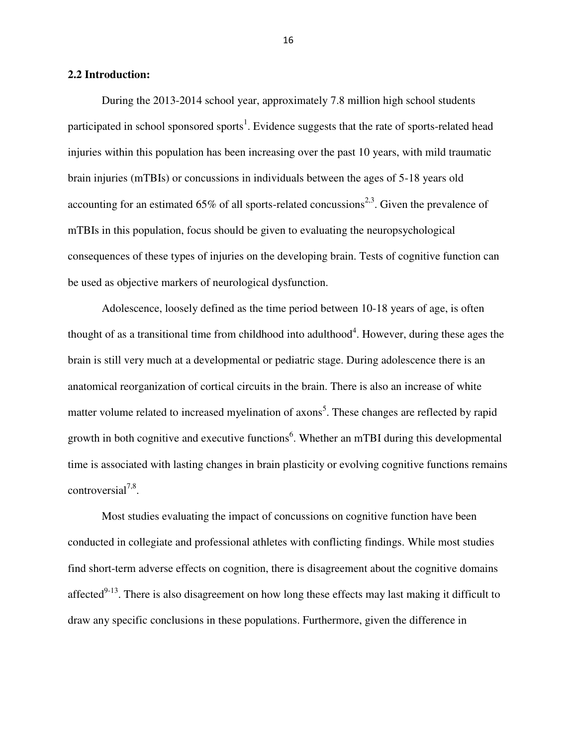## 2.2 Introduction:

During the 2013-2014 school year, approximately 7.8 million high school students participated in school sponsored sports[1]. Evidence suggests that the rate of sports-related head injuries within this population has been increasing over the past 10 years, with mild traumatic brain injuries (mTBIs) or concussions in individuals between the ages of 5-18 years old accounting for an estimated 65% of all sports-related concussions[2,3]. Given the prevalence of mTBIs in this population, focus should be given to evaluating the neuropsychological consequences of these types of injuries on the developing brain. Tests of cognitive function can be used as objective markers of neurological dysfunction.

Adolescence, loosely defined as the time period between 10-18 years of age, is often thought of as a transitional time from childhood into adulthood[4]. However, during these ages the brain is still very much at a developmental or pediatric stage. During adolescence there is an anatomical reorganization of cortical circuits in the brain. There is also an increase of white matter volume related to increased myelination of axons[5]. These changes are reflected by rapid growth in both cognitive and executive functions[6]. Whether an mTBI during this developmental time is associated with lasting changes in brain plasticity or evolving cognitive functions remains controversial[7,8].

Most studies evaluating the impact of concussions on cognitive function have been conducted in collegiate and professional athletes with conflicting findings. While most studies find short-term adverse effects on cognition, there is disagreement about the cognitive domains affected[9-13]. There is also disagreement on how long these effects may last making it difficult to draw any specific conclusions in these populations. Furthermore, given the difference in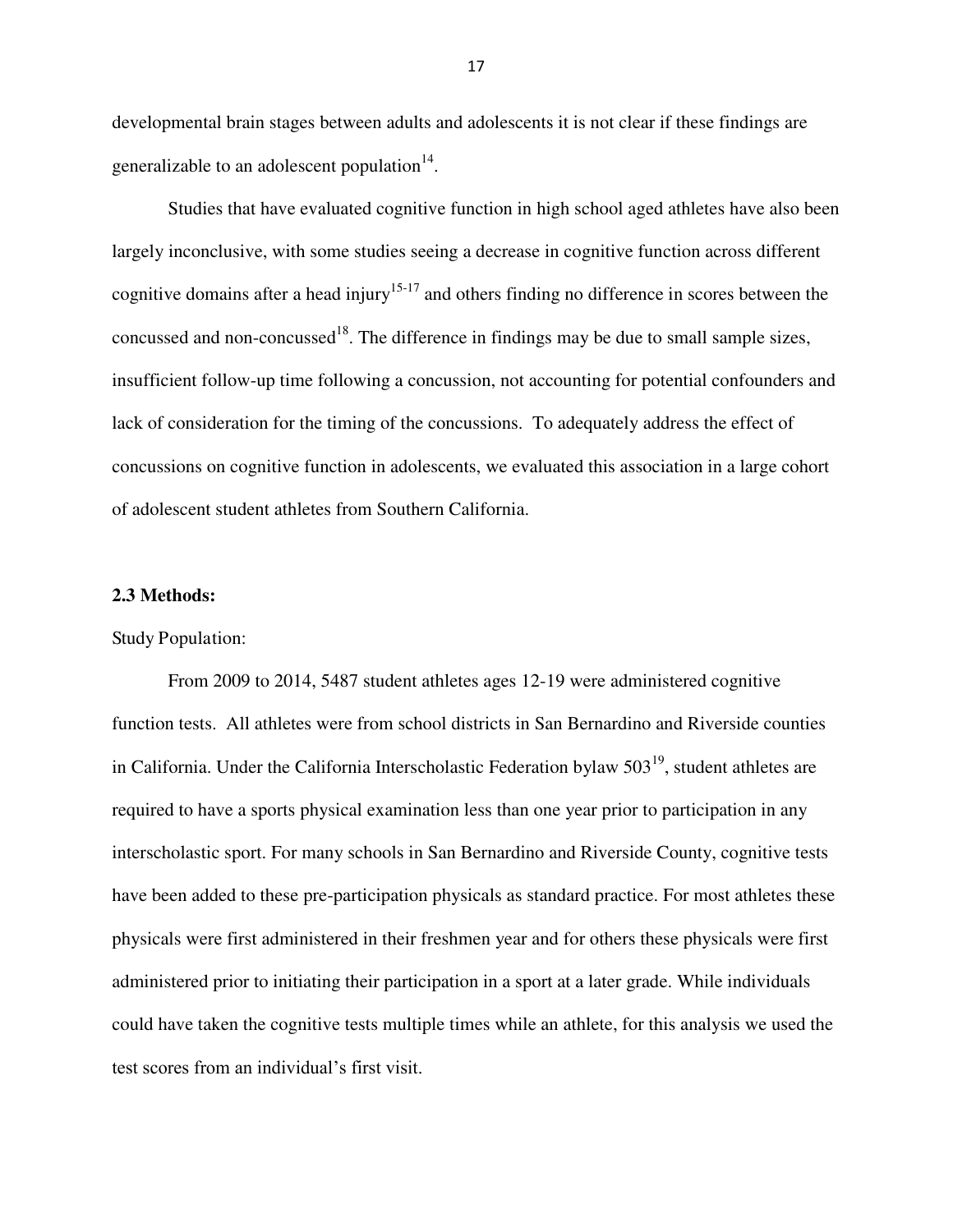developmental brain stages between adults and adolescents it is not clear if these findings are generalizable to an adolescent population[14].

Studies that have evaluated cognitive function in high school aged athletes have also been largely inconclusive, with some studies seeing a decrease in cognitive function across different cognitive domains after a head injury[15-17] and others finding no difference in scores between the concussed and non-concussed[18]. The difference in findings may be due to small sample sizes, insufficient follow-up time following a concussion, not accounting for potential confounders and lack of consideration for the timing of the concussions. To adequately address the effect of concussions on cognitive function in adolescents, we evaluated this association in a large cohort of adolescent student athletes from Southern California.

**2.3 Methods:**

Study Population:

From 2009 to 2014, 5487 student athletes ages 12-19 were administered cognitive function tests. All athletes were from school districts in San Bernardino and Riverside counties in California. Under the California Interscholastic Federation bylaw 503[19], student athletes are required to have a sports physical examination less than one year prior to participation in any interscholastic sport. For many schools in San Bernardino and Riverside County, cognitive tests have been added to these pre-participation physicals as standard practice. For most athletes these physicals were first administered in their freshmen year and for others these physicals were first administered prior to initiating their participation in a sport at a later grade. While individuals could have taken the cognitive tests multiple times while an athlete, for this analysis we used the test scores from an individual's first visit.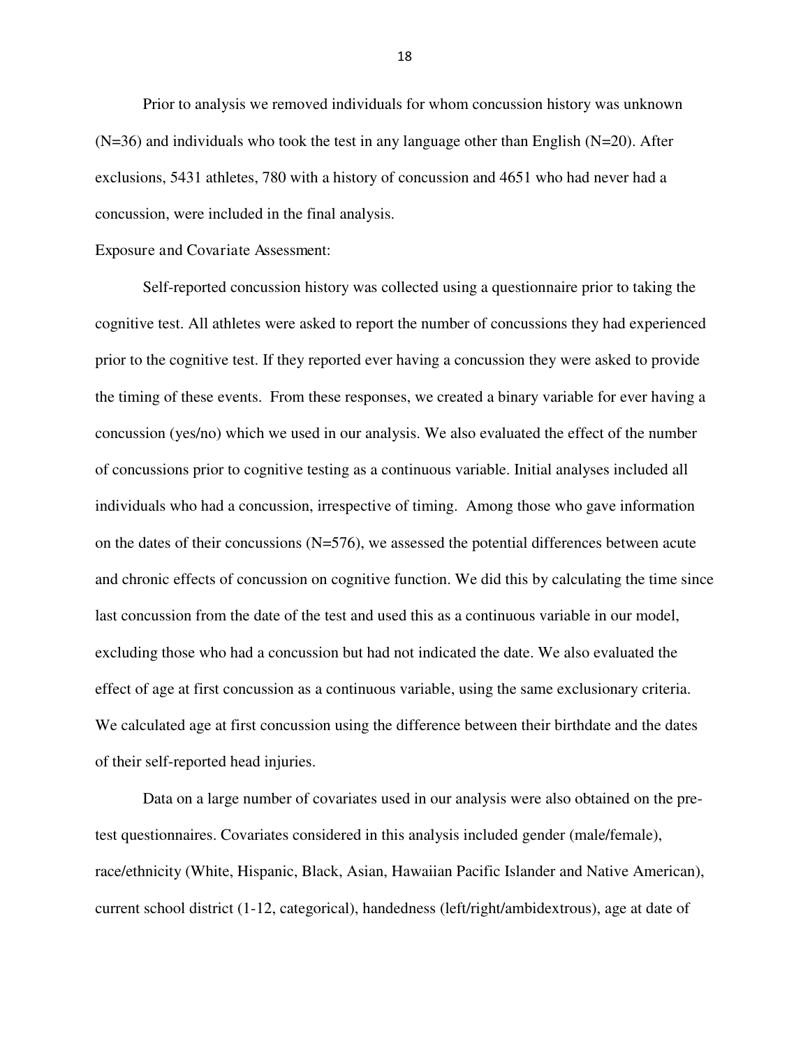Prior to analysis we removed individuals for whom concussion history was unknown (N=36) and individuals who took the test in any language other than English (N=20). After exclusions, 5431 athletes, 780 with a history of concussion and 4651 who had never had a concussion, were included in the final analysis.

Exposure and Covariate Assessment:

Self-reported concussion history was collected using a questionnaire prior to taking the cognitive test. All athletes were asked to report the number of concussions they had experienced prior to the cognitive test. If they reported ever having a concussion they were asked to provide the timing of these events. From these responses, we created a binary variable for ever having a concussion (yes/no) which we used in our analysis. We also evaluated the effect of the number of concussions prior to cognitive testing as a continuous variable. Initial analyses included all individuals who had a concussion, irrespective of timing. Among those who gave information on the dates of their concussions (N=576), we assessed the potential differences between acute and chronic effects of concussion on cognitive function. We did this by calculating the time since last concussion from the date of the test and used this as a continuous variable in our model, excluding those who had a concussion but had not indicated the date. We also evaluated the effect of age at first concussion as a continuous variable, using the same exclusionary criteria. We calculated age at first concussion using the difference between their birthdate and the dates of their self-reported head injuries.

Data on a large number of covariates used in our analysis were also obtained on the pre-test questionnaires. Covariates considered in this analysis included gender (male/female), race/ethnicity (White, Hispanic, Black, Asian, Hawaiian Pacific Islander and Native American), current school district (1-12, categorical), handedness (left/right/ambidextrous), age at date of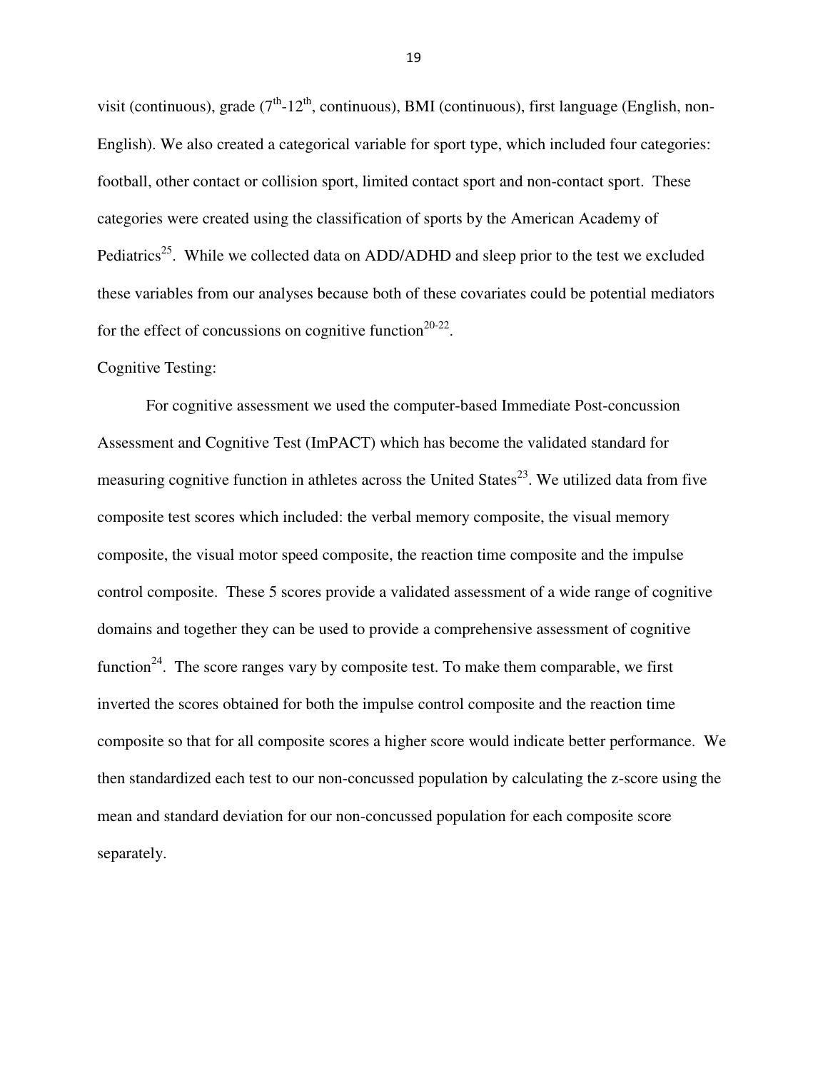visit (continuous), grade ($7^{th}$-$12^{th}$, continuous), BMI (continuous), first language (English, non-English). We also created a categorical variable for sport type, which included four categories: football, other contact or collision sport, limited contact sport and non-contact sport. These categories were created using the classification of sports by the American Academy of Pediatrics[25]. While we collected data on ADD/ADHD and sleep prior to the test we excluded these variables from our analyses because both of these covariates could be potential mediators for the effect of concussions on cognitive function[20-22].

Cognitive Testing:

For cognitive assessment we used the computer-based Immediate Post-concussion Assessment and Cognitive Test (ImPACT) which has become the validated standard for measuring cognitive function in athletes across the United States[23]. We utilized data from five composite test scores which included: the verbal memory composite, the visual memory composite, the visual motor speed composite, the reaction time composite and the impulse control composite. These 5 scores provide a validated assessment of a wide range of cognitive domains and together they can be used to provide a comprehensive assessment of cognitive function[24]. The score ranges vary by composite test. To make them comparable, we first inverted the scores obtained for both the impulse control composite and the reaction time composite so that for all composite scores a higher score would indicate better performance. We then standardized each test to our non-concussed population by calculating the z-score using the mean and standard deviation for our non-concussed population for each composite score separately.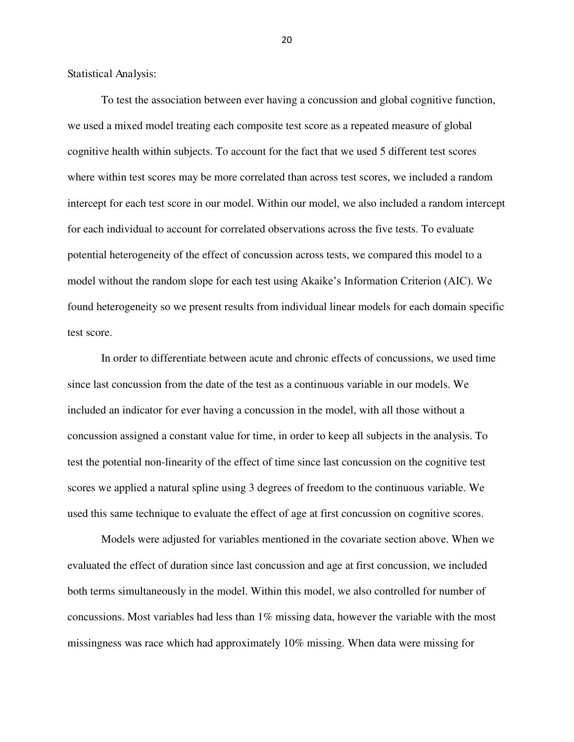Statistical Analysis:

To test the association between ever having a concussion and global cognitive function, we used a mixed model treating each composite test score as a repeated measure of global cognitive health within subjects. To account for the fact that we used 5 different test scores where within test scores may be more correlated than across test scores, we included a random intercept for each test score in our model. Within our model, we also included a random intercept for each individual to account for correlated observations across the five tests. To evaluate potential heterogeneity of the effect of concussion across tests, we compared this model to a model without the random slope for each test using Akaike's Information Criterion (AIC). We found heterogeneity so we present results from individual linear models for each domain specific test score.

In order to differentiate between acute and chronic effects of concussions, we used time since last concussion from the date of the test as a continuous variable in our models. We included an indicator for ever having a concussion in the model, with all those without a concussion assigned a constant value for time, in order to keep all subjects in the analysis. To test the potential non-linearity of the effect of time since last concussion on the cognitive test scores we applied a natural spline using 3 degrees of freedom to the continuous variable. We used this same technique to evaluate the effect of age at first concussion on cognitive scores.

Models were adjusted for variables mentioned in the covariate section above. When we evaluated the effect of duration since last concussion and age at first concussion, we included both terms simultaneously in the model. Within this model, we also controlled for number of concussions. Most variables had less than 1% missing data, however the variable with the most missingness was race which had approximately 10% missing. When data were missing for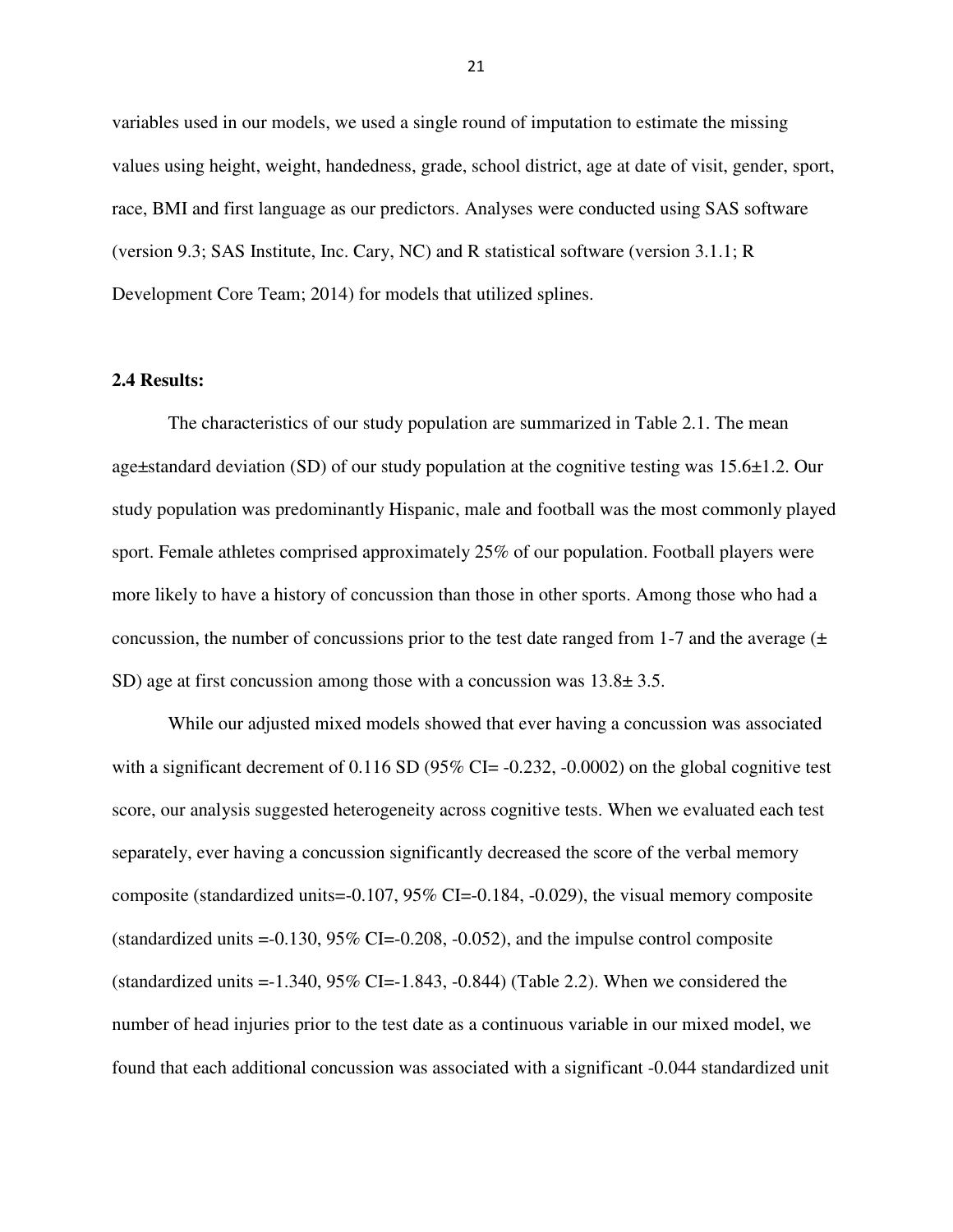variables used in our models, we used a single round of imputation to estimate the missing values using height, weight, handedness, grade, school district, age at date of visit, gender, sport, race, BMI and first language as our predictors. Analyses were conducted using SAS software (version 9.3; SAS Institute, Inc. Cary, NC) and R statistical software (version 3.1.1; R Development Core Team; 2014) for models that utilized splines.

### 2.4 Results:

The characteristics of our study population are summarized in Table 2.1. The mean age±standard deviation (SD) of our study population at the cognitive testing was 15.6±1.2. Our study population was predominantly Hispanic, male and football was the most commonly played sport. Female athletes comprised approximately 25% of our population. Football players were more likely to have a history of concussion than those in other sports. Among those who had a concussion, the number of concussions prior to the test date ranged from 1-7 and the average (± SD) age at first concussion among those with a concussion was 13.8± 3.5.

While our adjusted mixed models showed that ever having a concussion was associated with a significant decrement of 0.116 SD (95% CI= -0.232, -0.0002) on the global cognitive test score, our analysis suggested heterogeneity across cognitive tests. When we evaluated each test separately, ever having a concussion significantly decreased the score of the verbal memory composite (standardized units=-0.107, 95% CI=-0.184, -0.029), the visual memory composite (standardized units =-0.130, 95% CI=-0.208, -0.052), and the impulse control composite (standardized units =-1.340, 95% CI=-1.843, -0.844) (Table 2.2). When we considered the number of head injuries prior to the test date as a continuous variable in our mixed model, we found that each additional concussion was associated with a significant -0.044 standardized unit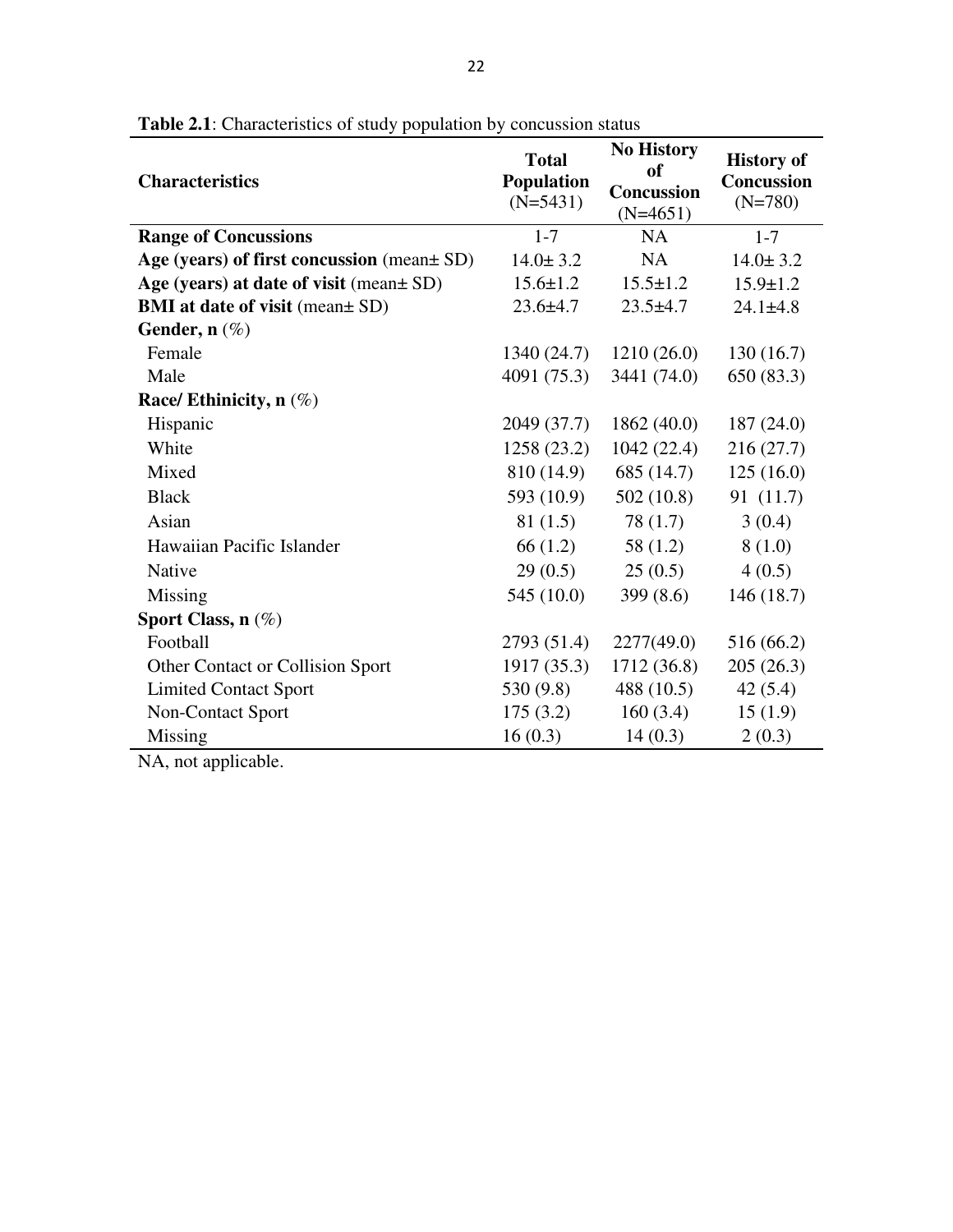**Table 2.1**: Characteristics of study population by concussion status

| Characteristics | Total Population (N=5431) | No History of Concussion (N=4651) | History of Concussion (N=780) |
|---|---|---|---|
| **Range of Concussions** | 1-7 | NA | 1-7 |
| **Age (years) of first concussion** (mean± SD) | 14.0± 3.2 | NA | 14.0± 3.2 |
| **Age (years) at date of visit** (mean± SD) | 15.6±1.2 | 15.5±1.2 | 15.9±1.2 |
| **BMI at date of visit** (mean± SD) | 23.6±4.7 | 23.5±4.7 | 24.1±4.8 |
| **Gender, n** (%) | | | |
| Female | 1340 (24.7) | 1210 (26.0) | 130 (16.7) |
| Male | 4091 (75.3) | 3441 (74.0) | 650 (83.3) |
| **Race/ Ethinicity, n** (%) | | | |
| Hispanic | 2049 (37.7) | 1862 (40.0) | 187 (24.0) |
| White | 1258 (23.2) | 1042 (22.4) | 216 (27.7) |
| Mixed | 810 (14.9) | 685 (14.7) | 125 (16.0) |
| Black | 593 (10.9) | 502 (10.8) | 91 (11.7) |
| Asian | 81 (1.5) | 78 (1.7) | 3 (0.4) |
| Hawaiian Pacific Islander | 66 (1.2) | 58 (1.2) | 8 (1.0) |
| Native | 29 (0.5) | 25 (0.5) | 4 (0.5) |
| Missing | 545 (10.0) | 399 (8.6) | 146 (18.7) |
| **Sport Class, n** (%) | | | |
| Football | 2793 (51.4) | 2277(49.0) | 516 (66.2) |
| Other Contact or Collision Sport | 1917 (35.3) | 1712 (36.8) | 205 (26.3) |
| Limited Contact Sport | 530 (9.8) | 488 (10.5) | 42 (5.4) |
| Non-Contact Sport | 175 (3.2) | 160 (3.4) | 15 (1.9) |
| Missing | 16 (0.3) | 14 (0.3) | 2 (0.3) |

NA, not applicable.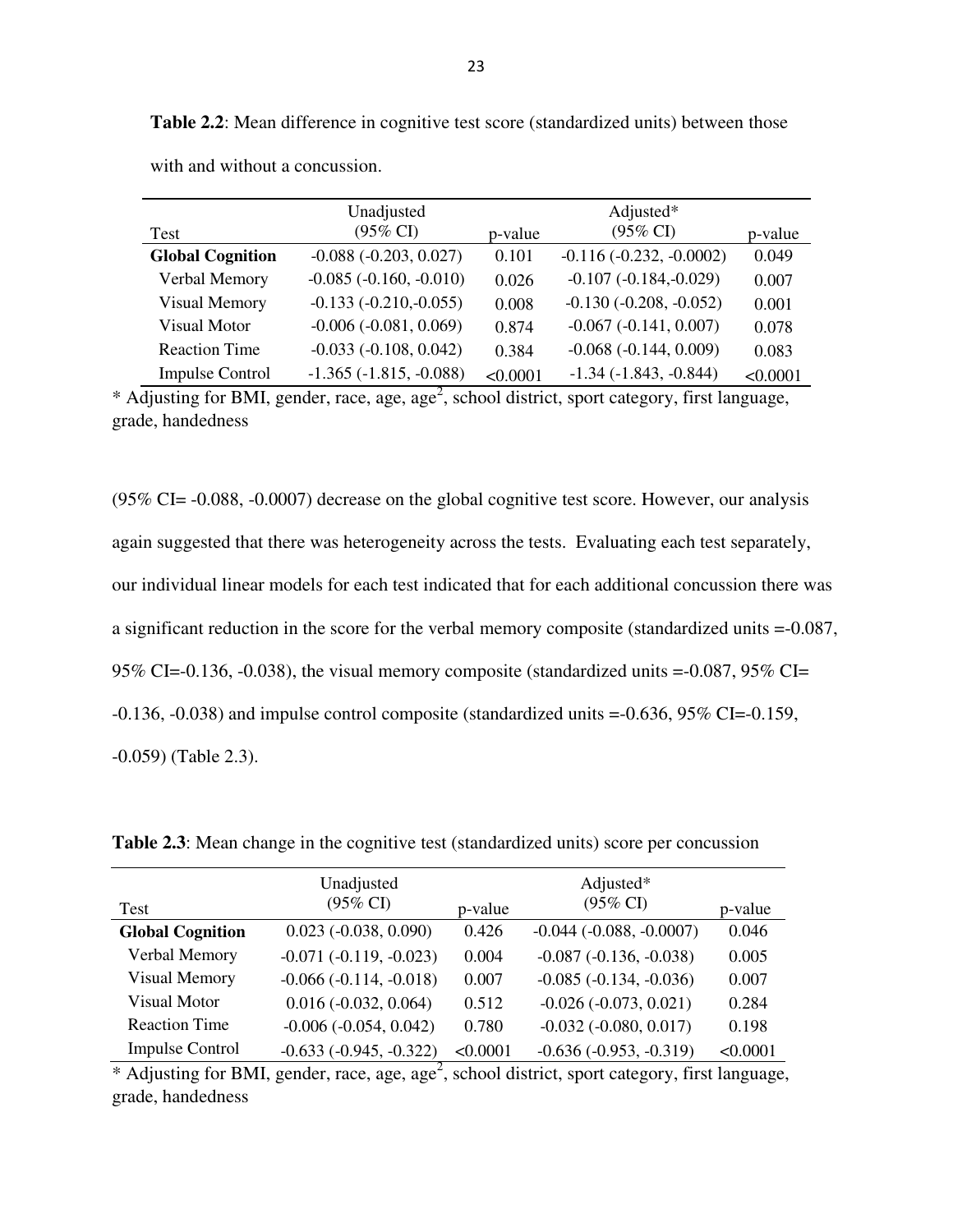**Table 2.2**: Mean difference in cognitive test score (standardized units) between those with and without a concussion.

| Test | Unadjusted (95% CI) | p-value | Adjusted* (95% CI) | p-value |
|---|---|---|---|---|
| **Global Cognition** | -0.088 (-0.203, 0.027) | 0.101 | -0.116 (-0.232, -0.0002) | 0.049 |
| Verbal Memory | -0.085 (-0.160, -0.010) | 0.026 | -0.107 (-0.184,-0.029) | 0.007 |
| Visual Memory | -0.133 (-0.210,-0.055) | 0.008 | -0.130 (-0.208, -0.052) | 0.001 |
| Visual Motor | -0.006 (-0.081, 0.069) | 0.874 | -0.067 (-0.141, 0.007) | 0.078 |
| Reaction Time | -0.033 (-0.108, 0.042) | 0.384 | -0.068 (-0.144, 0.009) | 0.083 |
| Impulse Control | -1.365 (-1.815, -0.088) | <0.0001 | -1.34 (-1.843, -0.844) | <0.0001 |

* Adjusting for BMI, gender, race, age, age$^2$, school district, sport category, first language, grade, handedness

(95% CI= -0.088, -0.0007) decrease on the global cognitive test score. However, our analysis again suggested that there was heterogeneity across the tests. Evaluating each test separately, our individual linear models for each test indicated that for each additional concussion there was a significant reduction in the score for the verbal memory composite (standardized units =-0.087, 95% CI=-0.136, -0.038), the visual memory composite (standardized units =-0.087, 95% CI= -0.136, -0.038) and impulse control composite (standardized units =-0.636, 95% CI=-0.159, -0.059) (Table 2.3).

**Table 2.3**: Mean change in the cognitive test (standardized units) score per concussion

| Test | Unadjusted (95% CI) | p-value | Adjusted* (95% CI) | p-value |
|---|---|---|---|---|
| **Global Cognition** | 0.023 (-0.038, 0.090) | 0.426 | -0.044 (-0.088, -0.0007) | 0.046 |
| Verbal Memory | -0.071 (-0.119, -0.023) | 0.004 | -0.087 (-0.136, -0.038) | 0.005 |
| Visual Memory | -0.066 (-0.114, -0.018) | 0.007 | -0.085 (-0.134, -0.036) | 0.007 |
| Visual Motor | 0.016 (-0.032, 0.064) | 0.512 | -0.026 (-0.073, 0.021) | 0.284 |
| Reaction Time | -0.006 (-0.054, 0.042) | 0.780 | -0.032 (-0.080, 0.017) | 0.198 |
| Impulse Control | -0.633 (-0.945, -0.322) | <0.0001 | -0.636 (-0.953, -0.319) | <0.0001 |

* Adjusting for BMI, gender, race, age, age$^2$, school district, sport category, first language, grade, handedness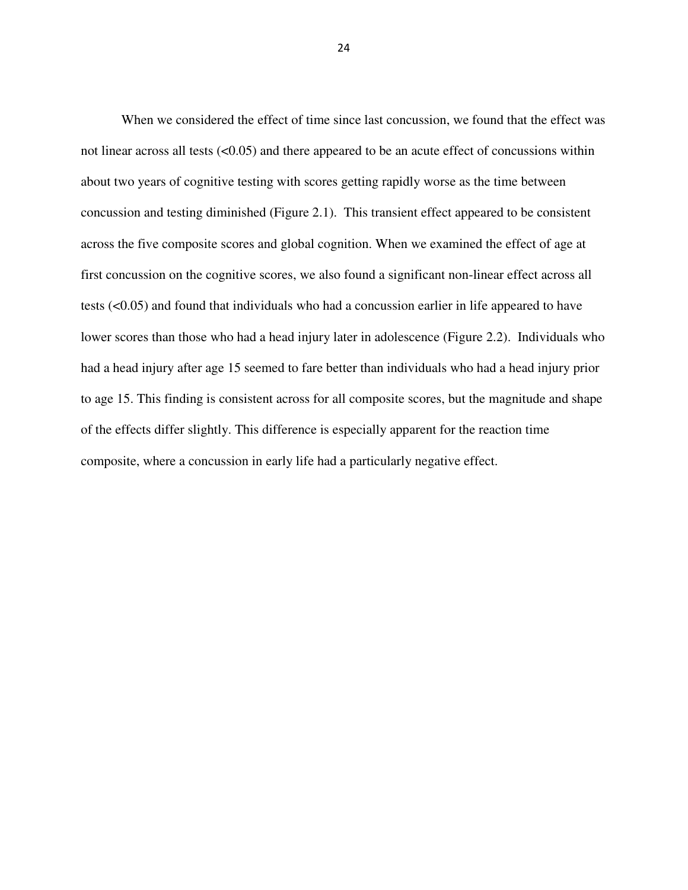When we considered the effect of time since last concussion, we found that the effect was not linear across all tests (<0.05) and there appeared to be an acute effect of concussions within about two years of cognitive testing with scores getting rapidly worse as the time between concussion and testing diminished (Figure 2.1). This transient effect appeared to be consistent across the five composite scores and global cognition. When we examined the effect of age at first concussion on the cognitive scores, we also found a significant non-linear effect across all tests (<0.05) and found that individuals who had a concussion earlier in life appeared to have lower scores than those who had a head injury later in adolescence (Figure 2.2). Individuals who had a head injury after age 15 seemed to fare better than individuals who had a head injury prior to age 15. This finding is consistent across for all composite scores, but the magnitude and shape of the effects differ slightly. This difference is especially apparent for the reaction time composite, where a concussion in early life had a particularly negative effect.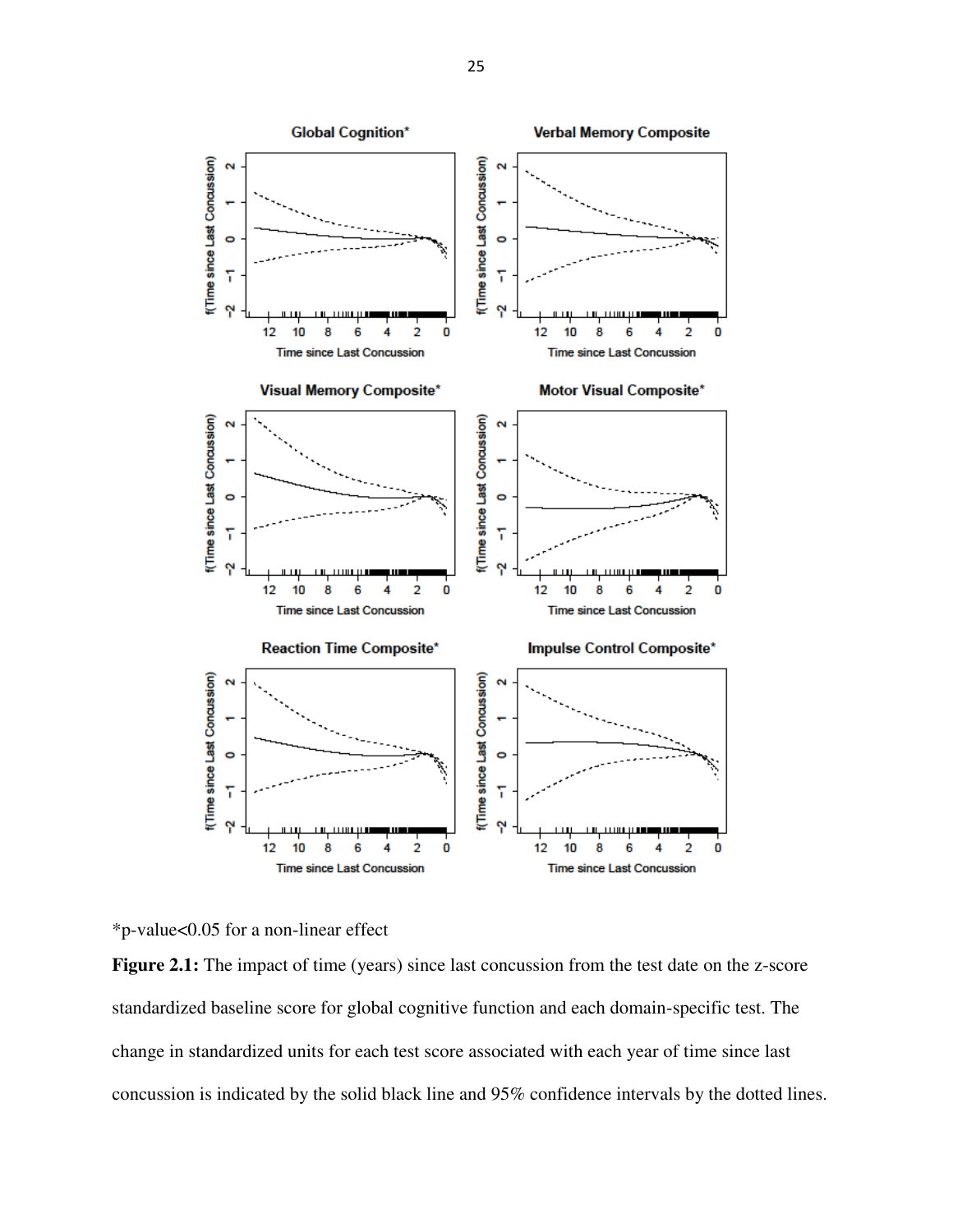*p-value<0.05 for a non-linear effect

**Figure 2.1:** The impact of time (years) since last concussion from the test date on the z-score standardized baseline score for global cognitive function and each domain-specific test. The change in standardized units for each test score associated with each year of time since last concussion is indicated by the solid black line and 95% confidence intervals by the dotted lines.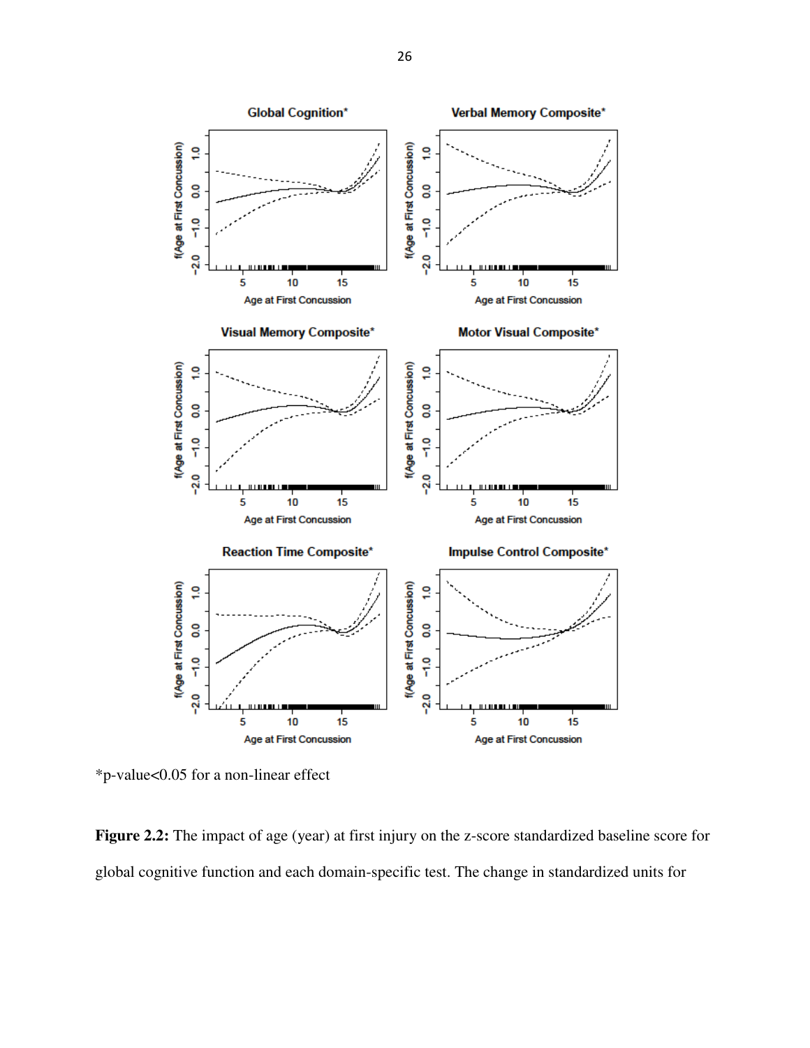*p-value<0.05 for a non-linear effect

**Figure 2.2:** The impact of age (year) at first injury on the z-score standardized baseline score for global cognitive function and each domain-specific test. The change in standardized units for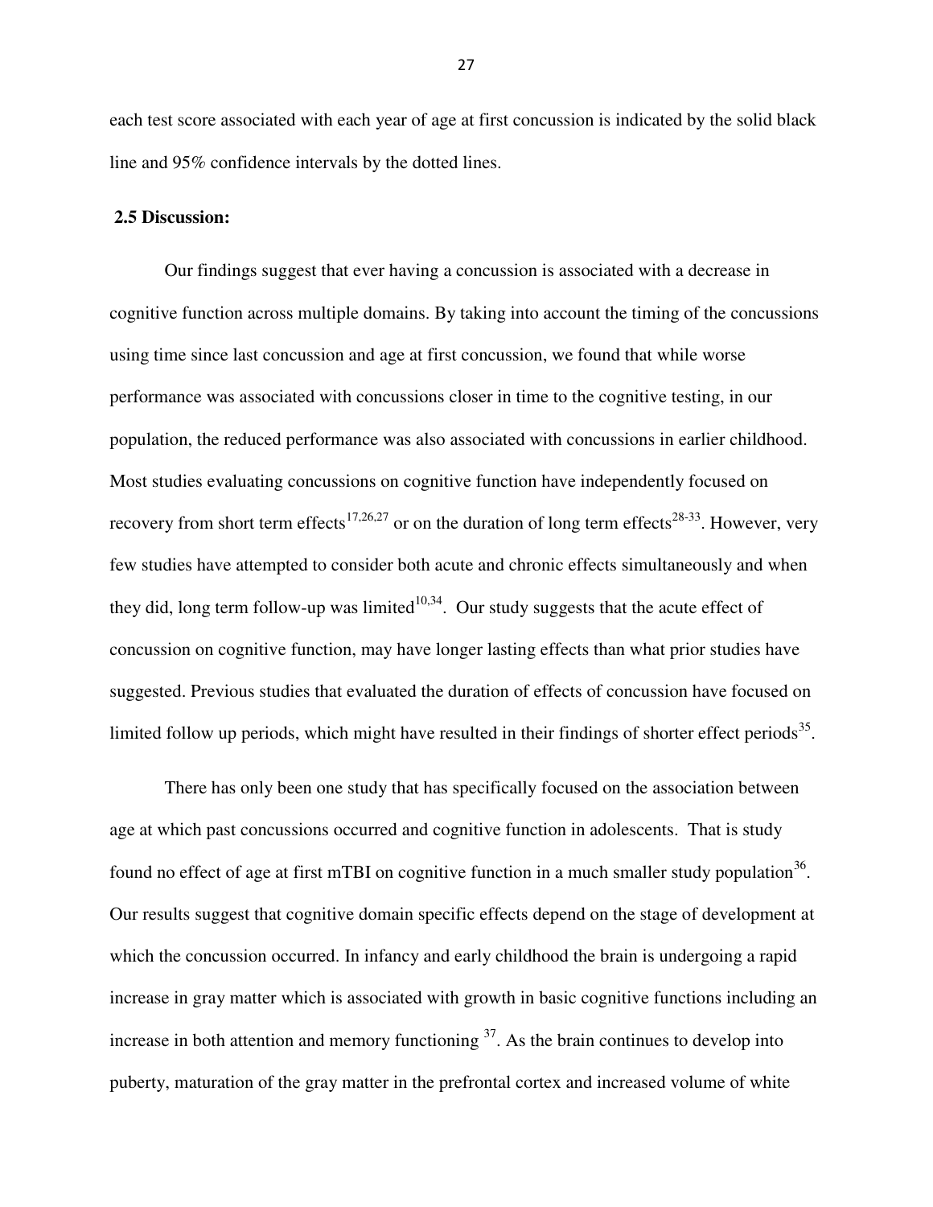each test score associated with each year of age at first concussion is indicated by the solid black line and 95% confidence intervals by the dotted lines.

### 2.5 Discussion:

Our findings suggest that ever having a concussion is associated with a decrease in cognitive function across multiple domains. By taking into account the timing of the concussions using time since last concussion and age at first concussion, we found that while worse performance was associated with concussions closer in time to the cognitive testing, in our population, the reduced performance was also associated with concussions in earlier childhood. Most studies evaluating concussions on cognitive function have independently focused on recovery from short term effects[17,26,27] or on the duration of long term effects[28-33]. However, very few studies have attempted to consider both acute and chronic effects simultaneously and when they did, long term follow-up was limited[10,34]. Our study suggests that the acute effect of concussion on cognitive function, may have longer lasting effects than what prior studies have suggested. Previous studies that evaluated the duration of effects of concussion have focused on limited follow up periods, which might have resulted in their findings of shorter effect periods[35].

There has only been one study that has specifically focused on the association between age at which past concussions occurred and cognitive function in adolescents. That is study found no effect of age at first mTBI on cognitive function in a much smaller study population[36]. Our results suggest that cognitive domain specific effects depend on the stage of development at which the concussion occurred. In infancy and early childhood the brain is undergoing a rapid increase in gray matter which is associated with growth in basic cognitive functions including an increase in both attention and memory functioning [37]. As the brain continues to develop into puberty, maturation of the gray matter in the prefrontal cortex and increased volume of white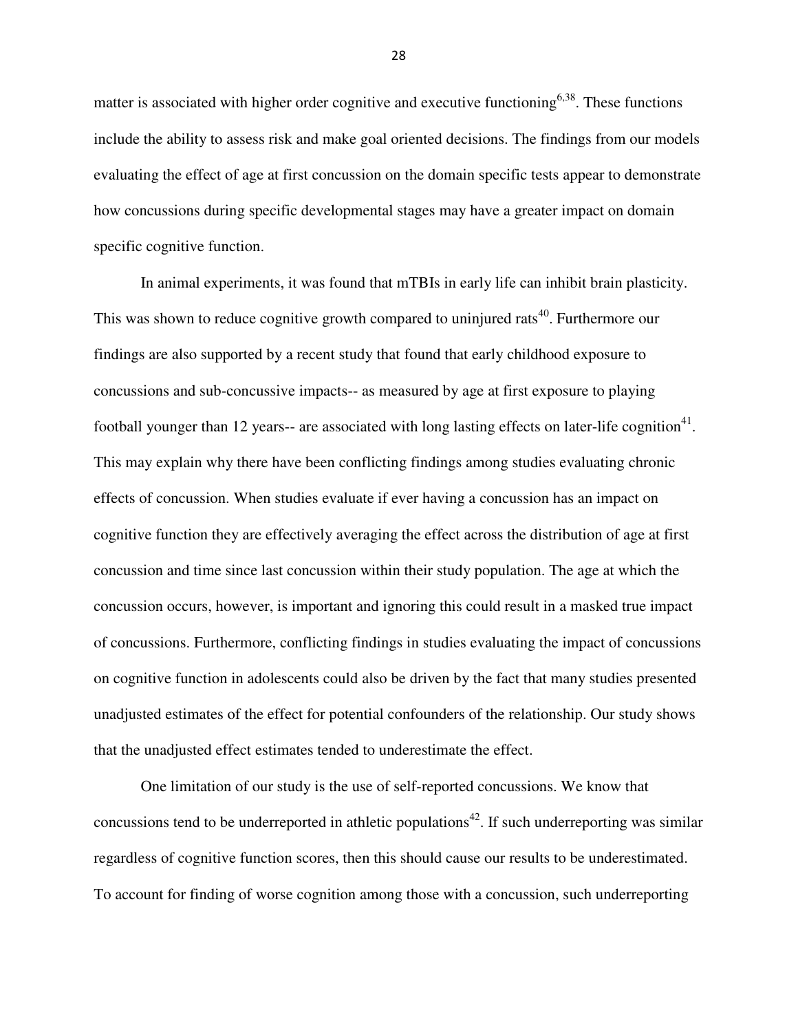matter is associated with higher order cognitive and executive functioning[6,38]. These functions include the ability to assess risk and make goal oriented decisions. The findings from our models evaluating the effect of age at first concussion on the domain specific tests appear to demonstrate how concussions during specific developmental stages may have a greater impact on domain specific cognitive function.

In animal experiments, it was found that mTBIs in early life can inhibit brain plasticity. This was shown to reduce cognitive growth compared to uninjured rats[40]. Furthermore our findings are also supported by a recent study that found that early childhood exposure to concussions and sub-concussive impacts-- as measured by age at first exposure to playing football younger than 12 years-- are associated with long lasting effects on later-life cognition[41]. This may explain why there have been conflicting findings among studies evaluating chronic effects of concussion. When studies evaluate if ever having a concussion has an impact on cognitive function they are effectively averaging the effect across the distribution of age at first concussion and time since last concussion within their study population. The age at which the concussion occurs, however, is important and ignoring this could result in a masked true impact of concussions. Furthermore, conflicting findings in studies evaluating the impact of concussions on cognitive function in adolescents could also be driven by the fact that many studies presented unadjusted estimates of the effect for potential confounders of the relationship. Our study shows that the unadjusted effect estimates tended to underestimate the effect.

One limitation of our study is the use of self-reported concussions. We know that concussions tend to be underreported in athletic populations[42]. If such underreporting was similar regardless of cognitive function scores, then this should cause our results to be underestimated. To account for finding of worse cognition among those with a concussion, such underreporting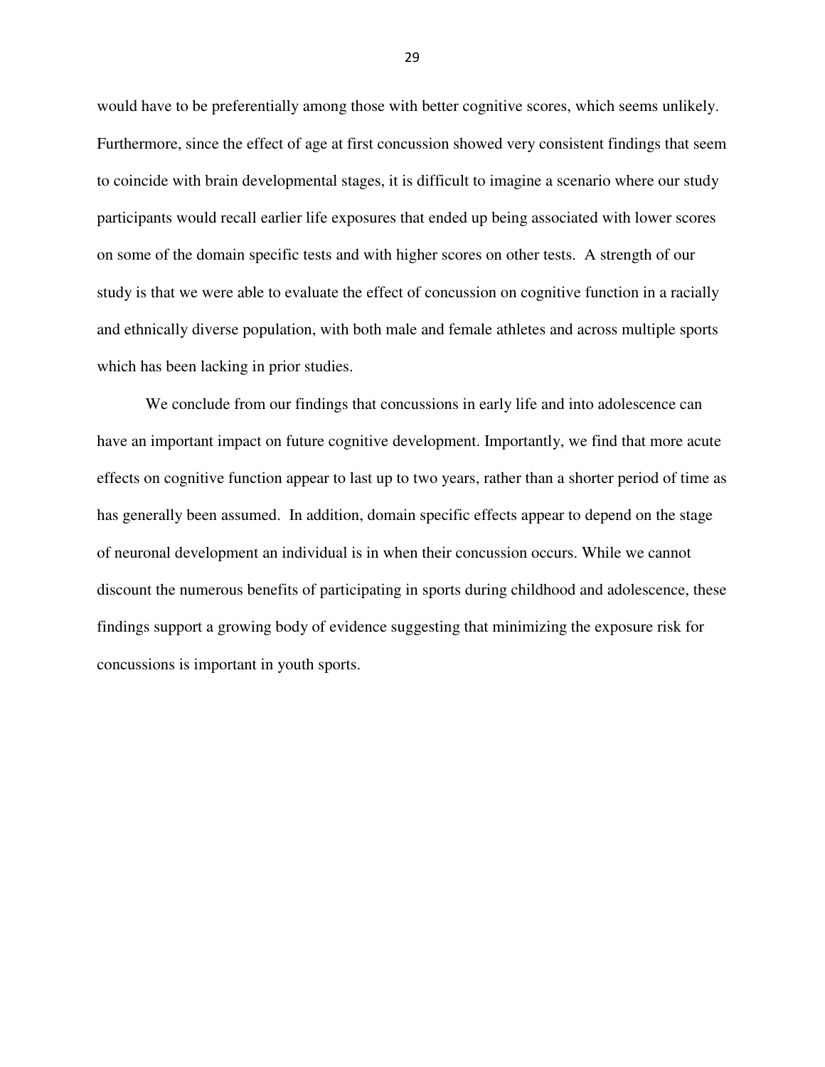would have to be preferentially among those with better cognitive scores, which seems unlikely. Furthermore, since the effect of age at first concussion showed very consistent findings that seem to coincide with brain developmental stages, it is difficult to imagine a scenario where our study participants would recall earlier life exposures that ended up being associated with lower scores on some of the domain specific tests and with higher scores on other tests. A strength of our study is that we were able to evaluate the effect of concussion on cognitive function in a racially and ethnically diverse population, with both male and female athletes and across multiple sports which has been lacking in prior studies.

We conclude from our findings that concussions in early life and into adolescence can have an important impact on future cognitive development. Importantly, we find that more acute effects on cognitive function appear to last up to two years, rather than a shorter period of time as has generally been assumed. In addition, domain specific effects appear to depend on the stage of neuronal development an individual is in when their concussion occurs. While we cannot discount the numerous benefits of participating in sports during childhood and adolescence, these findings support a growing body of evidence suggesting that minimizing the exposure risk for concussions is important in youth sports.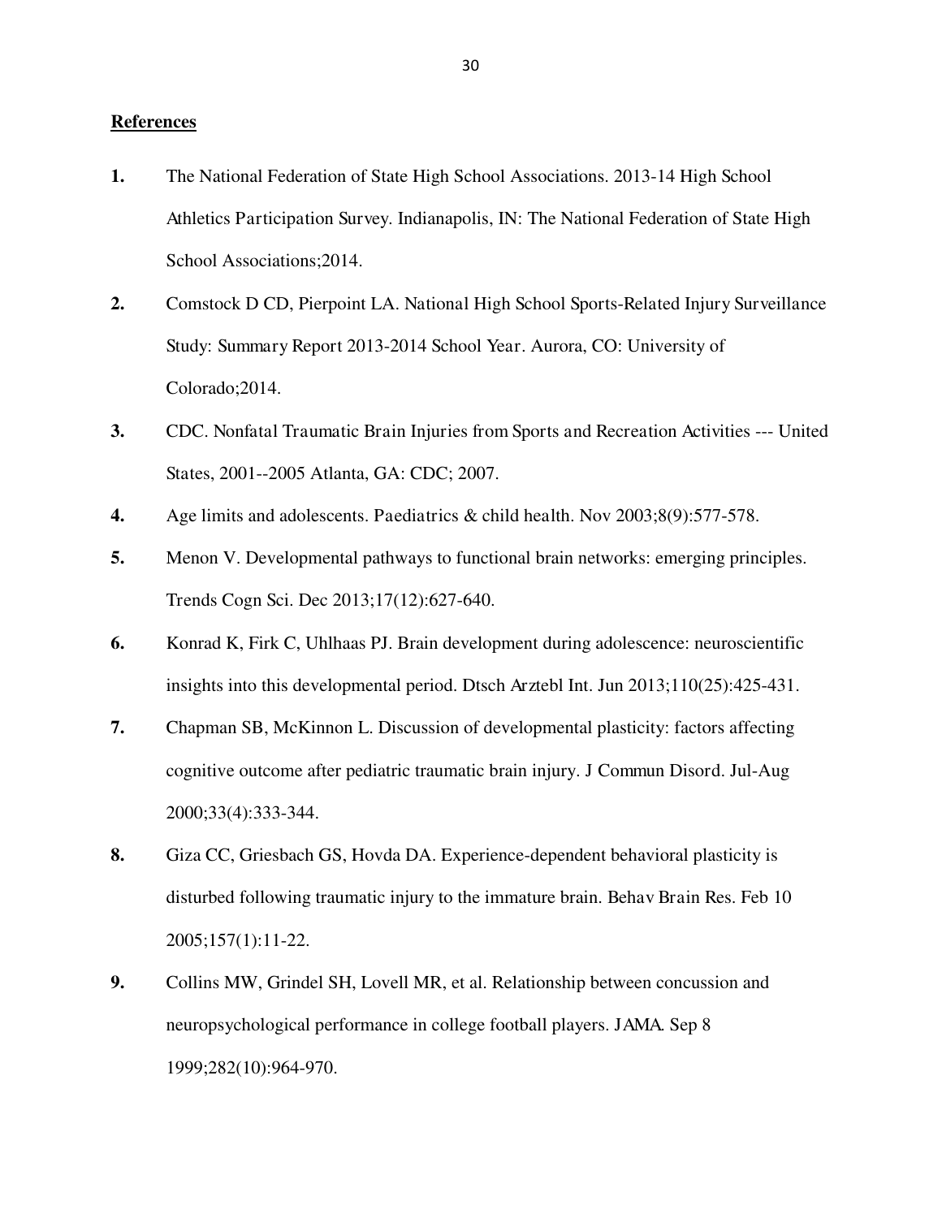**References**

1. The National Federation of State High School Associations. 2013-14 High School Athletics Participation Survey. Indianapolis, IN: The National Federation of State High School Associations;2014.
2. Comstock D CD, Pierpoint LA. National High School Sports-Related Injury Surveillance Study: Summary Report 2013-2014 School Year. Aurora, CO: University of Colorado;2014.
3. CDC. Nonfatal Traumatic Brain Injuries from Sports and Recreation Activities --- United States, 2001--2005 Atlanta, GA: CDC; 2007.
4. Age limits and adolescents. Paediatrics & child health. Nov 2003;8(9):577-578.
5. Menon V. Developmental pathways to functional brain networks: emerging principles. Trends Cogn Sci. Dec 2013;17(12):627-640.
6. Konrad K, Firk C, Uhlhaas PJ. Brain development during adolescence: neuroscientific insights into this developmental period. Dtsch Arztebl Int. Jun 2013;110(25):425-431.
7. Chapman SB, McKinnon L. Discussion of developmental plasticity: factors affecting cognitive outcome after pediatric traumatic brain injury. J Commun Disord. Jul-Aug 2000;33(4):333-344.
8. Giza CC, Griesbach GS, Hovda DA. Experience-dependent behavioral plasticity is disturbed following traumatic injury to the immature brain. Behav Brain Res. Feb 10 2005;157(1):11-22.
9. Collins MW, Grindel SH, Lovell MR, et al. Relationship between concussion and neuropsychological performance in college football players. JAMA. Sep 8 1999;282(10):964-970.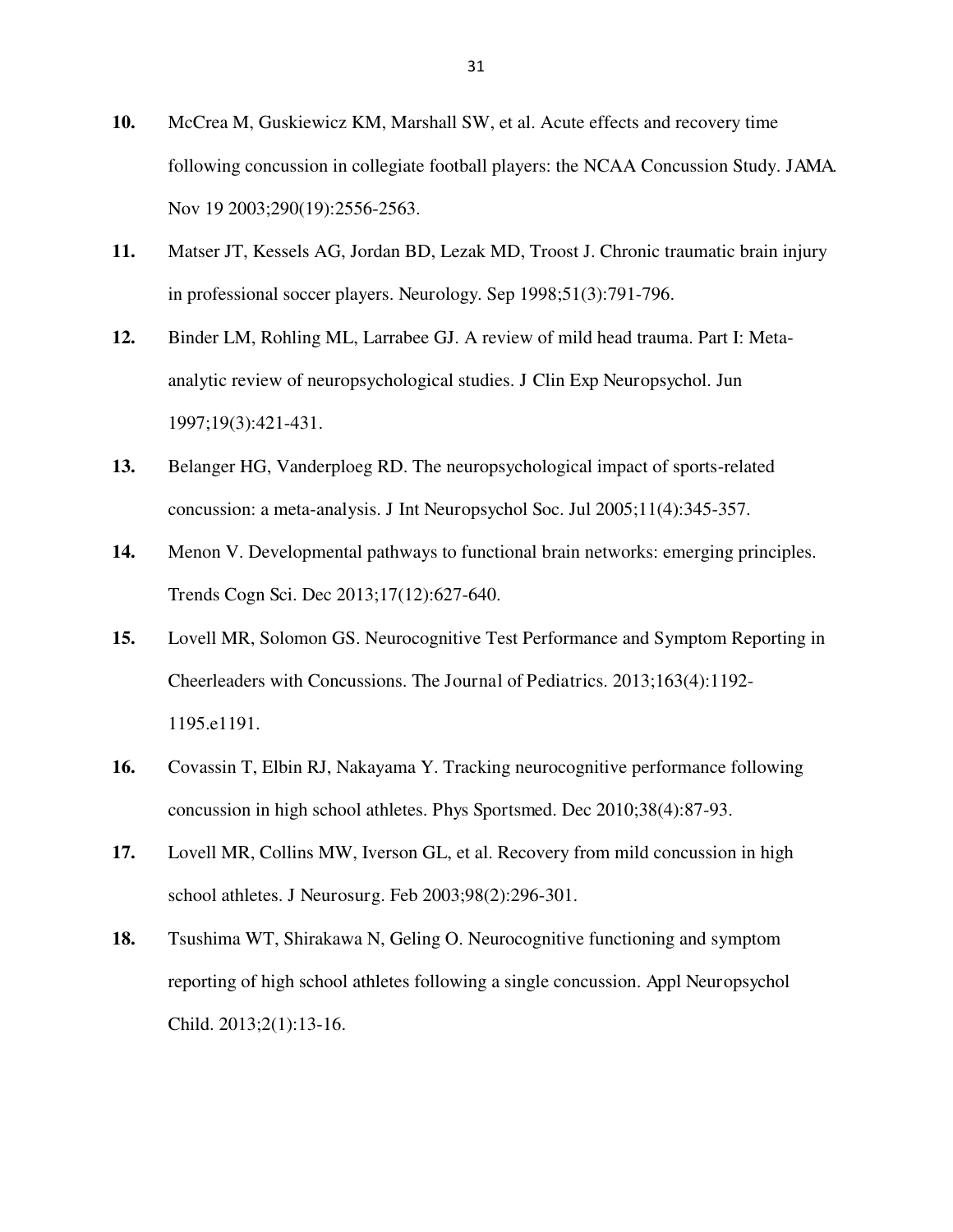**10.** McCrea M, Guskiewicz KM, Marshall SW, et al. Acute effects and recovery time following concussion in collegiate football players: the NCAA Concussion Study. JAMA. Nov 19 2003;290(19):2556-2563.

**11.** Matser JT, Kessels AG, Jordan BD, Lezak MD, Troost J. Chronic traumatic brain injury in professional soccer players. Neurology. Sep 1998;51(3):791-796.

**12.** Binder LM, Rohling ML, Larrabee GJ. A review of mild head trauma. Part I: Meta-analytic review of neuropsychological studies. J Clin Exp Neuropsychol. Jun 1997;19(3):421-431.

**13.** Belanger HG, Vanderploeg RD. The neuropsychological impact of sports-related concussion: a meta-analysis. J Int Neuropsychol Soc. Jul 2005;11(4):345-357.

**14.** Menon V. Developmental pathways to functional brain networks: emerging principles. Trends Cogn Sci. Dec 2013;17(12):627-640.

**15.** Lovell MR, Solomon GS. Neurocognitive Test Performance and Symptom Reporting in Cheerleaders with Concussions. The Journal of Pediatrics. 2013;163(4):1192-1195.e1191.

**16.** Covassin T, Elbin RJ, Nakayama Y. Tracking neurocognitive performance following concussion in high school athletes. Phys Sportsmed. Dec 2010;38(4):87-93.

**17.** Lovell MR, Collins MW, Iverson GL, et al. Recovery from mild concussion in high school athletes. J Neurosurg. Feb 2003;98(2):296-301.

**18.** Tsushima WT, Shirakawa N, Geling O. Neurocognitive functioning and symptom reporting of high school athletes following a single concussion. Appl Neuropsychol Child. 2013;2(1):13-16.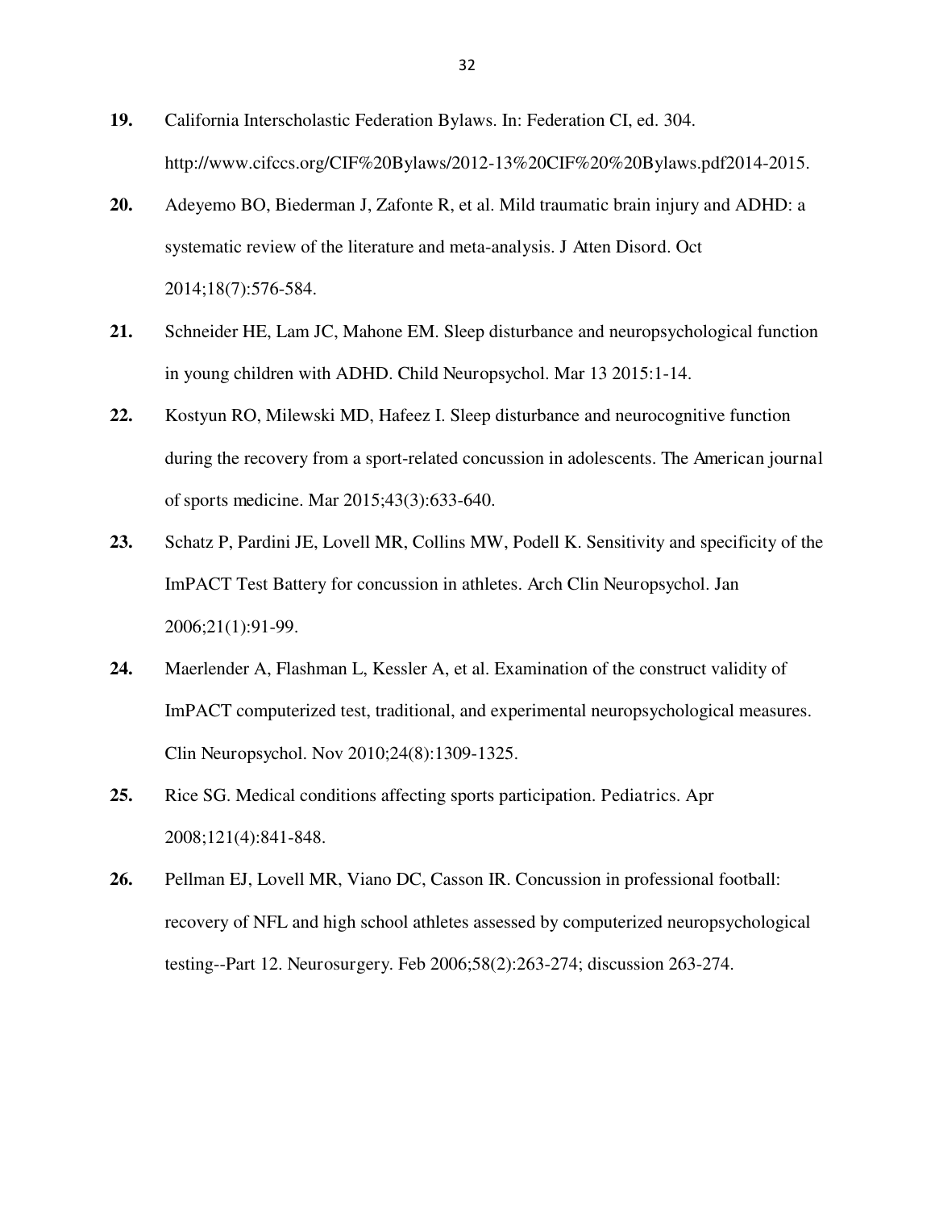**19.** California Interscholastic Federation Bylaws. In: Federation CI, ed. 304. http://www.cifccs.org/CIF%20Bylaws/2012-13%20CIF%20%20Bylaws.pdf2014-2015.

**20.** Adeyemo BO, Biederman J, Zafonte R, et al. Mild traumatic brain injury and ADHD: a systematic review of the literature and meta-analysis. J Atten Disord. Oct 2014;18(7):576-584.

**21.** Schneider HE, Lam JC, Mahone EM. Sleep disturbance and neuropsychological function in young children with ADHD. Child Neuropsychol. Mar 13 2015:1-14.

**22.** Kostyun RO, Milewski MD, Hafeez I. Sleep disturbance and neurocognitive function during the recovery from a sport-related concussion in adolescents. The American journal of sports medicine. Mar 2015;43(3):633-640.

**23.** Schatz P, Pardini JE, Lovell MR, Collins MW, Podell K. Sensitivity and specificity of the ImPACT Test Battery for concussion in athletes. Arch Clin Neuropsychol. Jan 2006;21(1):91-99.

**24.** Maerlender A, Flashman L, Kessler A, et al. Examination of the construct validity of ImPACT computerized test, traditional, and experimental neuropsychological measures. Clin Neuropsychol. Nov 2010;24(8):1309-1325.

**25.** Rice SG. Medical conditions affecting sports participation. Pediatrics. Apr 2008;121(4):841-848.

**26.** Pellman EJ, Lovell MR, Viano DC, Casson IR. Concussion in professional football: recovery of NFL and high school athletes assessed by computerized neuropsychological testing--Part 12. Neurosurgery. Feb 2006;58(2):263-274; discussion 263-274.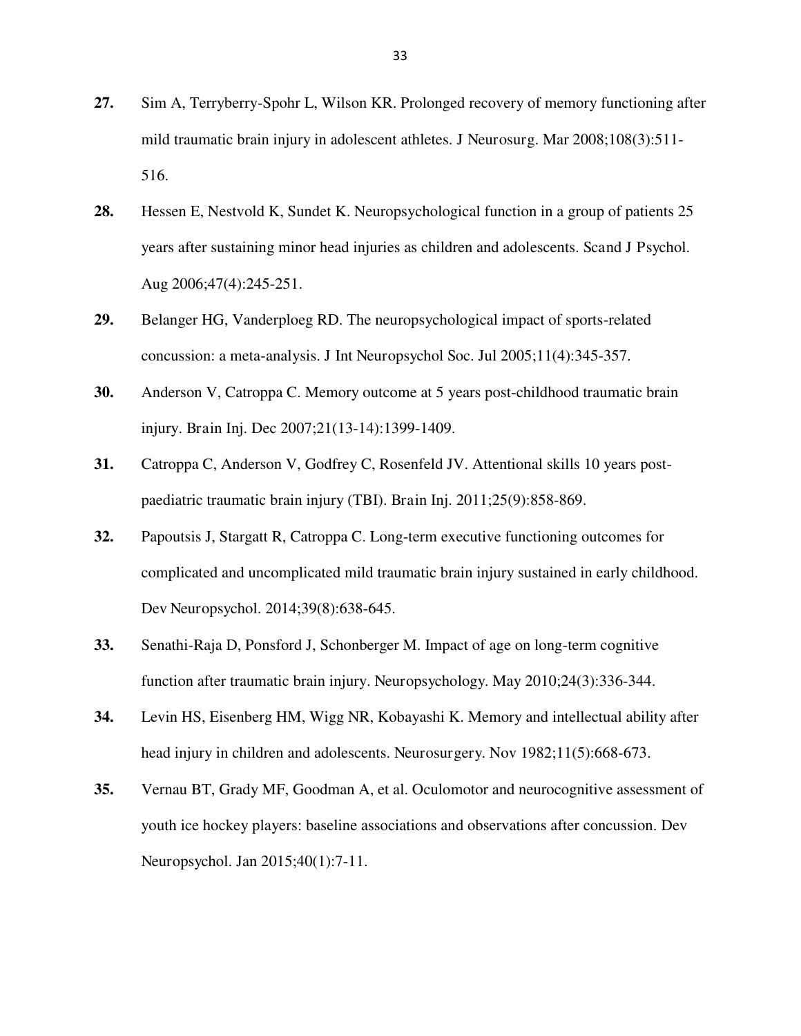**27.** Sim A, Terryberry-Spohr L, Wilson KR. Prolonged recovery of memory functioning after mild traumatic brain injury in adolescent athletes. J Neurosurg. Mar 2008;108(3):511-516.

**28.** Hessen E, Nestvold K, Sundet K. Neuropsychological function in a group of patients 25 years after sustaining minor head injuries as children and adolescents. Scand J Psychol. Aug 2006;47(4):245-251.

**29.** Belanger HG, Vanderploeg RD. The neuropsychological impact of sports-related concussion: a meta-analysis. J Int Neuropsychol Soc. Jul 2005;11(4):345-357.

**30.** Anderson V, Catroppa C. Memory outcome at 5 years post-childhood traumatic brain injury. Brain Inj. Dec 2007;21(13-14):1399-1409.

**31.** Catroppa C, Anderson V, Godfrey C, Rosenfeld JV. Attentional skills 10 years post-paediatric traumatic brain injury (TBI). Brain Inj. 2011;25(9):858-869.

**32.** Papoutsis J, Stargatt R, Catroppa C. Long-term executive functioning outcomes for complicated and uncomplicated mild traumatic brain injury sustained in early childhood. Dev Neuropsychol. 2014;39(8):638-645.

**33.** Senathi-Raja D, Ponsford J, Schonberger M. Impact of age on long-term cognitive function after traumatic brain injury. Neuropsychology. May 2010;24(3):336-344.

**34.** Levin HS, Eisenberg HM, Wigg NR, Kobayashi K. Memory and intellectual ability after head injury in children and adolescents. Neurosurgery. Nov 1982;11(5):668-673.

**35.** Vernau BT, Grady MF, Goodman A, et al. Oculomotor and neurocognitive assessment of youth ice hockey players: baseline associations and observations after concussion. Dev Neuropsychol. Jan 2015;40(1):7-11.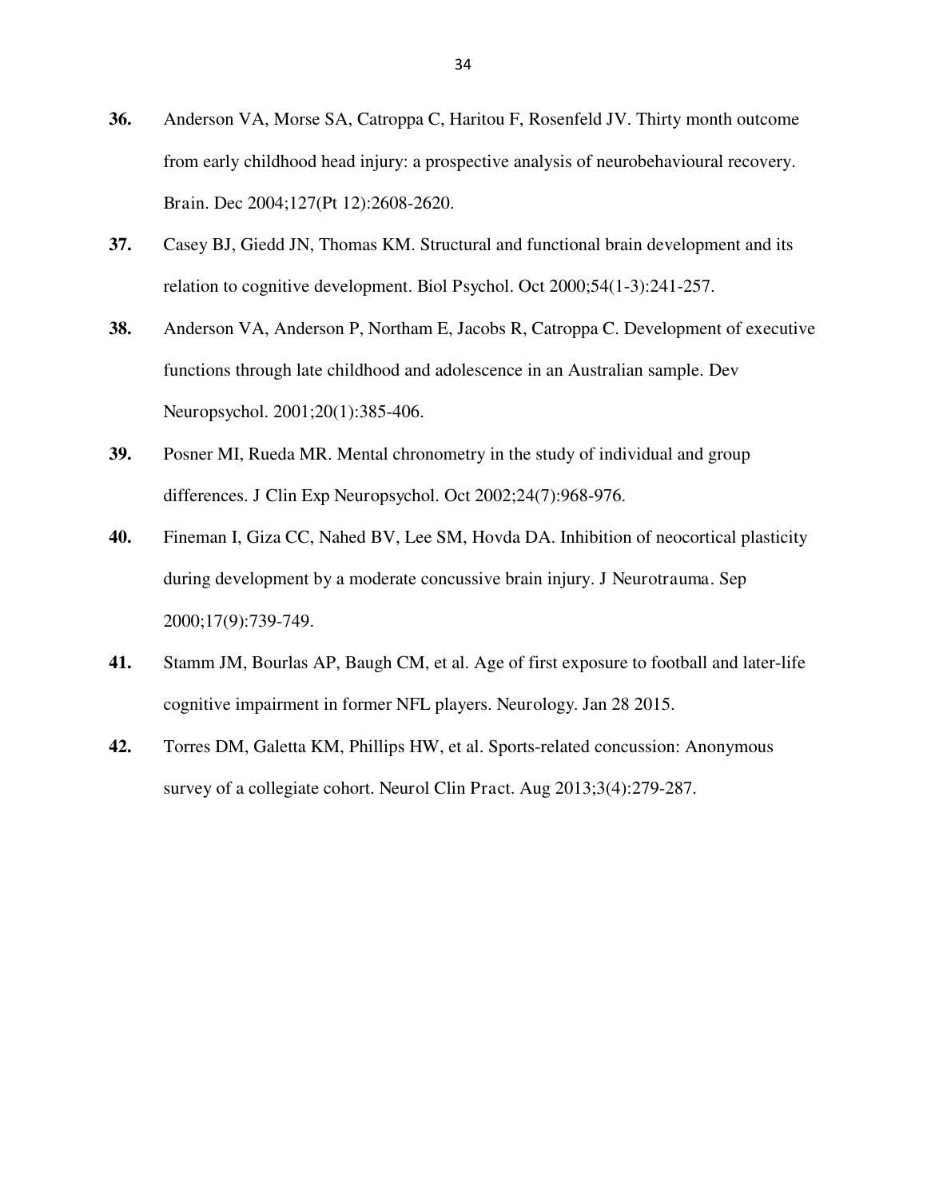**36.** Anderson VA, Morse SA, Catroppa C, Haritou F, Rosenfeld JV. Thirty month outcome from early childhood head injury: a prospective analysis of neurobehavioural recovery. Brain. Dec 2004;127(Pt 12):2608-2620.

**37.** Casey BJ, Giedd JN, Thomas KM. Structural and functional brain development and its relation to cognitive development. Biol Psychol. Oct 2000;54(1-3):241-257.

**38.** Anderson VA, Anderson P, Northam E, Jacobs R, Catroppa C. Development of executive functions through late childhood and adolescence in an Australian sample. Dev Neuropsychol. 2001;20(1):385-406.

**39.** Posner MI, Rueda MR. Mental chronometry in the study of individual and group differences. J Clin Exp Neuropsychol. Oct 2002;24(7):968-976.

**40.** Fineman I, Giza CC, Nahed BV, Lee SM, Hovda DA. Inhibition of neocortical plasticity during development by a moderate concussive brain injury. J Neurotrauma. Sep 2000;17(9):739-749.

**41.** Stamm JM, Bourlas AP, Baugh CM, et al. Age of first exposure to football and later-life cognitive impairment in former NFL players. Neurology. Jan 28 2015.

**42.** Torres DM, Galetta KM, Phillips HW, et al. Sports-related concussion: Anonymous survey of a collegiate cohort. Neurol Clin Pract. Aug 2013;3(4):279-287.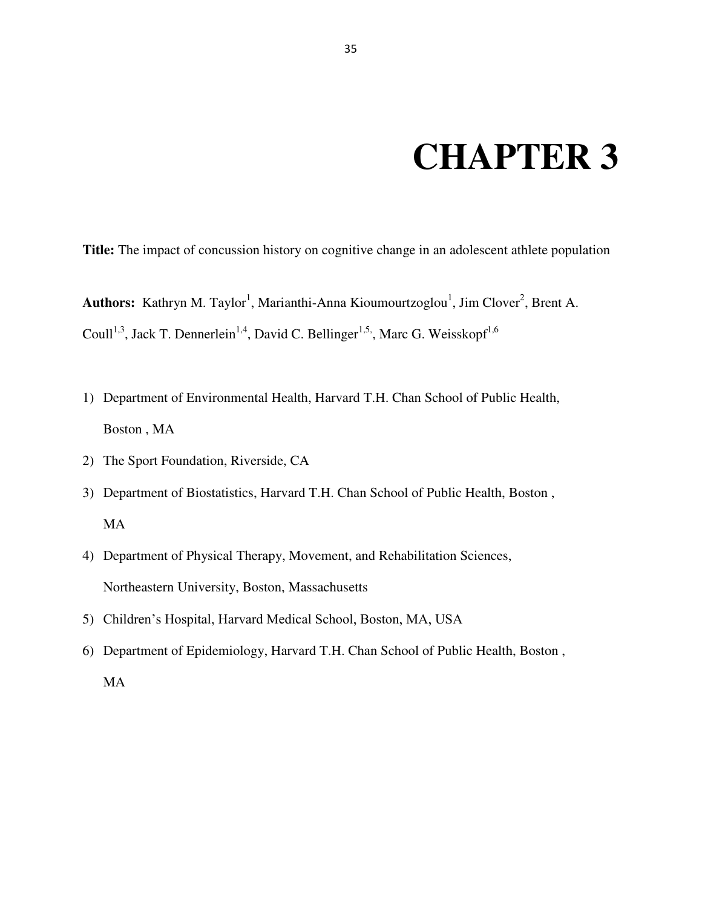# CHAPTER 3

**Title:** The impact of concussion history on cognitive change in an adolescent athlete population

**Authors:** Kathryn M. Taylor[1], Marianthi-Anna Kioumourtzoglou[1], Jim Clover[2], Brent A. Coull[1,3], Jack T. Dennerlein[1,4], David C. Bellinger[1,5,], Marc G. Weisskopf[1,6]

1) Department of Environmental Health, Harvard T.H. Chan School of Public Health, Boston , MA
2) The Sport Foundation, Riverside, CA
3) Department of Biostatistics, Harvard T.H. Chan School of Public Health, Boston , MA
4) Department of Physical Therapy, Movement, and Rehabilitation Sciences, Northeastern University, Boston, Massachusetts
5) Children's Hospital, Harvard Medical School, Boston, MA, USA
6) Department of Epidemiology, Harvard T.H. Chan School of Public Health, Boston , MA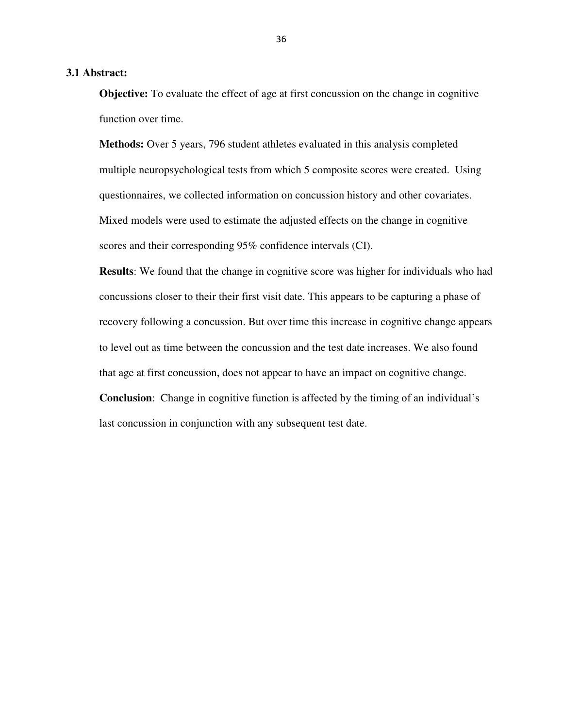### 3.1 Abstract:

**Objective:** To evaluate the effect of age at first concussion on the change in cognitive function over time.

**Methods:** Over 5 years, 796 student athletes evaluated in this analysis completed multiple neuropsychological tests from which 5 composite scores were created. Using questionnaires, we collected information on concussion history and other covariates. Mixed models were used to estimate the adjusted effects on the change in cognitive scores and their corresponding 95% confidence intervals (CI).

**Results**: We found that the change in cognitive score was higher for individuals who had concussions closer to their their first visit date. This appears to be capturing a phase of recovery following a concussion. But over time this increase in cognitive change appears to level out as time between the concussion and the test date increases. We also found that age at first concussion, does not appear to have an impact on cognitive change.

**Conclusion**: Change in cognitive function is affected by the timing of an individual's last concussion in conjunction with any subsequent test date.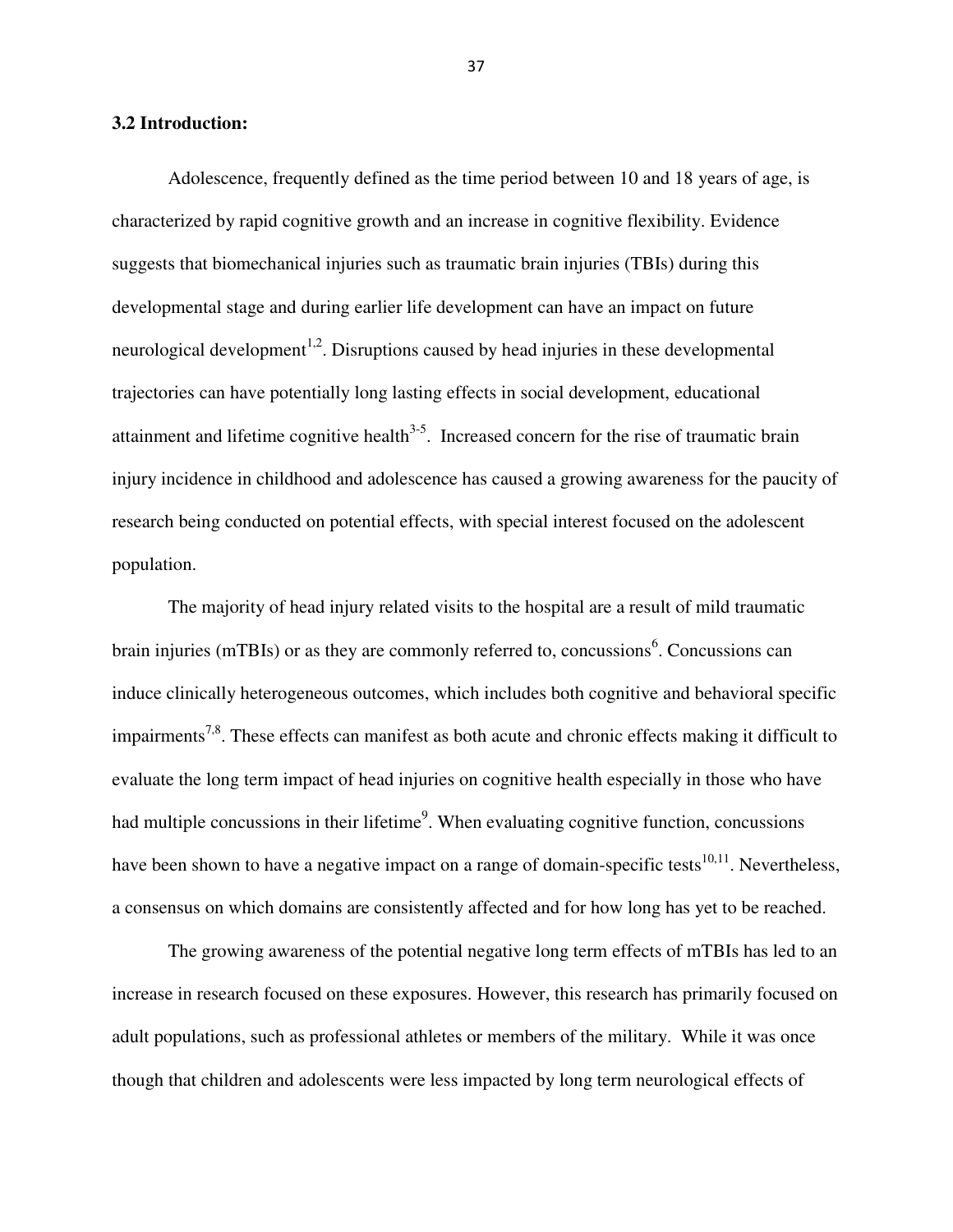### 3.2 Introduction:

Adolescence, frequently defined as the time period between 10 and 18 years of age, is characterized by rapid cognitive growth and an increase in cognitive flexibility. Evidence suggests that biomechanical injuries such as traumatic brain injuries (TBIs) during this developmental stage and during earlier life development can have an impact on future neurological development[1,2]. Disruptions caused by head injuries in these developmental trajectories can have potentially long lasting effects in social development, educational attainment and lifetime cognitive health[3-5]. Increased concern for the rise of traumatic brain injury incidence in childhood and adolescence has caused a growing awareness for the paucity of research being conducted on potential effects, with special interest focused on the adolescent population.

The majority of head injury related visits to the hospital are a result of mild traumatic brain injuries (mTBIs) or as they are commonly referred to, concussions[6]. Concussions can induce clinically heterogeneous outcomes, which includes both cognitive and behavioral specific impairments[7,8]. These effects can manifest as both acute and chronic effects making it difficult to evaluate the long term impact of head injuries on cognitive health especially in those who have had multiple concussions in their lifetime[9]. When evaluating cognitive function, concussions have been shown to have a negative impact on a range of domain-specific tests[10,11]. Nevertheless, a consensus on which domains are consistently affected and for how long has yet to be reached.

The growing awareness of the potential negative long term effects of mTBIs has led to an increase in research focused on these exposures. However, this research has primarily focused on adult populations, such as professional athletes or members of the military. While it was once though that children and adolescents were less impacted by long term neurological effects of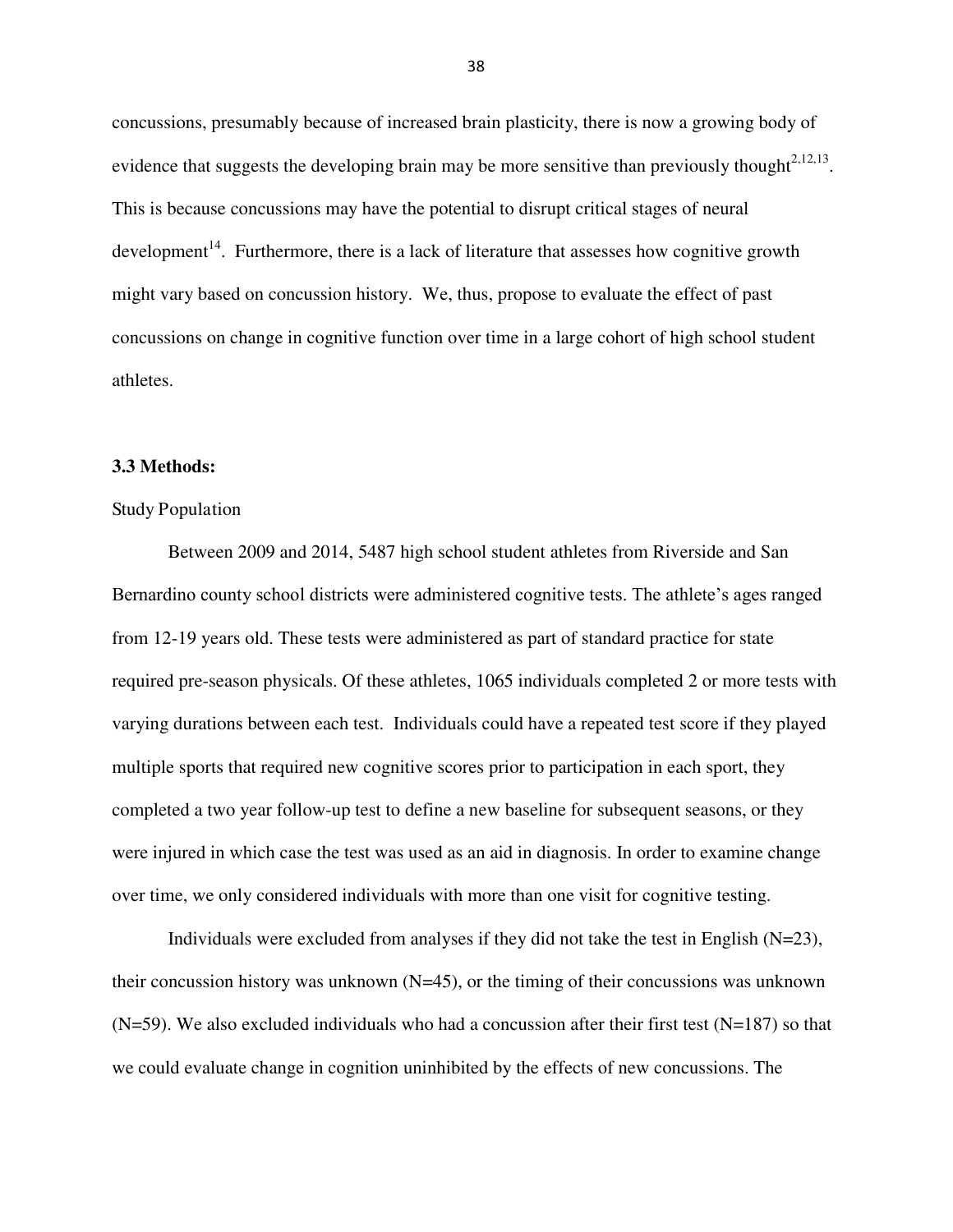concussions, presumably because of increased brain plasticity, there is now a growing body of evidence that suggests the developing brain may be more sensitive than previously thought[2,12,13]. This is because concussions may have the potential to disrupt critical stages of neural development[14]. Furthermore, there is a lack of literature that assesses how cognitive growth might vary based on concussion history. We, thus, propose to evaluate the effect of past concussions on change in cognitive function over time in a large cohort of high school student athletes.

**3.3 Methods:**

Study Population

Between 2009 and 2014, 5487 high school student athletes from Riverside and San Bernardino county school districts were administered cognitive tests. The athlete's ages ranged from 12-19 years old. These tests were administered as part of standard practice for state required pre-season physicals. Of these athletes, 1065 individuals completed 2 or more tests with varying durations between each test. Individuals could have a repeated test score if they played multiple sports that required new cognitive scores prior to participation in each sport, they completed a two year follow-up test to define a new baseline for subsequent seasons, or they were injured in which case the test was used as an aid in diagnosis. In order to examine change over time, we only considered individuals with more than one visit for cognitive testing.

Individuals were excluded from analyses if they did not take the test in English (N=23), their concussion history was unknown (N=45), or the timing of their concussions was unknown (N=59). We also excluded individuals who had a concussion after their first test (N=187) so that we could evaluate change in cognition uninhibited by the effects of new concussions. The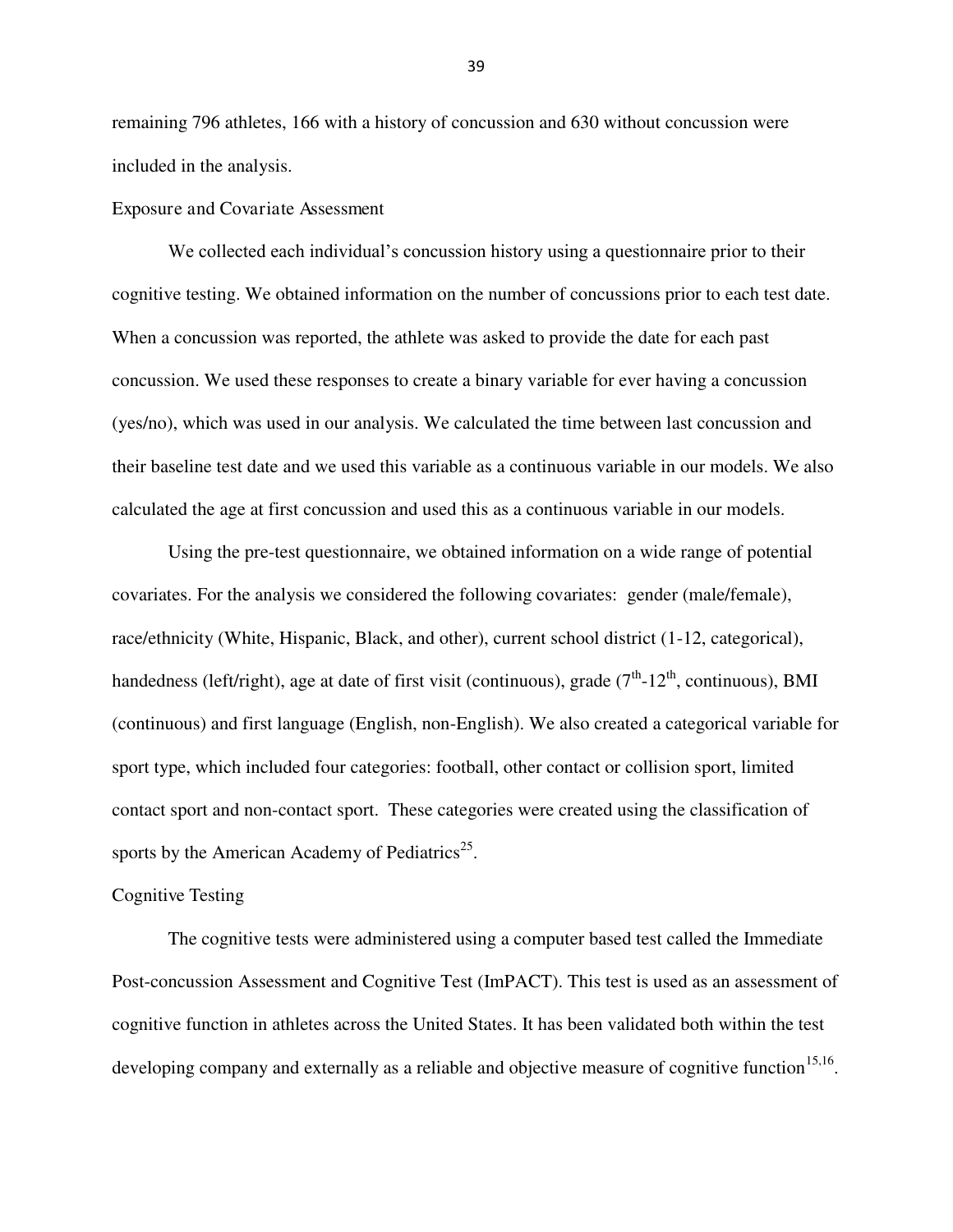remaining 796 athletes, 166 with a history of concussion and 630 without concussion were included in the analysis.

### Exposure and Covariate Assessment

We collected each individual's concussion history using a questionnaire prior to their cognitive testing. We obtained information on the number of concussions prior to each test date. When a concussion was reported, the athlete was asked to provide the date for each past concussion. We used these responses to create a binary variable for ever having a concussion (yes/no), which was used in our analysis. We calculated the time between last concussion and their baseline test date and we used this variable as a continuous variable in our models. We also calculated the age at first concussion and used this as a continuous variable in our models.

Using the pre-test questionnaire, we obtained information on a wide range of potential covariates. For the analysis we considered the following covariates: gender (male/female), race/ethnicity (White, Hispanic, Black, and other), current school district (1-12, categorical), handedness (left/right), age at date of first visit (continuous), grade ($7^{th}$-$12^{th}$, continuous), BMI (continuous) and first language (English, non-English). We also created a categorical variable for sport type, which included four categories: football, other contact or collision sport, limited contact sport and non-contact sport. These categories were created using the classification of sports by the American Academy of Pediatrics[25].

### Cognitive Testing

The cognitive tests were administered using a computer based test called the Immediate Post-concussion Assessment and Cognitive Test (ImPACT). This test is used as an assessment of cognitive function in athletes across the United States. It has been validated both within the test developing company and externally as a reliable and objective measure of cognitive function[15,16].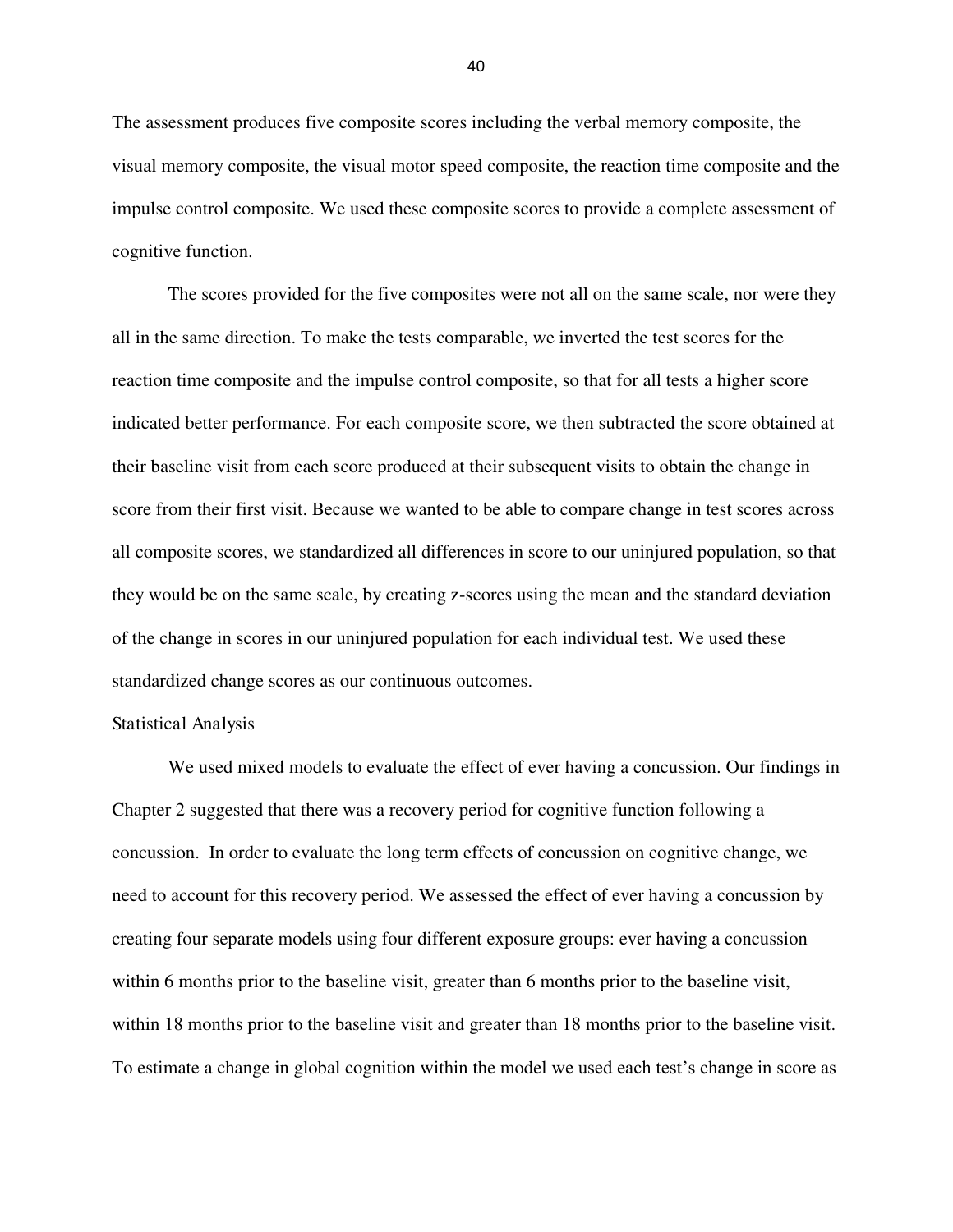The assessment produces five composite scores including the verbal memory composite, the visual memory composite, the visual motor speed composite, the reaction time composite and the impulse control composite. We used these composite scores to provide a complete assessment of cognitive function.

The scores provided for the five composites were not all on the same scale, nor were they all in the same direction. To make the tests comparable, we inverted the test scores for the reaction time composite and the impulse control composite, so that for all tests a higher score indicated better performance. For each composite score, we then subtracted the score obtained at their baseline visit from each score produced at their subsequent visits to obtain the change in score from their first visit. Because we wanted to be able to compare change in test scores across all composite scores, we standardized all differences in score to our uninjured population, so that they would be on the same scale, by creating z-scores using the mean and the standard deviation of the change in scores in our uninjured population for each individual test. We used these standardized change scores as our continuous outcomes.

### Statistical Analysis

We used mixed models to evaluate the effect of ever having a concussion. Our findings in Chapter 2 suggested that there was a recovery period for cognitive function following a concussion. In order to evaluate the long term effects of concussion on cognitive change, we need to account for this recovery period. We assessed the effect of ever having a concussion by creating four separate models using four different exposure groups: ever having a concussion within 6 months prior to the baseline visit, greater than 6 months prior to the baseline visit, within 18 months prior to the baseline visit and greater than 18 months prior to the baseline visit. To estimate a change in global cognition within the model we used each test's change in score as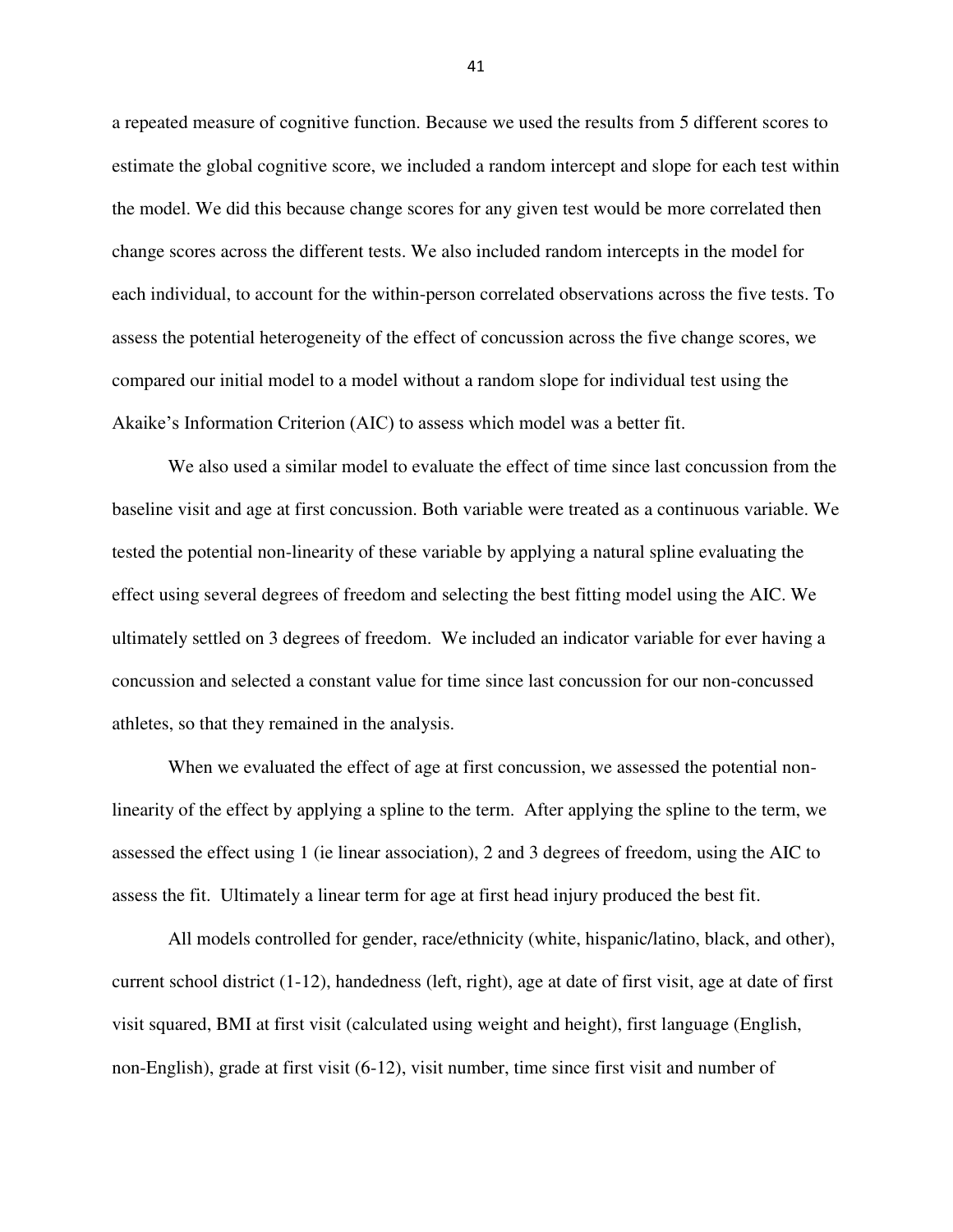a repeated measure of cognitive function. Because we used the results from 5 different scores to estimate the global cognitive score, we included a random intercept and slope for each test within the model. We did this because change scores for any given test would be more correlated then change scores across the different tests. We also included random intercepts in the model for each individual, to account for the within-person correlated observations across the five tests. To assess the potential heterogeneity of the effect of concussion across the five change scores, we compared our initial model to a model without a random slope for individual test using the Akaike's Information Criterion (AIC) to assess which model was a better fit.

We also used a similar model to evaluate the effect of time since last concussion from the baseline visit and age at first concussion. Both variable were treated as a continuous variable. We tested the potential non-linearity of these variable by applying a natural spline evaluating the effect using several degrees of freedom and selecting the best fitting model using the AIC. We ultimately settled on 3 degrees of freedom. We included an indicator variable for ever having a concussion and selected a constant value for time since last concussion for our non-concussed athletes, so that they remained in the analysis.

When we evaluated the effect of age at first concussion, we assessed the potential non-linearity of the effect by applying a spline to the term. After applying the spline to the term, we assessed the effect using 1 (ie linear association), 2 and 3 degrees of freedom, using the AIC to assess the fit. Ultimately a linear term for age at first head injury produced the best fit.

All models controlled for gender, race/ethnicity (white, hispanic/latino, black, and other), current school district (1-12), handedness (left, right), age at date of first visit, age at date of first visit squared, BMI at first visit (calculated using weight and height), first language (English, non-English), grade at first visit (6-12), visit number, time since first visit and number of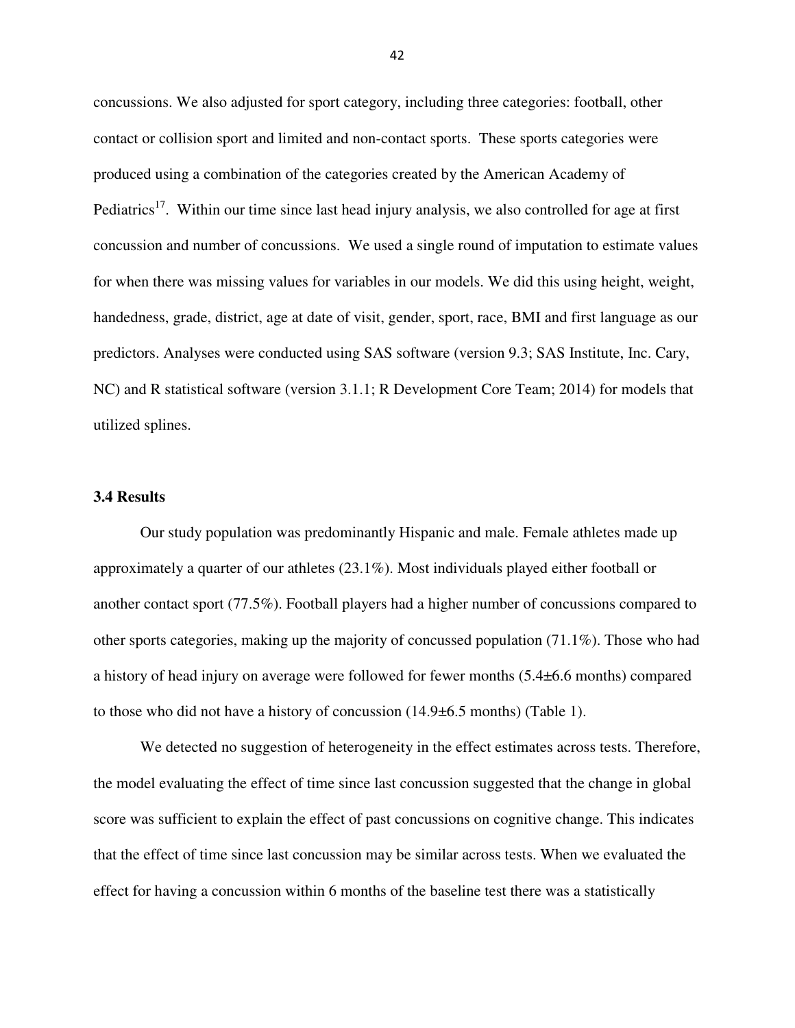concussions. We also adjusted for sport category, including three categories: football, other contact or collision sport and limited and non-contact sports. These sports categories were produced using a combination of the categories created by the American Academy of Pediatrics[17]. Within our time since last head injury analysis, we also controlled for age at first concussion and number of concussions. We used a single round of imputation to estimate values for when there was missing values for variables in our models. We did this using height, weight, handedness, grade, district, age at date of visit, gender, sport, race, BMI and first language as our predictors. Analyses were conducted using SAS software (version 9.3; SAS Institute, Inc. Cary, NC) and R statistical software (version 3.1.1; R Development Core Team; 2014) for models that utilized splines.

### 3.4 Results

Our study population was predominantly Hispanic and male. Female athletes made up approximately a quarter of our athletes (23.1%). Most individuals played either football or another contact sport (77.5%). Football players had a higher number of concussions compared to other sports categories, making up the majority of concussed population (71.1%). Those who had a history of head injury on average were followed for fewer months (5.4±6.6 months) compared to those who did not have a history of concussion (14.9±6.5 months) (Table 1).

We detected no suggestion of heterogeneity in the effect estimates across tests. Therefore, the model evaluating the effect of time since last concussion suggested that the change in global score was sufficient to explain the effect of past concussions on cognitive change. This indicates that the effect of time since last concussion may be similar across tests. When we evaluated the effect for having a concussion within 6 months of the baseline test there was a statistically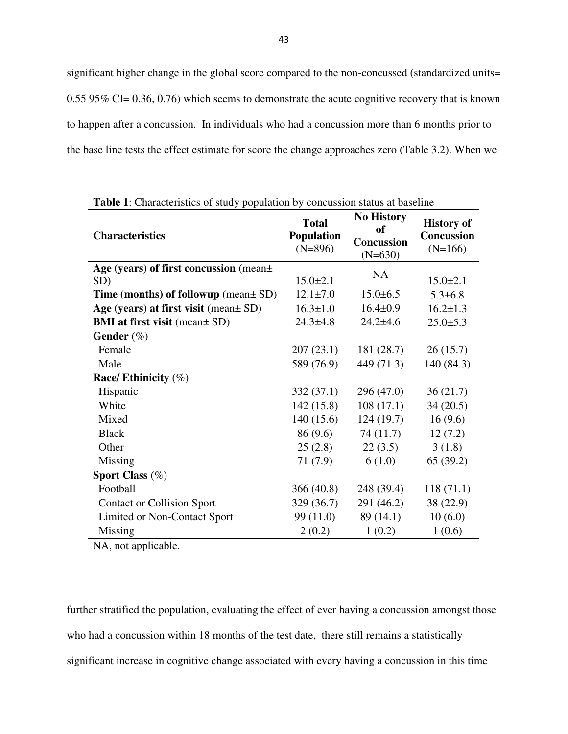significant higher change in the global score compared to the non-concussed (standardized units= 0.55 95% CI= 0.36, 0.76) which seems to demonstrate the acute cognitive recovery that is known to happen after a concussion. In individuals who had a concussion more than 6 months prior to the base line tests the effect estimate for score the change approaches zero (Table 3.2). When we

**Table 1**: Characteristics of study population by concussion status at baseline

| **Characteristics** | **Total Population** (N=896) | **No History of Concussion** (N=630) | **History of Concussion** (N=166) |
|---|---|---|---|
| **Age (years) of first concussion** (mean± SD) | 15.0±2.1 | NA | 15.0±2.1 |
| **Time (months) of followup** (mean± SD) | 12.1±7.0 | 15.0±6.5 | 5.3±6.8 |
| **Age (years) at first visit** (mean± SD) | 16.3±1.0 | 16.4±0.9 | 16.2±1.3 |
| **BMI at first visit** (mean± SD) | 24.3±4.8 | 24.2±4.6 | 25.0±5.3 |
| **Gender** (%) | | | |
| Female | 207 (23.1) | 181 (28.7) | 26 (15.7) |
| Male | 589 (76.9) | 449 (71.3) | 140 (84.3) |
| **Race/ Ethinicity** (%) | | | |
| Hispanic | 332 (37.1) | 296 (47.0) | 36 (21.7) |
| White | 142 (15.8) | 108 (17.1) | 34 (20.5) |
| Mixed | 140 (15.6) | 124 (19.7) | 16 (9.6) |
| Black | 86 (9.6) | 74 (11.7) | 12 (7.2) |
| Other | 25 (2.8) | 22 (3.5) | 3 (1.8) |
| Missing | 71 (7.9) | 6 (1.0) | 65 (39.2) |
| **Sport Class** (%) | | | |
| Football | 366 (40.8) | 248 (39.4) | 118 (71.1) |
| Contact or Collision Sport | 329 (36.7) | 291 (46.2) | 38 (22.9) |
| Limited or Non-Contact Sport | 99 (11.0) | 89 (14.1) | 10 (6.0) |
| Missing | 2 (0.2) | 1 (0.2) | 1 (0.6) |

NA, not applicable.

further stratified the population, evaluating the effect of ever having a concussion amongst those who had a concussion within 18 months of the test date, there still remains a statistically significant increase in cognitive change associated with every having a concussion in this time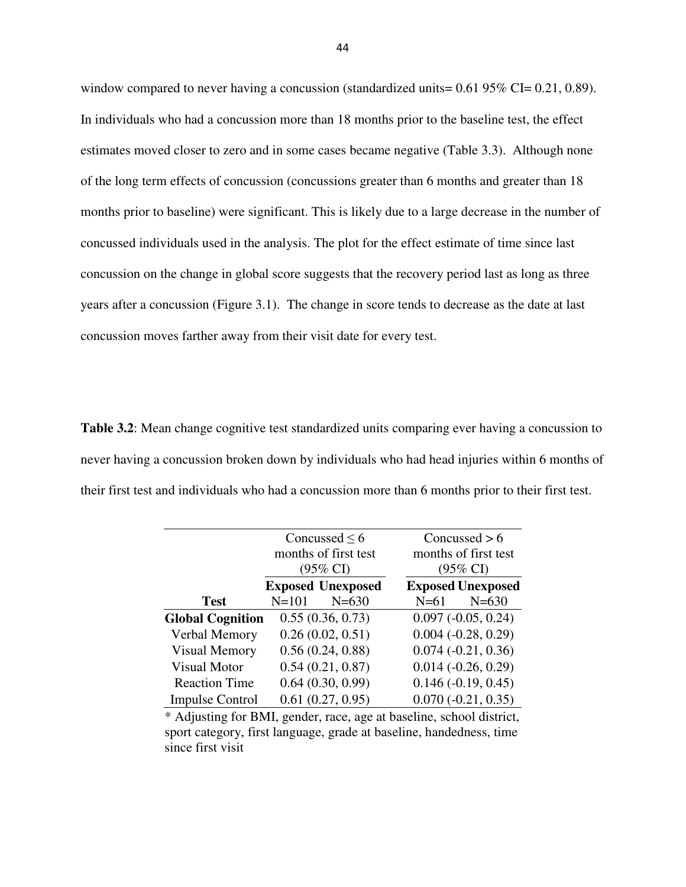window compared to never having a concussion (standardized units= 0.61 95% CI= 0.21, 0.89). In individuals who had a concussion more than 18 months prior to the baseline test, the effect estimates moved closer to zero and in some cases became negative (Table 3.3). Although none of the long term effects of concussion (concussions greater than 6 months and greater than 18 months prior to baseline) were significant. This is likely due to a large decrease in the number of concussed individuals used in the analysis. The plot for the effect estimate of time since last concussion on the change in global score suggests that the recovery period last as long as three years after a concussion (Figure 3.1). The change in score tends to decrease as the date at last concussion moves farther away from their visit date for every test.

**Table 3.2**: Mean change cognitive test standardized units comparing ever having a concussion to never having a concussion broken down by individuals who had head injuries within 6 months of their first test and individuals who had a concussion more than 6 months prior to their first test.

| | Concussed ≤ 6 months of first test (95% CI) | | Concussed > 6 months of first test (95% CI) | |
|---|---|---|---|---|
| | **Exposed** | **Unexposed** | **Exposed** | **Unexposed** |
| **Test** | N=101 | N=630 | N=61 | N=630 |
| **Global Cognition** | 0.55 (0.36, 0.73) | | 0.097 (-0.05, 0.24) | |
| Verbal Memory | 0.26 (0.02, 0.51) | | 0.004 (-0.28, 0.29) | |
| Visual Memory | 0.56 (0.24, 0.88) | | 0.074 (-0.21, 0.36) | |
| Visual Motor | 0.54 (0.21, 0.87) | | 0.014 (-0.26, 0.29) | |
| Reaction Time | 0.64 (0.30, 0.99) | | 0.146 (-0.19, 0.45) | |
| Impulse Control | 0.61 (0.27, 0.95) | | 0.070 (-0.21, 0.35) | |

\* Adjusting for BMI, gender, race, age at baseline, school district, sport category, first language, grade at baseline, handedness, time since first visit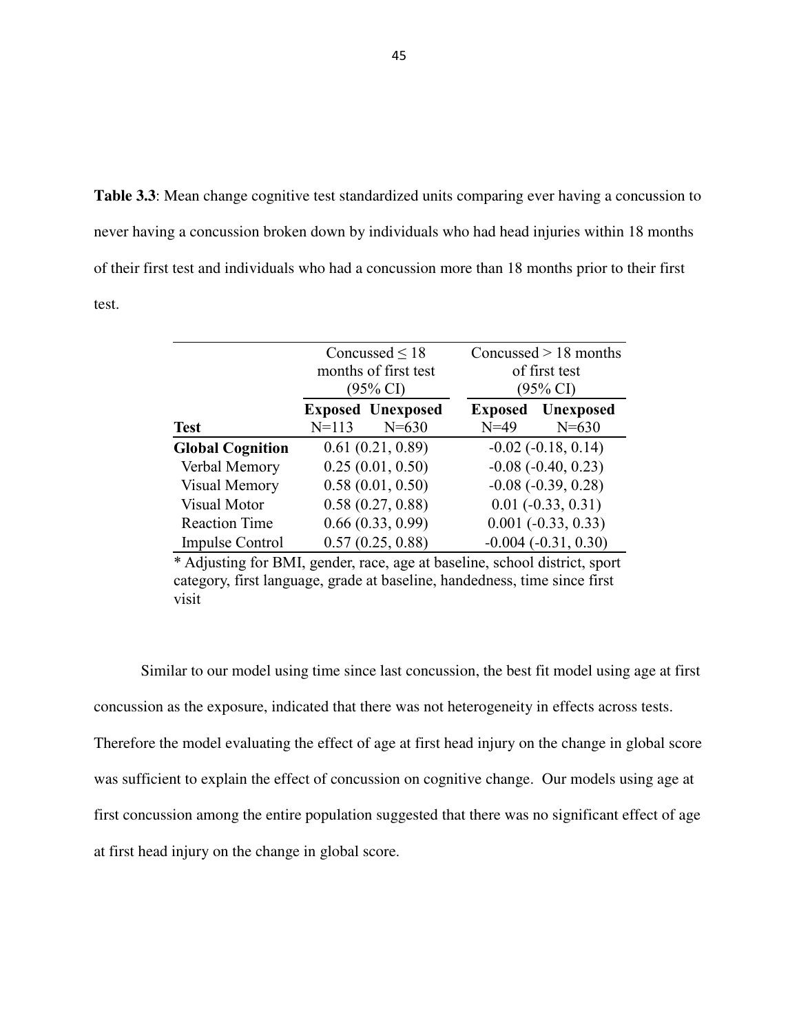**Table 3.3**: Mean change cognitive test standardized units comparing ever having a concussion to never having a concussion broken down by individuals who had head injuries within 18 months of their first test and individuals who had a concussion more than 18 months prior to their first test.

| | Concussed ≤ 18 months of first test (95% CI) | Concussed > 18 months of first test (95% CI) |
|---|---|---|
| | **Exposed** **Unexposed** | **Exposed** **Unexposed** |
| **Test** | N=113 N=630 | N=49 N=630 |
| **Global Cognition** | 0.61 (0.21, 0.89) | -0.02 (-0.18, 0.14) |
| Verbal Memory | 0.25 (0.01, 0.50) | -0.08 (-0.40, 0.23) |
| Visual Memory | 0.58 (0.01, 0.50) | -0.08 (-0.39, 0.28) |
| Visual Motor | 0.58 (0.27, 0.88) | 0.01 (-0.33, 0.31) |
| Reaction Time | 0.66 (0.33, 0.99) | 0.001 (-0.33, 0.33) |
| Impulse Control | 0.57 (0.25, 0.88) | -0.004 (-0.31, 0.30) |

* Adjusting for BMI, gender, race, age at baseline, school district, sport category, first language, grade at baseline, handedness, time since first visit

Similar to our model using time since last concussion, the best fit model using age at first concussion as the exposure, indicated that there was not heterogeneity in effects across tests. Therefore the model evaluating the effect of age at first head injury on the change in global score was sufficient to explain the effect of concussion on cognitive change. Our models using age at first concussion among the entire population suggested that there was no significant effect of age at first head injury on the change in global score.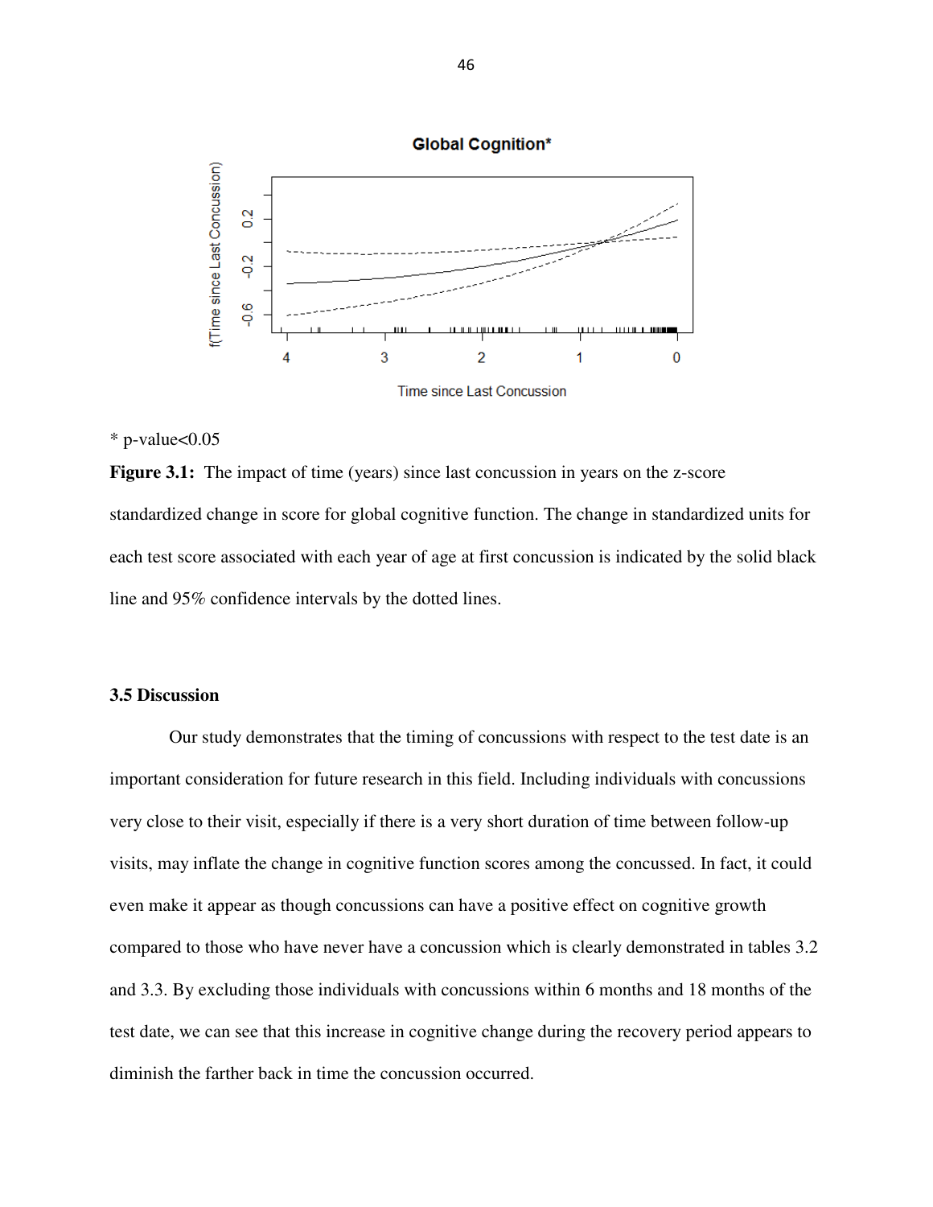\* p-value<0.05

**Figure 3.1:** The impact of time (years) since last concussion in years on the z-score standardized change in score for global cognitive function. The change in standardized units for each test score associated with each year of age at first concussion is indicated by the solid black line and 95% confidence intervals by the dotted lines.

### 3.5 Discussion

Our study demonstrates that the timing of concussions with respect to the test date is an important consideration for future research in this field. Including individuals with concussions very close to their visit, especially if there is a very short duration of time between follow-up visits, may inflate the change in cognitive function scores among the concussed. In fact, it could even make it appear as though concussions can have a positive effect on cognitive growth compared to those who have never have a concussion which is clearly demonstrated in tables 3.2 and 3.3. By excluding those individuals with concussions within 6 months and 18 months of the test date, we can see that this increase in cognitive change during the recovery period appears to diminish the farther back in time the concussion occurred.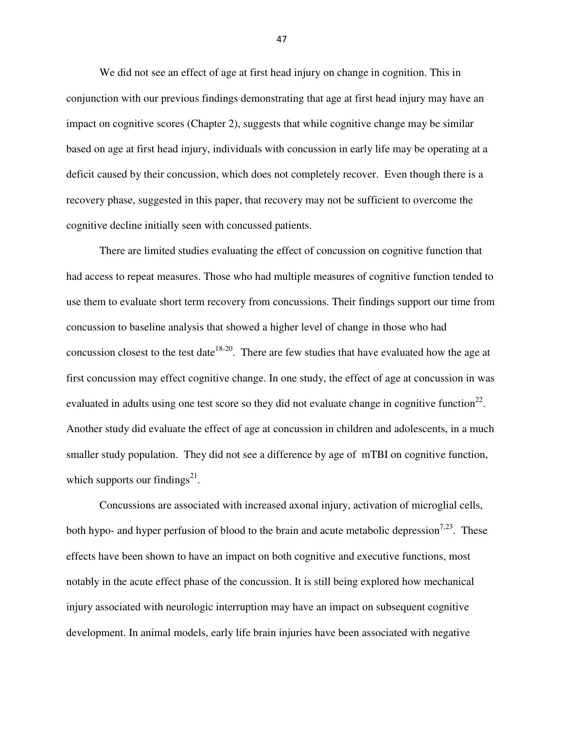We did not see an effect of age at first head injury on change in cognition. This in conjunction with our previous findings demonstrating that age at first head injury may have an impact on cognitive scores (Chapter 2), suggests that while cognitive change may be similar based on age at first head injury, individuals with concussion in early life may be operating at a deficit caused by their concussion, which does not completely recover. Even though there is a recovery phase, suggested in this paper, that recovery may not be sufficient to overcome the cognitive decline initially seen with concussed patients.

There are limited studies evaluating the effect of concussion on cognitive function that had access to repeat measures. Those who had multiple measures of cognitive function tended to use them to evaluate short term recovery from concussions. Their findings support our time from concussion to baseline analysis that showed a higher level of change in those who had concussion closest to the test date[18-20]. There are few studies that have evaluated how the age at first concussion may effect cognitive change. In one study, the effect of age at concussion in was evaluated in adults using one test score so they did not evaluate change in cognitive function[22]. Another study did evaluate the effect of age at concussion in children and adolescents, in a much smaller study population. They did not see a difference by age of mTBI on cognitive function, which supports our findings[21].

Concussions are associated with increased axonal injury, activation of microglial cells, both hypo- and hyper perfusion of blood to the brain and acute metabolic depression[7,23]. These effects have been shown to have an impact on both cognitive and executive functions, most notably in the acute effect phase of the concussion. It is still being explored how mechanical injury associated with neurologic interruption may have an impact on subsequent cognitive development. In animal models, early life brain injuries have been associated with negative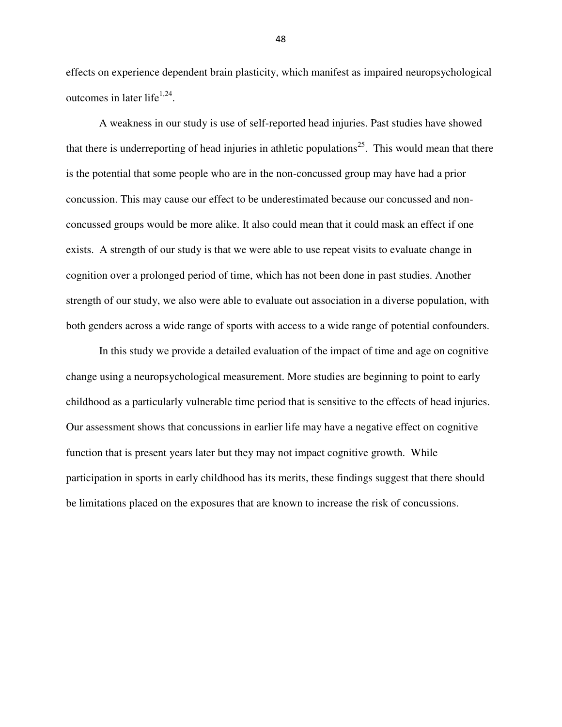effects on experience dependent brain plasticity, which manifest as impaired neuropsychological outcomes in later life[1,24].

A weakness in our study is use of self-reported head injuries. Past studies have showed that there is underreporting of head injuries in athletic populations[25]. This would mean that there is the potential that some people who are in the non-concussed group may have had a prior concussion. This may cause our effect to be underestimated because our concussed and non-concussed groups would be more alike. It also could mean that it could mask an effect if one exists. A strength of our study is that we were able to use repeat visits to evaluate change in cognition over a prolonged period of time, which has not been done in past studies. Another strength of our study, we also were able to evaluate out association in a diverse population, with both genders across a wide range of sports with access to a wide range of potential confounders.

In this study we provide a detailed evaluation of the impact of time and age on cognitive change using a neuropsychological measurement. More studies are beginning to point to early childhood as a particularly vulnerable time period that is sensitive to the effects of head injuries. Our assessment shows that concussions in earlier life may have a negative effect on cognitive function that is present years later but they may not impact cognitive growth. While participation in sports in early childhood has its merits, these findings suggest that there should be limitations placed on the exposures that are known to increase the risk of concussions.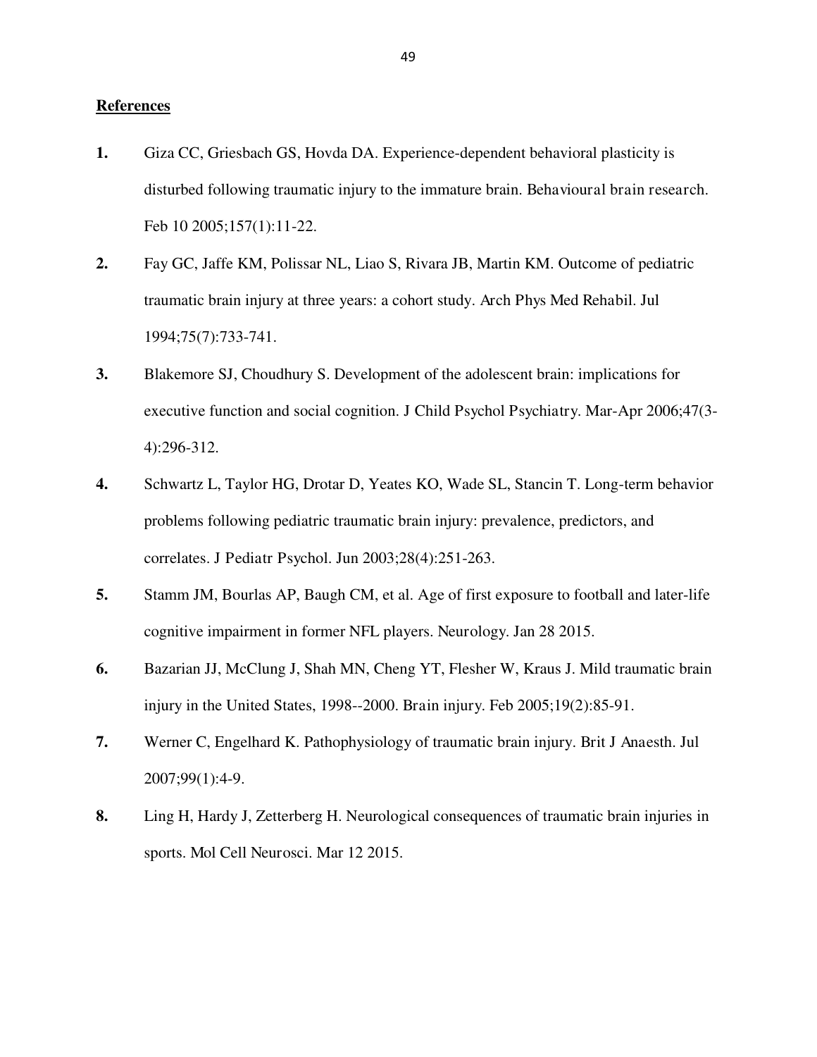**References**

1. Giza CC, Griesbach GS, Hovda DA. Experience-dependent behavioral plasticity is disturbed following traumatic injury to the immature brain. Behavioural brain research. Feb 10 2005;157(1):11-22.

2. Fay GC, Jaffe KM, Polissar NL, Liao S, Rivara JB, Martin KM. Outcome of pediatric traumatic brain injury at three years: a cohort study. Arch Phys Med Rehabil. Jul 1994;75(7):733-741.

3. Blakemore SJ, Choudhury S. Development of the adolescent brain: implications for executive function and social cognition. J Child Psychol Psychiatry. Mar-Apr 2006;47(3-4):296-312.

4. Schwartz L, Taylor HG, Drotar D, Yeates KO, Wade SL, Stancin T. Long-term behavior problems following pediatric traumatic brain injury: prevalence, predictors, and correlates. J Pediatr Psychol. Jun 2003;28(4):251-263.

5. Stamm JM, Bourlas AP, Baugh CM, et al. Age of first exposure to football and later-life cognitive impairment in former NFL players. Neurology. Jan 28 2015.

6. Bazarian JJ, McClung J, Shah MN, Cheng YT, Flesher W, Kraus J. Mild traumatic brain injury in the United States, 1998--2000. Brain injury. Feb 2005;19(2):85-91.

7. Werner C, Engelhard K. Pathophysiology of traumatic brain injury. Brit J Anaesth. Jul 2007;99(1):4-9.

8. Ling H, Hardy J, Zetterberg H. Neurological consequences of traumatic brain injuries in sports. Mol Cell Neurosci. Mar 12 2015.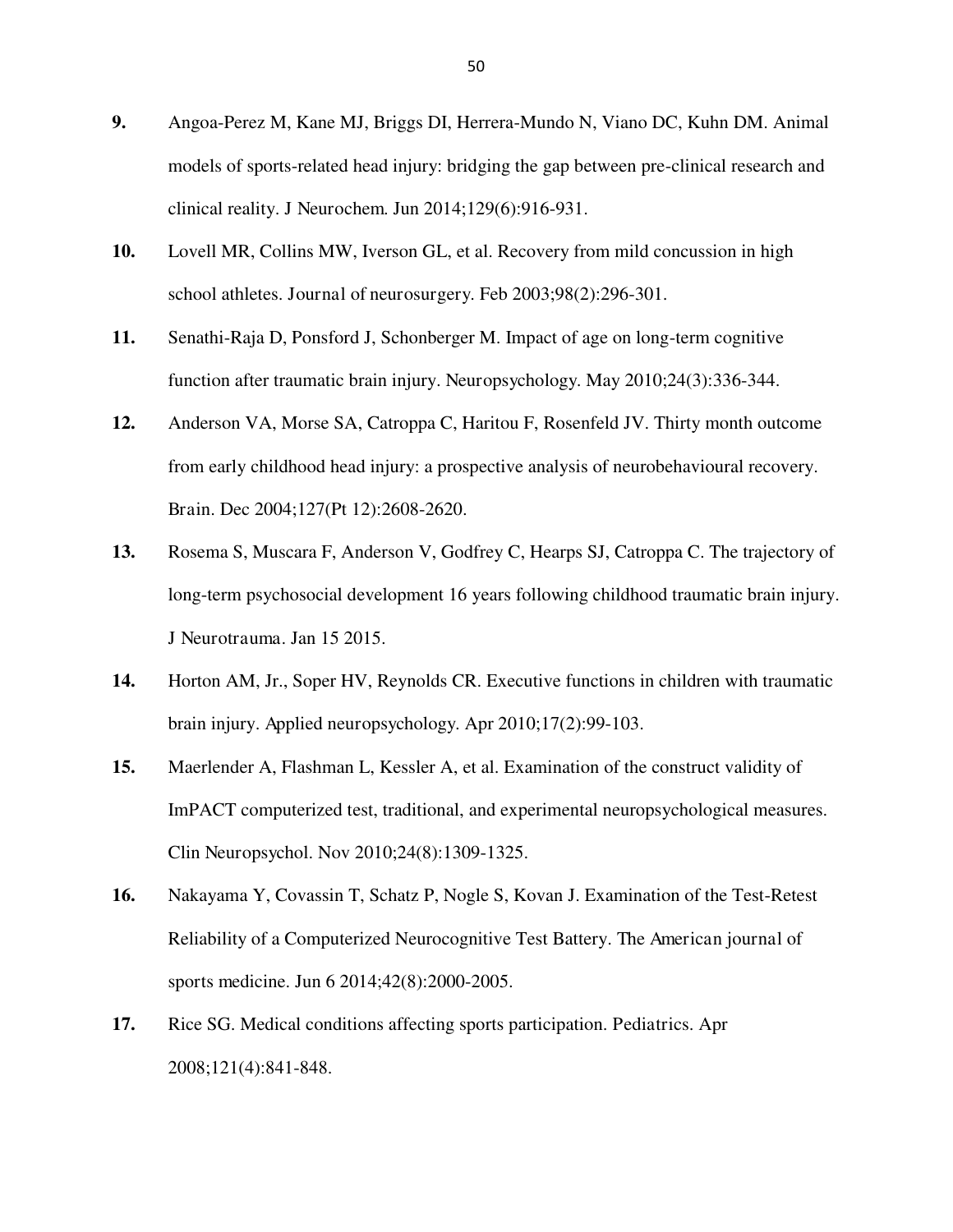**9.** Angoa-Perez M, Kane MJ, Briggs DI, Herrera-Mundo N, Viano DC, Kuhn DM. Animal models of sports-related head injury: bridging the gap between pre-clinical research and clinical reality. J Neurochem. Jun 2014;129(6):916-931.

**10.** Lovell MR, Collins MW, Iverson GL, et al. Recovery from mild concussion in high school athletes. Journal of neurosurgery. Feb 2003;98(2):296-301.

**11.** Senathi-Raja D, Ponsford J, Schonberger M. Impact of age on long-term cognitive function after traumatic brain injury. Neuropsychology. May 2010;24(3):336-344.

**12.** Anderson VA, Morse SA, Catroppa C, Haritou F, Rosenfeld JV. Thirty month outcome from early childhood head injury: a prospective analysis of neurobehavioural recovery. Brain. Dec 2004;127(Pt 12):2608-2620.

**13.** Rosema S, Muscara F, Anderson V, Godfrey C, Hearps SJ, Catroppa C. The trajectory of long-term psychosocial development 16 years following childhood traumatic brain injury. J Neurotrauma. Jan 15 2015.

**14.** Horton AM, Jr., Soper HV, Reynolds CR. Executive functions in children with traumatic brain injury. Applied neuropsychology. Apr 2010;17(2):99-103.

**15.** Maerlender A, Flashman L, Kessler A, et al. Examination of the construct validity of ImPACT computerized test, traditional, and experimental neuropsychological measures. Clin Neuropsychol. Nov 2010;24(8):1309-1325.

**16.** Nakayama Y, Covassin T, Schatz P, Nogle S, Kovan J. Examination of the Test-Retest Reliability of a Computerized Neurocognitive Test Battery. The American journal of sports medicine. Jun 6 2014;42(8):2000-2005.

**17.** Rice SG. Medical conditions affecting sports participation. Pediatrics. Apr 2008;121(4):841-848.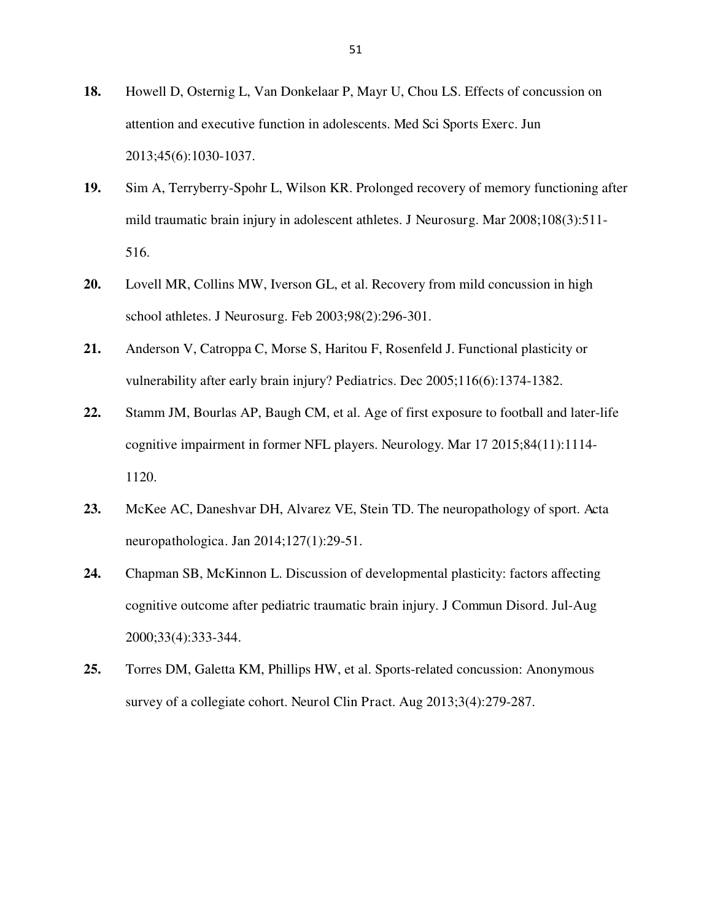**18.** Howell D, Osternig L, Van Donkelaar P, Mayr U, Chou LS. Effects of concussion on attention and executive function in adolescents. Med Sci Sports Exerc. Jun 2013;45(6):1030-1037.

**19.** Sim A, Terryberry-Spohr L, Wilson KR. Prolonged recovery of memory functioning after mild traumatic brain injury in adolescent athletes. J Neurosurg. Mar 2008;108(3):511-516.

**20.** Lovell MR, Collins MW, Iverson GL, et al. Recovery from mild concussion in high school athletes. J Neurosurg. Feb 2003;98(2):296-301.

**21.** Anderson V, Catroppa C, Morse S, Haritou F, Rosenfeld J. Functional plasticity or vulnerability after early brain injury? Pediatrics. Dec 2005;116(6):1374-1382.

**22.** Stamm JM, Bourlas AP, Baugh CM, et al. Age of first exposure to football and later-life cognitive impairment in former NFL players. Neurology. Mar 17 2015;84(11):1114-1120.

**23.** McKee AC, Daneshvar DH, Alvarez VE, Stein TD. The neuropathology of sport. Acta neuropathologica. Jan 2014;127(1):29-51.

**24.** Chapman SB, McKinnon L. Discussion of developmental plasticity: factors affecting cognitive outcome after pediatric traumatic brain injury. J Commun Disord. Jul-Aug 2000;33(4):333-344.

**25.** Torres DM, Galetta KM, Phillips HW, et al. Sports-related concussion: Anonymous survey of a collegiate cohort. Neurol Clin Pract. Aug 2013;3(4):279-287.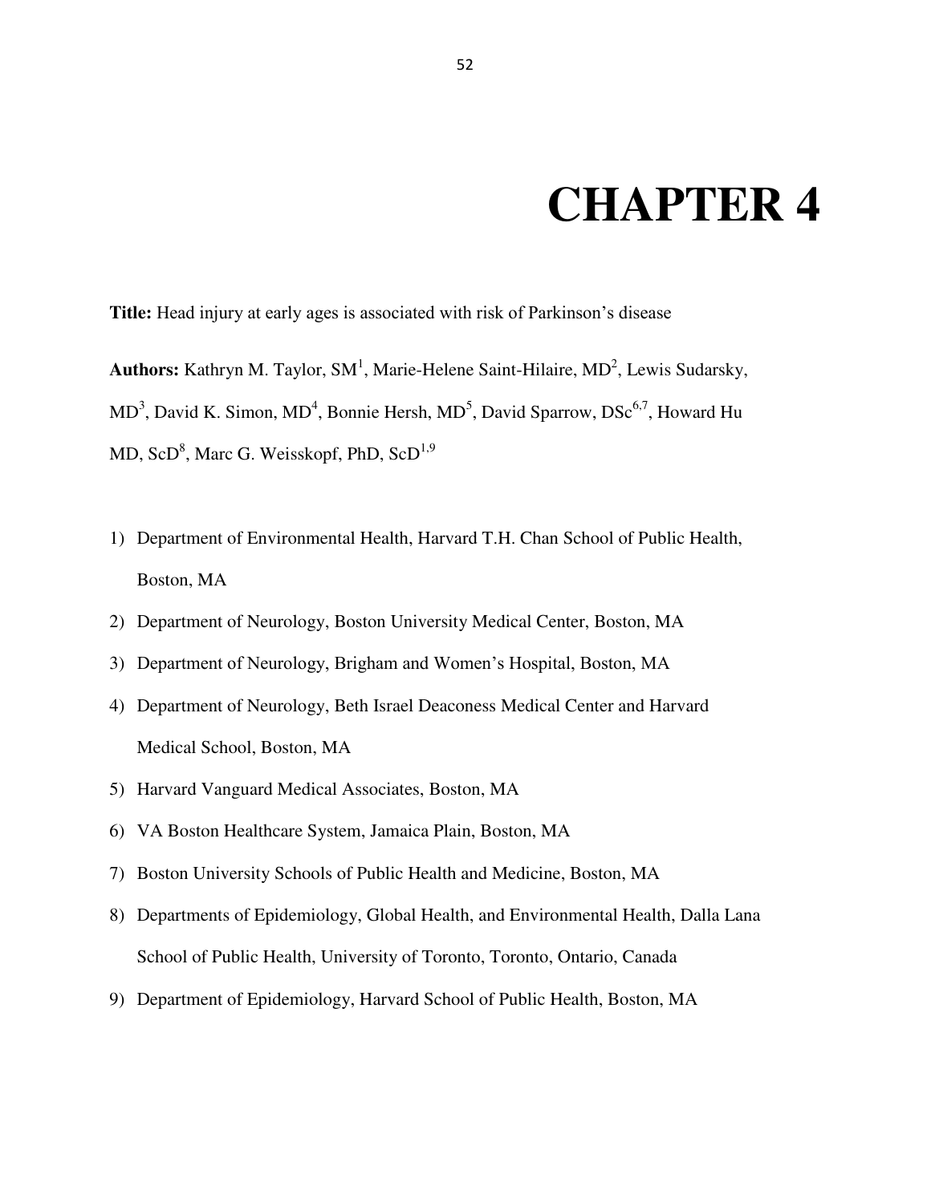# CHAPTER 4

**Title:** Head injury at early ages is associated with risk of Parkinson's disease

**Authors:** Kathryn M. Taylor, SM[1], Marie-Helene Saint-Hilaire, MD[2], Lewis Sudarsky, MD[3], David K. Simon, MD[4], Bonnie Hersh, MD[5], David Sparrow, DSc[6,7], Howard Hu MD, ScD[8], Marc G. Weisskopf, PhD, ScD[1,9]

1) Department of Environmental Health, Harvard T.H. Chan School of Public Health, Boston, MA
2) Department of Neurology, Boston University Medical Center, Boston, MA
3) Department of Neurology, Brigham and Women's Hospital, Boston, MA
4) Department of Neurology, Beth Israel Deaconess Medical Center and Harvard Medical School, Boston, MA
5) Harvard Vanguard Medical Associates, Boston, MA
6) VA Boston Healthcare System, Jamaica Plain, Boston, MA
7) Boston University Schools of Public Health and Medicine, Boston, MA
8) Departments of Epidemiology, Global Health, and Environmental Health, Dalla Lana School of Public Health, University of Toronto, Toronto, Ontario, Canada
9) Department of Epidemiology, Harvard School of Public Health, Boston, MA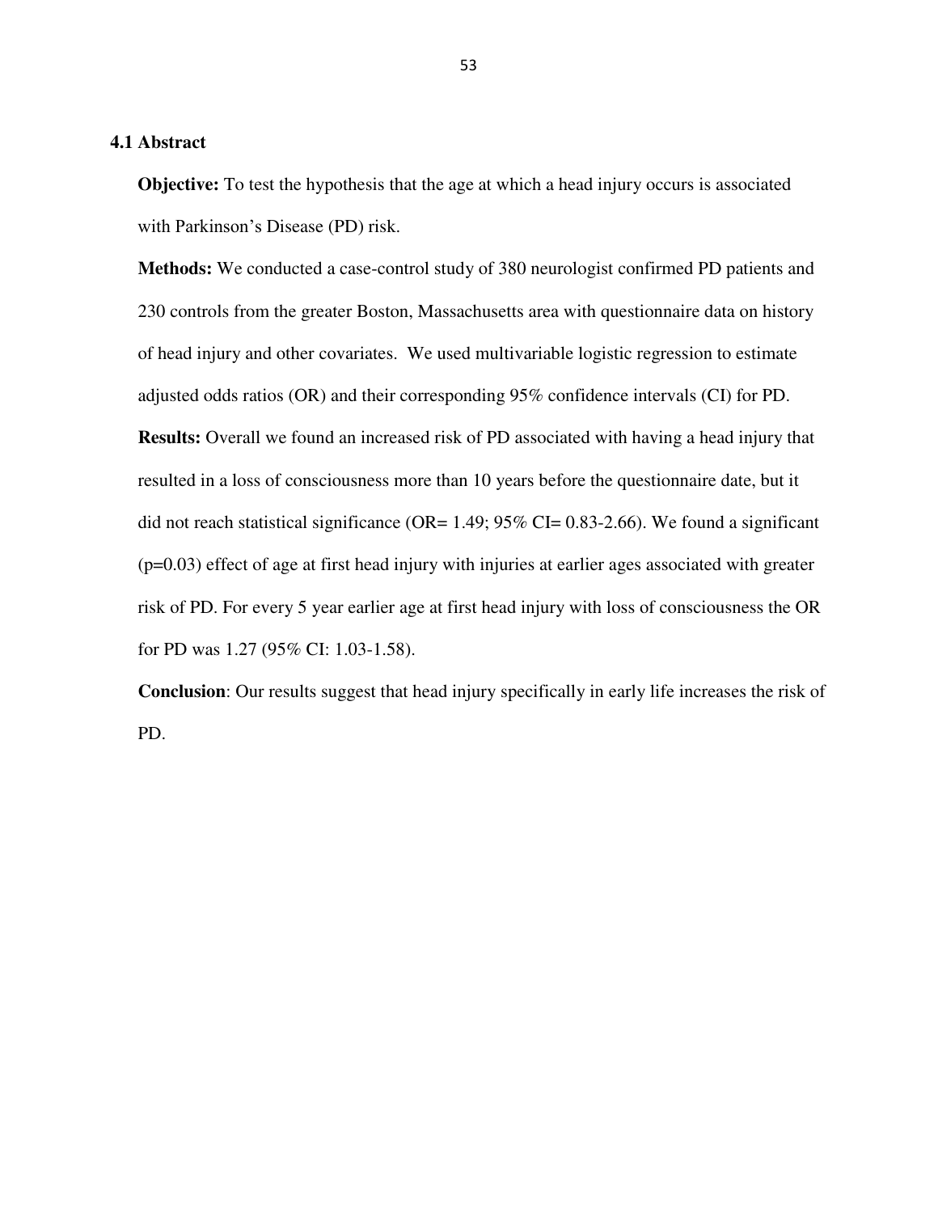## 4.1 Abstract

**Objective:** To test the hypothesis that the age at which a head injury occurs is associated with Parkinson's Disease (PD) risk.

**Methods:** We conducted a case-control study of 380 neurologist confirmed PD patients and 230 controls from the greater Boston, Massachusetts area with questionnaire data on history of head injury and other covariates. We used multivariable logistic regression to estimate adjusted odds ratios (OR) and their corresponding 95% confidence intervals (CI) for PD.

**Results:** Overall we found an increased risk of PD associated with having a head injury that resulted in a loss of consciousness more than 10 years before the questionnaire date, but it did not reach statistical significance (OR= 1.49; 95% CI= 0.83-2.66). We found a significant ($p=0.03$) effect of age at first head injury with injuries at earlier ages associated with greater risk of PD. For every 5 year earlier age at first head injury with loss of consciousness the OR for PD was 1.27 (95% CI: 1.03-1.58).

**Conclusion**: Our results suggest that head injury specifically in early life increases the risk of PD.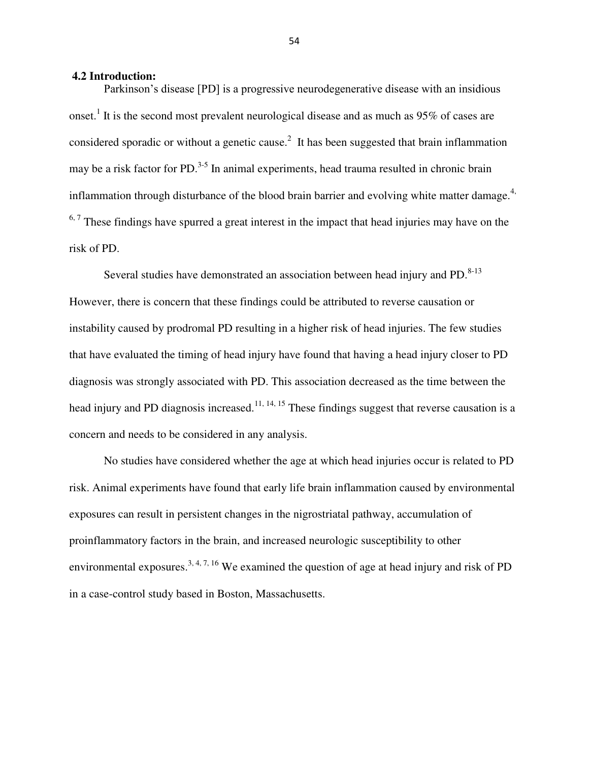### 4.2 Introduction:

Parkinson's disease [PD] is a progressive neurodegenerative disease with an insidious onset.[1] It is the second most prevalent neurological disease and as much as 95% of cases are considered sporadic or without a genetic cause.[2] It has been suggested that brain inflammation may be a risk factor for PD.[3-5] In animal experiments, head trauma resulted in chronic brain inflammation through disturbance of the blood brain barrier and evolving white matter damage.[4, 6, 7] These findings have spurred a great interest in the impact that head injuries may have on the risk of PD.

Several studies have demonstrated an association between head injury and PD.[8-13] However, there is concern that these findings could be attributed to reverse causation or instability caused by prodromal PD resulting in a higher risk of head injuries. The few studies that have evaluated the timing of head injury have found that having a head injury closer to PD diagnosis was strongly associated with PD. This association decreased as the time between the head injury and PD diagnosis increased.[11, 14, 15] These findings suggest that reverse causation is a concern and needs to be considered in any analysis.

No studies have considered whether the age at which head injuries occur is related to PD risk. Animal experiments have found that early life brain inflammation caused by environmental exposures can result in persistent changes in the nigrostriatal pathway, accumulation of proinflammatory factors in the brain, and increased neurologic susceptibility to other environmental exposures.[3, 4, 7, 16] We examined the question of age at head injury and risk of PD in a case-control study based in Boston, Massachusetts.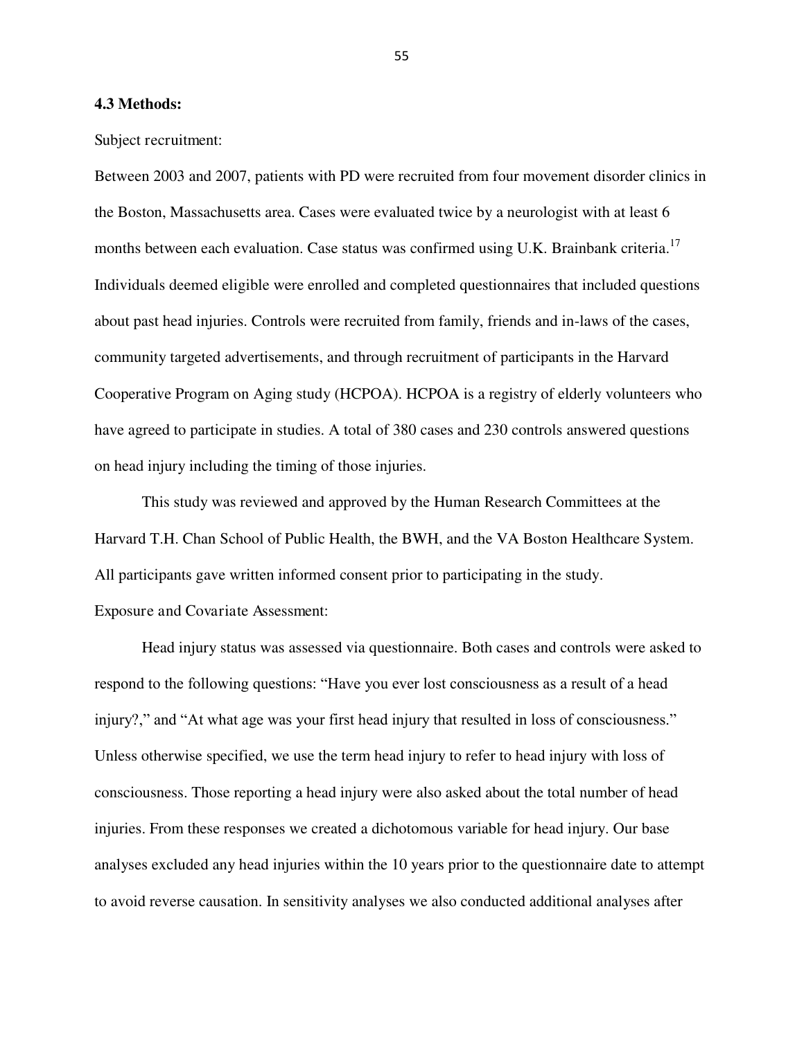### 4.3 Methods:

Subject recruitment:

Between 2003 and 2007, patients with PD were recruited from four movement disorder clinics in the Boston, Massachusetts area. Cases were evaluated twice by a neurologist with at least 6 months between each evaluation. Case status was confirmed using U.K. Brainbank criteria.[17] Individuals deemed eligible were enrolled and completed questionnaires that included questions about past head injuries. Controls were recruited from family, friends and in-laws of the cases, community targeted advertisements, and through recruitment of participants in the Harvard Cooperative Program on Aging study (HCPOA). HCPOA is a registry of elderly volunteers who have agreed to participate in studies. A total of 380 cases and 230 controls answered questions on head injury including the timing of those injuries.

This study was reviewed and approved by the Human Research Committees at the Harvard T.H. Chan School of Public Health, the BWH, and the VA Boston Healthcare System. All participants gave written informed consent prior to participating in the study.

Exposure and Covariate Assessment:

Head injury status was assessed via questionnaire. Both cases and controls were asked to respond to the following questions: "Have you ever lost consciousness as a result of a head injury?," and "At what age was your first head injury that resulted in loss of consciousness." Unless otherwise specified, we use the term head injury to refer to head injury with loss of consciousness. Those reporting a head injury were also asked about the total number of head injuries. From these responses we created a dichotomous variable for head injury. Our base analyses excluded any head injuries within the 10 years prior to the questionnaire date to attempt to avoid reverse causation. In sensitivity analyses we also conducted additional analyses after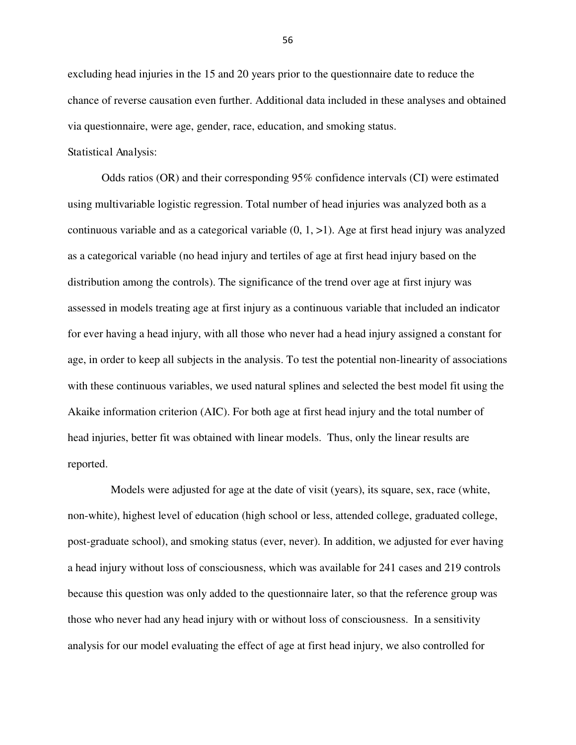excluding head injuries in the 15 and 20 years prior to the questionnaire date to reduce the chance of reverse causation even further. Additional data included in these analyses and obtained via questionnaire, were age, gender, race, education, and smoking status.

Statistical Analysis:

Odds ratios (OR) and their corresponding 95% confidence intervals (CI) were estimated using multivariable logistic regression. Total number of head injuries was analyzed both as a continuous variable and as a categorical variable (0, 1, >1). Age at first head injury was analyzed as a categorical variable (no head injury and tertiles of age at first head injury based on the distribution among the controls). The significance of the trend over age at first injury was assessed in models treating age at first injury as a continuous variable that included an indicator for ever having a head injury, with all those who never had a head injury assigned a constant for age, in order to keep all subjects in the analysis. To test the potential non-linearity of associations with these continuous variables, we used natural splines and selected the best model fit using the Akaike information criterion (AIC). For both age at first head injury and the total number of head injuries, better fit was obtained with linear models. Thus, only the linear results are reported.

Models were adjusted for age at the date of visit (years), its square, sex, race (white, non-white), highest level of education (high school or less, attended college, graduated college, post-graduate school), and smoking status (ever, never). In addition, we adjusted for ever having a head injury without loss of consciousness, which was available for 241 cases and 219 controls because this question was only added to the questionnaire later, so that the reference group was those who never had any head injury with or without loss of consciousness. In a sensitivity analysis for our model evaluating the effect of age at first head injury, we also controlled for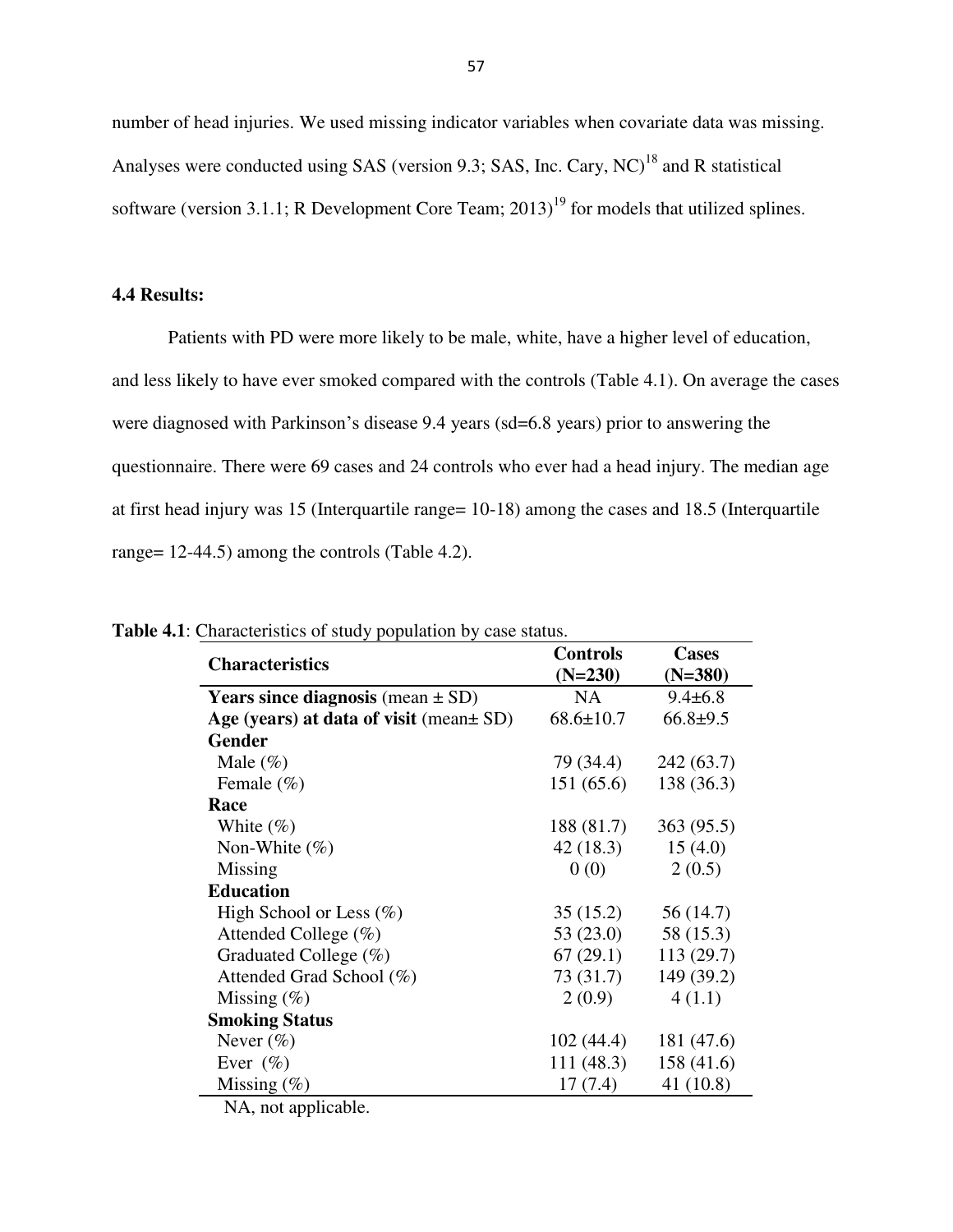number of head injuries. We used missing indicator variables when covariate data was missing. Analyses were conducted using SAS (version 9.3; SAS, Inc. Cary, NC)[18] and R statistical software (version 3.1.1; R Development Core Team; 2013)[19] for models that utilized splines.

### 4.4 Results:

Patients with PD were more likely to be male, white, have a higher level of education, and less likely to have ever smoked compared with the controls (Table 4.1). On average the cases were diagnosed with Parkinson's disease 9.4 years (sd=6.8 years) prior to answering the questionnaire. There were 69 cases and 24 controls who ever had a head injury. The median age at first head injury was 15 (Interquartile range= 10-18) among the cases and 18.5 (Interquartile range= 12-44.5) among the controls (Table 4.2).

**Table 4.1**: Characteristics of study population by case status.

| **Characteristics** | **Controls (N=230)** | **Cases (N=380)** |
|---|---|---|
| **Years since diagnosis** (mean ± SD) | NA | 9.4±6.8 |
| **Age (years) at data of visit** (mean± SD) | 68.6±10.7 | 66.8±9.5 |
| **Gender** | | |
| Male (%) | 79 (34.4) | 242 (63.7) |
| Female (%) | 151 (65.6) | 138 (36.3) |
| **Race** | | |
| White (%) | 188 (81.7) | 363 (95.5) |
| Non-White (%) | 42 (18.3) | 15 (4.0) |
| Missing | 0 (0) | 2 (0.5) |
| **Education** | | |
| High School or Less (%) | 35 (15.2) | 56 (14.7) |
| Attended College (%) | 53 (23.0) | 58 (15.3) |
| Graduated College (%) | 67 (29.1) | 113 (29.7) |
| Attended Grad School (%) | 73 (31.7) | 149 (39.2) |
| Missing (%) | 2 (0.9) | 4 (1.1) |
| **Smoking Status** | | |
| Never (%) | 102 (44.4) | 181 (47.6) |
| Ever (%) | 111 (48.3) | 158 (41.6) |
| Missing (%) | 17 (7.4) | 41 (10.8) |

NA, not applicable.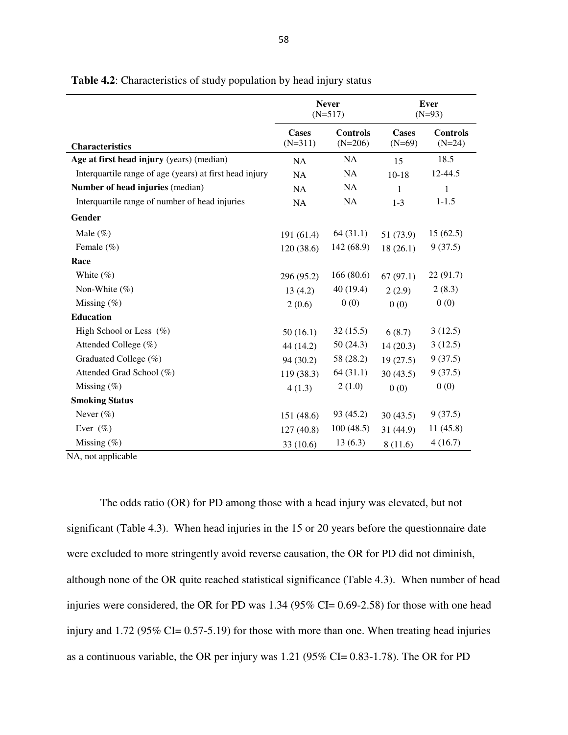**Table 4.2**: Characteristics of study population by head injury status

| | Never (N=517) | | Ever (N=93) | |
|---|---|---|---|---|
| **Characteristics** | **Cases** (N=311) | **Controls** (N=206) | **Cases** (N=69) | **Controls** (N=24) |
| **Age at first head injury** (years) (median) | NA | NA | 15 | 18.5 |
| Interquartile range of age (years) at first head injury | NA | NA | 10-18 | 12-44.5 |
| **Number of head injuries** (median) | NA | NA | 1 | 1 |
| Interquartile range of number of head injuries | NA | NA | 1-3 | 1-1.5 |
| **Gender** | | | | |
| Male (%) | 191 (61.4) | 64 (31.1) | 51 (73.9) | 15 (62.5) |
| Female (%) | 120 (38.6) | 142 (68.9) | 18 (26.1) | 9 (37.5) |
| **Race** | | | | |
| White (%) | 296 (95.2) | 166 (80.6) | 67 (97.1) | 22 (91.7) |
| Non-White (%) | 13 (4.2) | 40 (19.4) | 2 (2.9) | 2 (8.3) |
| Missing (%) | 2 (0.6) | 0 (0) | 0 (0) | 0 (0) |
| **Education** | | | | |
| High School or Less (%) | 50 (16.1) | 32 (15.5) | 6 (8.7) | 3 (12.5) |
| Attended College (%) | 44 (14.2) | 50 (24.3) | 14 (20.3) | 3 (12.5) |
| Graduated College (%) | 94 (30.2) | 58 (28.2) | 19 (27.5) | 9 (37.5) |
| Attended Grad School (%) | 119 (38.3) | 64 (31.1) | 30 (43.5) | 9 (37.5) |
| Missing (%) | 4 (1.3) | 2 (1.0) | 0 (0) | 0 (0) |
| **Smoking Status** | | | | |
| Never (%) | 151 (48.6) | 93 (45.2) | 30 (43.5) | 9 (37.5) |
| Ever (%) | 127 (40.8) | 100 (48.5) | 31 (44.9) | 11 (45.8) |
| Missing (%) | 33 (10.6) | 13 (6.3) | 8 (11.6) | 4 (16.7) |

NA, not applicable

The odds ratio (OR) for PD among those with a head injury was elevated, but not significant (Table 4.3). When head injuries in the 15 or 20 years before the questionnaire date were excluded to more stringently avoid reverse causation, the OR for PD did not diminish, although none of the OR quite reached statistical significance (Table 4.3). When number of head injuries were considered, the OR for PD was 1.34 (95% CI= 0.69-2.58) for those with one head injury and 1.72 (95% CI= 0.57-5.19) for those with more than one. When treating head injuries as a continuous variable, the OR per injury was 1.21 (95% CI= 0.83-1.78). The OR for PD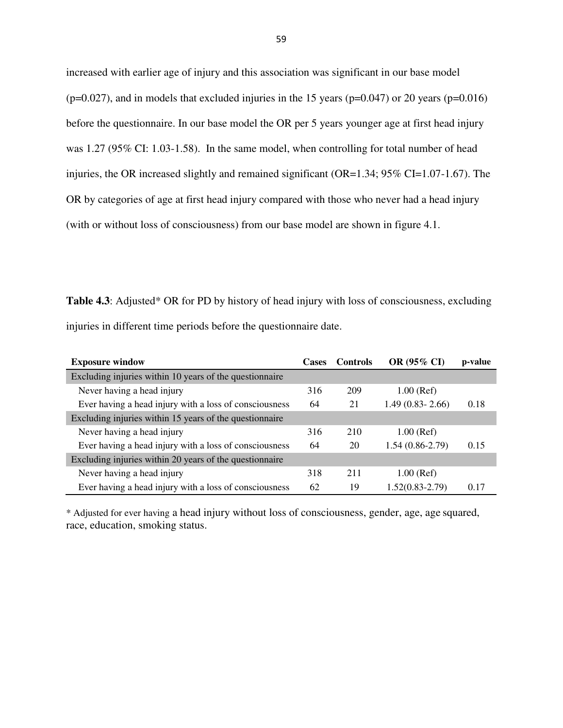increased with earlier age of injury and this association was significant in our base model ($p=0.027$), and in models that excluded injuries in the 15 years ($p=0.047$) or 20 years ($p=0.016$) before the questionnaire. In our base model the OR per 5 years younger age at first head injury was 1.27 (95% CI: 1.03-1.58). In the same model, when controlling for total number of head injuries, the OR increased slightly and remained significant (OR=1.34; 95% CI=1.07-1.67). The OR by categories of age at first head injury compared with those who never had a head injury (with or without loss of consciousness) from our base model are shown in figure 4.1.

**Table 4.3**: Adjusted* OR for PD by history of head injury with loss of consciousness, excluding injuries in different time periods before the questionnaire date.

| Exposure window | Cases | Controls | OR (95% CI) | p-value |
|---|---|---|---|---|
| Excluding injuries within 10 years of the questionnaire | | | | |
| Never having a head injury | 316 | 209 | 1.00 (Ref) | |
| Ever having a head injury with a loss of consciousness | 64 | 21 | 1.49 (0.83- 2.66) | 0.18 |
| Excluding injuries within 15 years of the questionnaire | | | | |
| Never having a head injury | 316 | 210 | 1.00 (Ref) | |
| Ever having a head injury with a loss of consciousness | 64 | 20 | 1.54 (0.86-2.79) | 0.15 |
| Excluding injuries within 20 years of the questionnaire | | | | |
| Never having a head injury | 318 | 211 | 1.00 (Ref) | |
| Ever having a head injury with a loss of consciousness | 62 | 19 | 1.52(0.83-2.79) | 0.17 |

* Adjusted for ever having a head injury without loss of consciousness, gender, age, age squared, race, education, smoking status.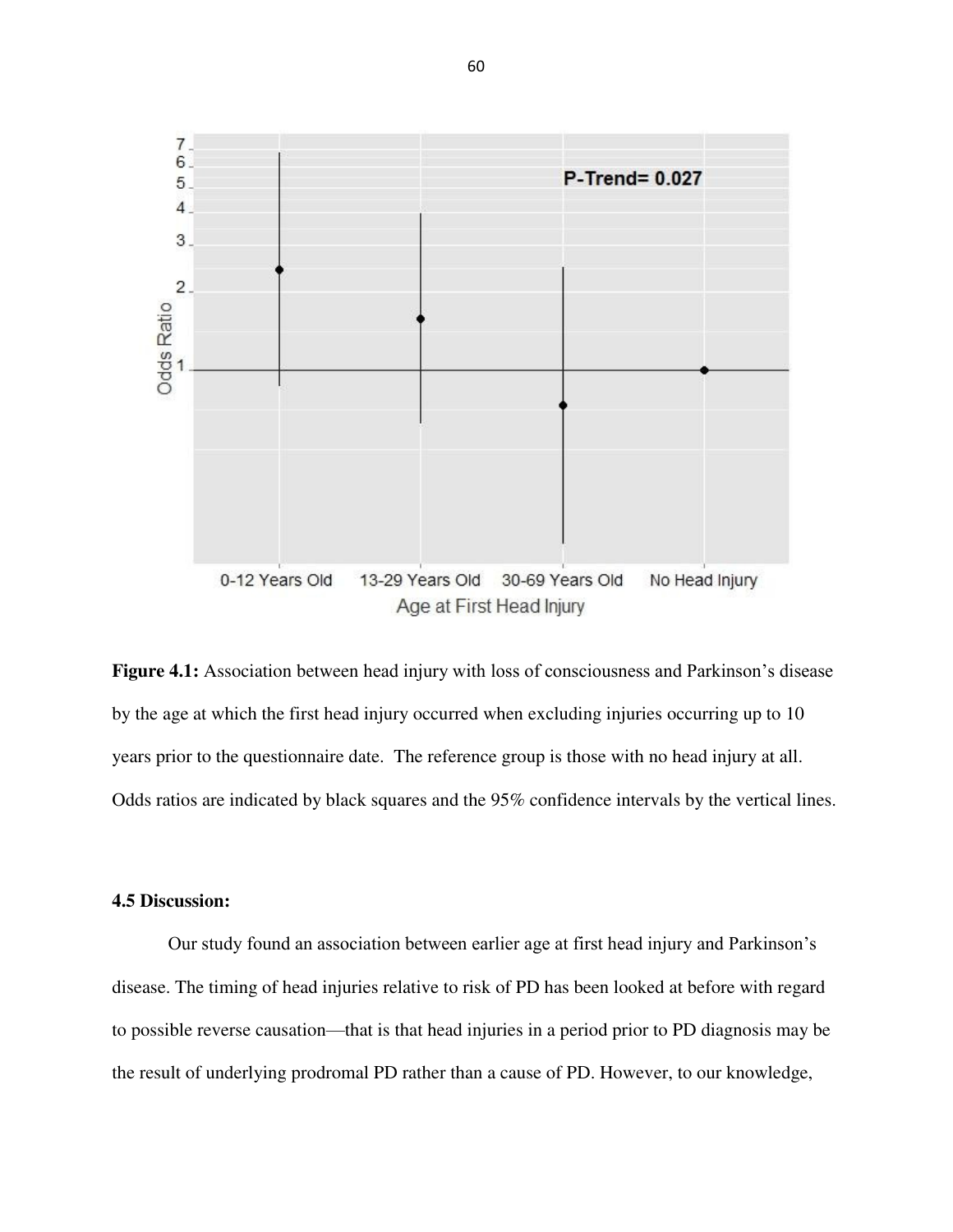**Figure 4.1:** Association between head injury with loss of consciousness and Parkinson's disease by the age at which the first head injury occurred when excluding injuries occurring up to 10 years prior to the questionnaire date. The reference group is those with no head injury at all. Odds ratios are indicated by black squares and the 95% confidence intervals by the vertical lines.

### 4.5 Discussion:

Our study found an association between earlier age at first head injury and Parkinson's disease. The timing of head injuries relative to risk of PD has been looked at before with regard to possible reverse causation—that is that head injuries in a period prior to PD diagnosis may be the result of underlying prodromal PD rather than a cause of PD. However, to our knowledge,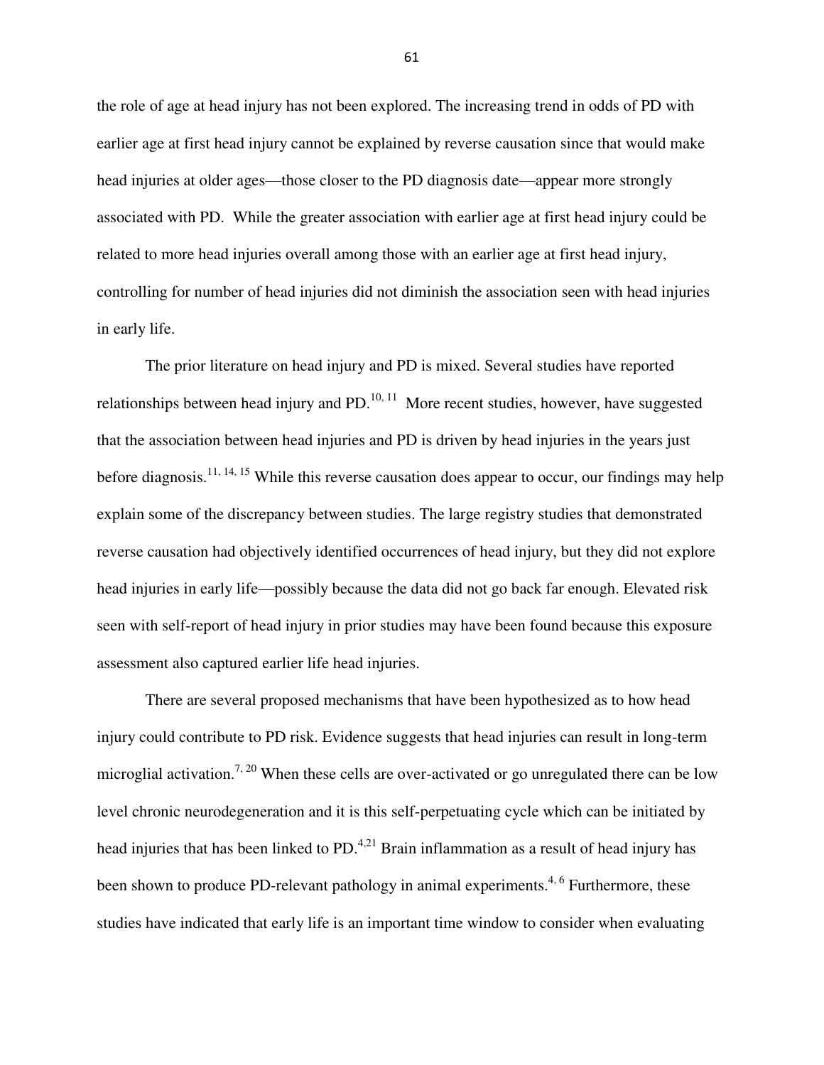the role of age at head injury has not been explored. The increasing trend in odds of PD with earlier age at first head injury cannot be explained by reverse causation since that would make head injuries at older ages—those closer to the PD diagnosis date—appear more strongly associated with PD. While the greater association with earlier age at first head injury could be related to more head injuries overall among those with an earlier age at first head injury, controlling for number of head injuries did not diminish the association seen with head injuries in early life.

The prior literature on head injury and PD is mixed. Several studies have reported relationships between head injury and PD.[10, 11] More recent studies, however, have suggested that the association between head injuries and PD is driven by head injuries in the years just before diagnosis.[11, 14, 15] While this reverse causation does appear to occur, our findings may help explain some of the discrepancy between studies. The large registry studies that demonstrated reverse causation had objectively identified occurrences of head injury, but they did not explore head injuries in early life—possibly because the data did not go back far enough. Elevated risk seen with self-report of head injury in prior studies may have been found because this exposure assessment also captured earlier life head injuries.

There are several proposed mechanisms that have been hypothesized as to how head injury could contribute to PD risk. Evidence suggests that head injuries can result in long-term microglial activation.[7, 20] When these cells are over-activated or go unregulated there can be low level chronic neurodegeneration and it is this self-perpetuating cycle which can be initiated by head injuries that has been linked to PD.[4,21] Brain inflammation as a result of head injury has been shown to produce PD-relevant pathology in animal experiments.[4, 6] Furthermore, these studies have indicated that early life is an important time window to consider when evaluating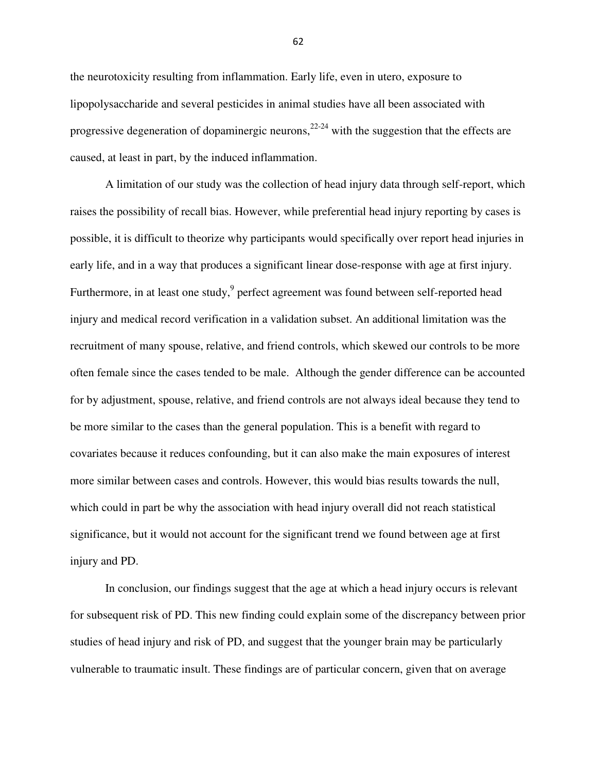the neurotoxicity resulting from inflammation. Early life, even in utero, exposure to lipopolysaccharide and several pesticides in animal studies have all been associated with progressive degeneration of dopaminergic neurons,[22-24] with the suggestion that the effects are caused, at least in part, by the induced inflammation.

A limitation of our study was the collection of head injury data through self-report, which raises the possibility of recall bias. However, while preferential head injury reporting by cases is possible, it is difficult to theorize why participants would specifically over report head injuries in early life, and in a way that produces a significant linear dose-response with age at first injury. Furthermore, in at least one study,[9] perfect agreement was found between self-reported head injury and medical record verification in a validation subset. An additional limitation was the recruitment of many spouse, relative, and friend controls, which skewed our controls to be more often female since the cases tended to be male. Although the gender difference can be accounted for by adjustment, spouse, relative, and friend controls are not always ideal because they tend to be more similar to the cases than the general population. This is a benefit with regard to covariates because it reduces confounding, but it can also make the main exposures of interest more similar between cases and controls. However, this would bias results towards the null, which could in part be why the association with head injury overall did not reach statistical significance, but it would not account for the significant trend we found between age at first injury and PD.

In conclusion, our findings suggest that the age at which a head injury occurs is relevant for subsequent risk of PD. This new finding could explain some of the discrepancy between prior studies of head injury and risk of PD, and suggest that the younger brain may be particularly vulnerable to traumatic insult. These findings are of particular concern, given that on average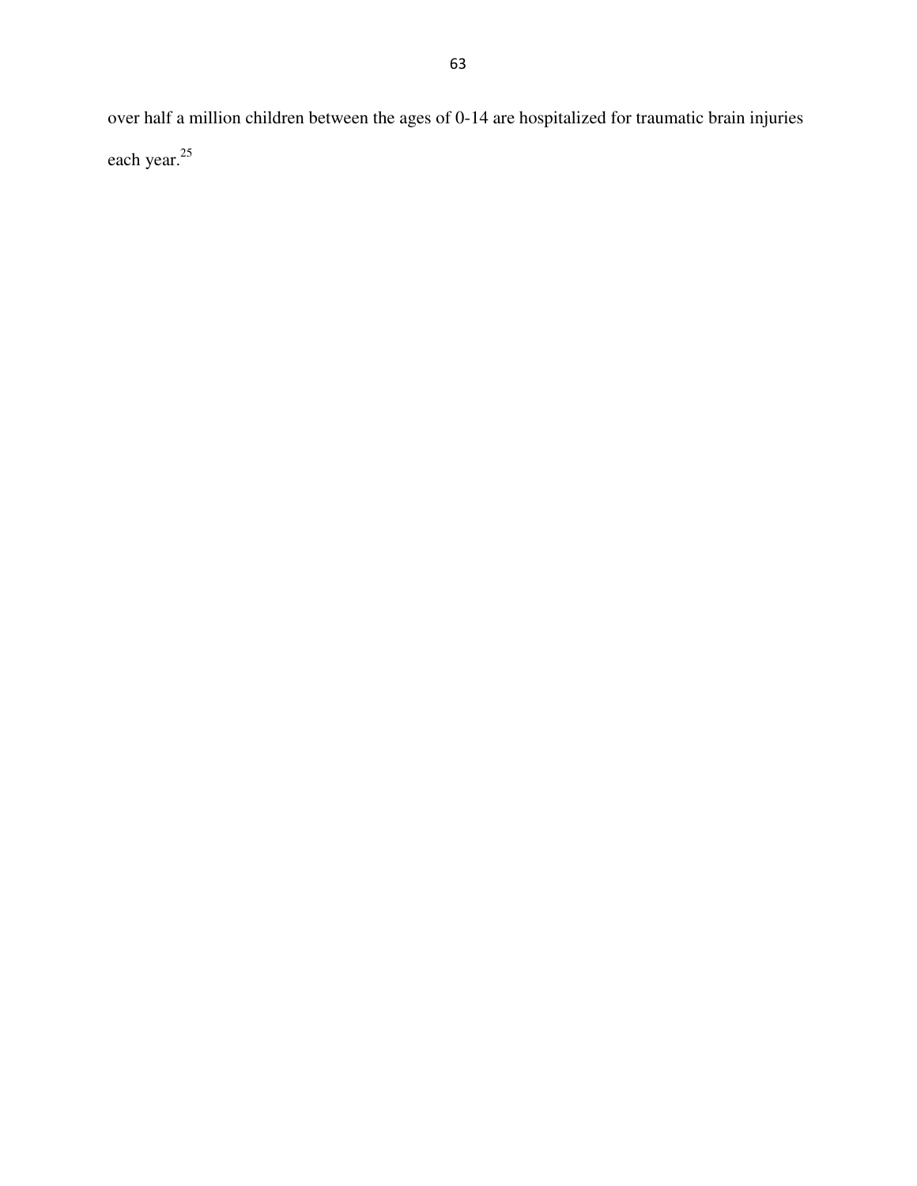over half a million children between the ages of 0-14 are hospitalized for traumatic brain injuries each year.[25]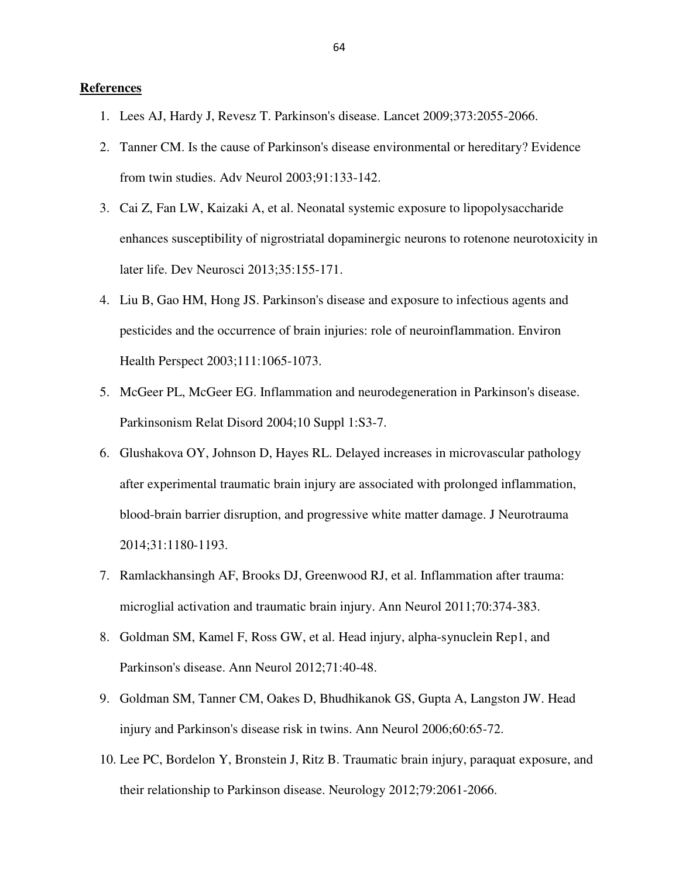**References**

1. Lees AJ, Hardy J, Revesz T. Parkinson's disease. Lancet 2009;373:2055-2066.
2. Tanner CM. Is the cause of Parkinson's disease environmental or hereditary? Evidence from twin studies. Adv Neurol 2003;91:133-142.
3. Cai Z, Fan LW, Kaizaki A, et al. Neonatal systemic exposure to lipopolysaccharide enhances susceptibility of nigrostriatal dopaminergic neurons to rotenone neurotoxicity in later life. Dev Neurosci 2013;35:155-171.
4. Liu B, Gao HM, Hong JS. Parkinson's disease and exposure to infectious agents and pesticides and the occurrence of brain injuries: role of neuroinflammation. Environ Health Perspect 2003;111:1065-1073.
5. McGeer PL, McGeer EG. Inflammation and neurodegeneration in Parkinson's disease. Parkinsonism Relat Disord 2004;10 Suppl 1:S3-7.
6. Glushakova OY, Johnson D, Hayes RL. Delayed increases in microvascular pathology after experimental traumatic brain injury are associated with prolonged inflammation, blood-brain barrier disruption, and progressive white matter damage. J Neurotrauma 2014;31:1180-1193.
7. Ramlackhansingh AF, Brooks DJ, Greenwood RJ, et al. Inflammation after trauma: microglial activation and traumatic brain injury. Ann Neurol 2011;70:374-383.
8. Goldman SM, Kamel F, Ross GW, et al. Head injury, alpha-synuclein Rep1, and Parkinson's disease. Ann Neurol 2012;71:40-48.
9. Goldman SM, Tanner CM, Oakes D, Bhudhikanok GS, Gupta A, Langston JW. Head injury and Parkinson's disease risk in twins. Ann Neurol 2006;60:65-72.
10. Lee PC, Bordelon Y, Bronstein J, Ritz B. Traumatic brain injury, paraquat exposure, and their relationship to Parkinson disease. Neurology 2012;79:2061-2066.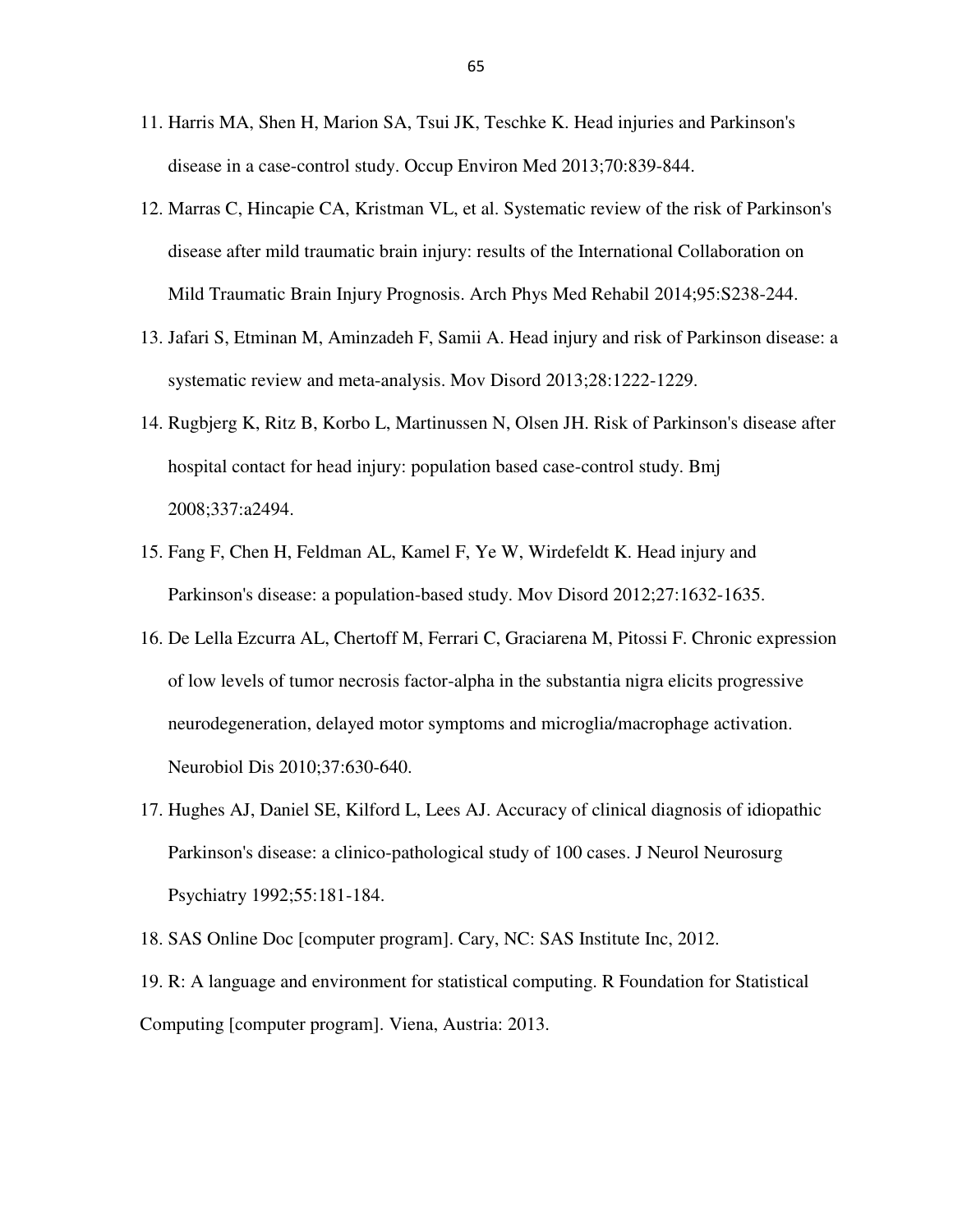11. Harris MA, Shen H, Marion SA, Tsui JK, Teschke K. Head injuries and Parkinson's disease in a case-control study. Occup Environ Med 2013;70:839-844.
12. Marras C, Hincapie CA, Kristman VL, et al. Systematic review of the risk of Parkinson's disease after mild traumatic brain injury: results of the International Collaboration on Mild Traumatic Brain Injury Prognosis. Arch Phys Med Rehabil 2014;95:S238-244.
13. Jafari S, Etminan M, Aminzadeh F, Samii A. Head injury and risk of Parkinson disease: a systematic review and meta-analysis. Mov Disord 2013;28:1222-1229.
14. Rugbjerg K, Ritz B, Korbo L, Martinussen N, Olsen JH. Risk of Parkinson's disease after hospital contact for head injury: population based case-control study. Bmj 2008;337:a2494.
15. Fang F, Chen H, Feldman AL, Kamel F, Ye W, Wirdefeldt K. Head injury and Parkinson's disease: a population-based study. Mov Disord 2012;27:1632-1635.
16. De Lella Ezcurra AL, Chertoff M, Ferrari C, Graciarena M, Pitossi F. Chronic expression of low levels of tumor necrosis factor-alpha in the substantia nigra elicits progressive neurodegeneration, delayed motor symptoms and microglia/macrophage activation. Neurobiol Dis 2010;37:630-640.
17. Hughes AJ, Daniel SE, Kilford L, Lees AJ. Accuracy of clinical diagnosis of idiopathic Parkinson's disease: a clinico-pathological study of 100 cases. J Neurol Neurosurg Psychiatry 1992;55:181-184.
18. SAS Online Doc [computer program]. Cary, NC: SAS Institute Inc, 2012.
19. R: A language and environment for statistical computing. R Foundation for Statistical Computing [computer program]. Viena, Austria: 2013.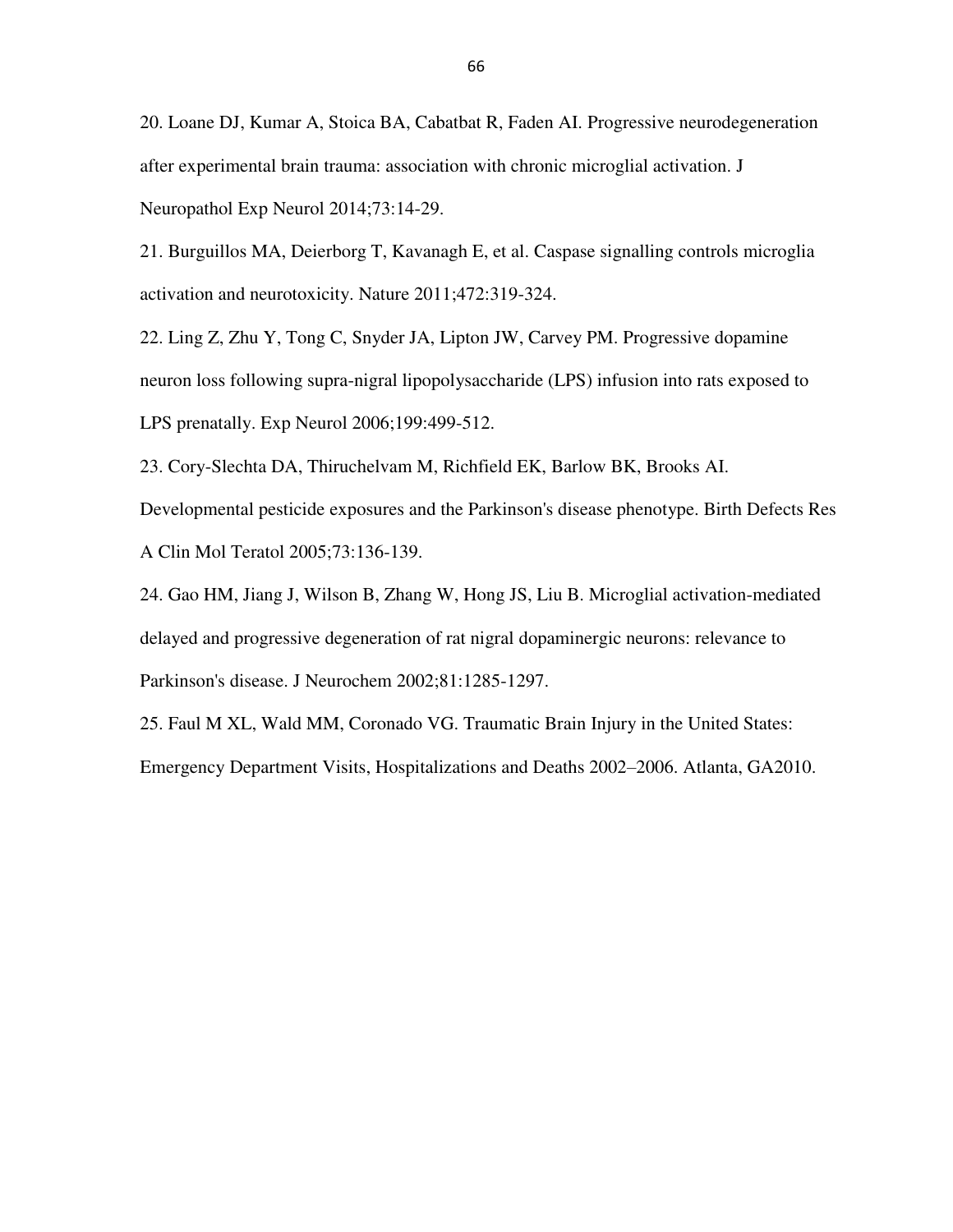20. Loane DJ, Kumar A, Stoica BA, Cabatbat R, Faden AI. Progressive neurodegeneration after experimental brain trauma: association with chronic microglial activation. J Neuropathol Exp Neurol 2014;73:14-29.

21. Burguillos MA, Deierborg T, Kavanagh E, et al. Caspase signalling controls microglia activation and neurotoxicity. Nature 2011;472:319-324.

22. Ling Z, Zhu Y, Tong C, Snyder JA, Lipton JW, Carvey PM. Progressive dopamine neuron loss following supra-nigral lipopolysaccharide (LPS) infusion into rats exposed to LPS prenatally. Exp Neurol 2006;199:499-512.

23. Cory-Slechta DA, Thiruchelvam M, Richfield EK, Barlow BK, Brooks AI. Developmental pesticide exposures and the Parkinson's disease phenotype. Birth Defects Res A Clin Mol Teratol 2005;73:136-139.

24. Gao HM, Jiang J, Wilson B, Zhang W, Hong JS, Liu B. Microglial activation-mediated delayed and progressive degeneration of rat nigral dopaminergic neurons: relevance to Parkinson's disease. J Neurochem 2002;81:1285-1297.

25. Faul M XL, Wald MM, Coronado VG. Traumatic Brain Injury in the United States: Emergency Department Visits, Hospitalizations and Deaths 2002–2006. Atlanta, GA2010.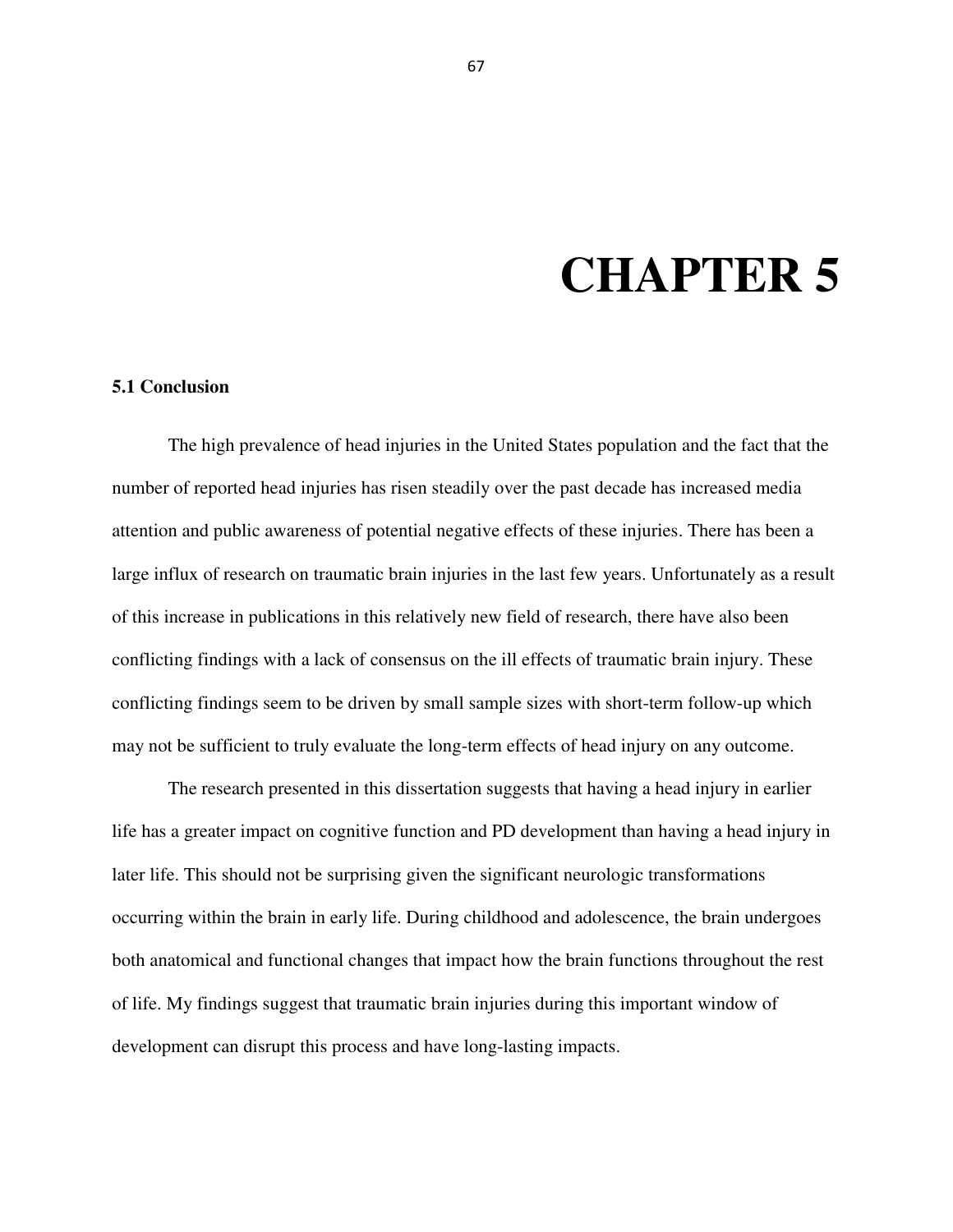# CHAPTER 5

### 5.1 Conclusion

The high prevalence of head injuries in the United States population and the fact that the number of reported head injuries has risen steadily over the past decade has increased media attention and public awareness of potential negative effects of these injuries. There has been a large influx of research on traumatic brain injuries in the last few years. Unfortunately as a result of this increase in publications in this relatively new field of research, there have also been conflicting findings with a lack of consensus on the ill effects of traumatic brain injury. These conflicting findings seem to be driven by small sample sizes with short-term follow-up which may not be sufficient to truly evaluate the long-term effects of head injury on any outcome.

The research presented in this dissertation suggests that having a head injury in earlier life has a greater impact on cognitive function and PD development than having a head injury in later life. This should not be surprising given the significant neurologic transformations occurring within the brain in early life. During childhood and adolescence, the brain undergoes both anatomical and functional changes that impact how the brain functions throughout the rest of life. My findings suggest that traumatic brain injuries during this important window of development can disrupt this process and have long-lasting impacts.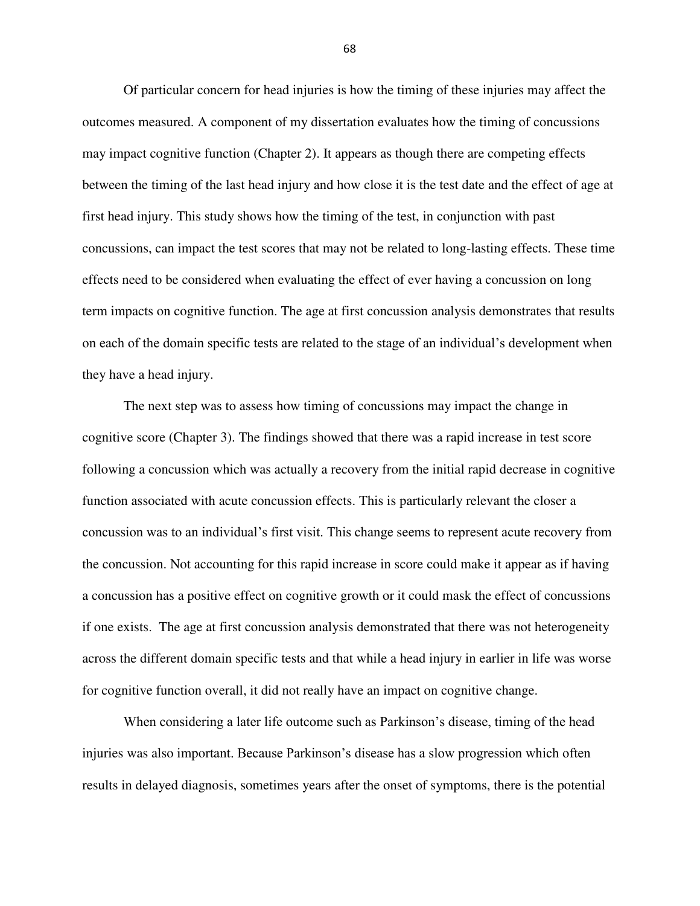Of particular concern for head injuries is how the timing of these injuries may affect the outcomes measured. A component of my dissertation evaluates how the timing of concussions may impact cognitive function (Chapter 2). It appears as though there are competing effects between the timing of the last head injury and how close it is the test date and the effect of age at first head injury. This study shows how the timing of the test, in conjunction with past concussions, can impact the test scores that may not be related to long-lasting effects. These time effects need to be considered when evaluating the effect of ever having a concussion on long term impacts on cognitive function. The age at first concussion analysis demonstrates that results on each of the domain specific tests are related to the stage of an individual's development when they have a head injury.

The next step was to assess how timing of concussions may impact the change in cognitive score (Chapter 3). The findings showed that there was a rapid increase in test score following a concussion which was actually a recovery from the initial rapid decrease in cognitive function associated with acute concussion effects. This is particularly relevant the closer a concussion was to an individual's first visit. This change seems to represent acute recovery from the concussion. Not accounting for this rapid increase in score could make it appear as if having a concussion has a positive effect on cognitive growth or it could mask the effect of concussions if one exists.  The age at first concussion analysis demonstrated that there was not heterogeneity across the different domain specific tests and that while a head injury in earlier in life was worse for cognitive function overall, it did not really have an impact on cognitive change.

When considering a later life outcome such as Parkinson's disease, timing of the head injuries was also important. Because Parkinson's disease has a slow progression which often results in delayed diagnosis, sometimes years after the onset of symptoms, there is the potential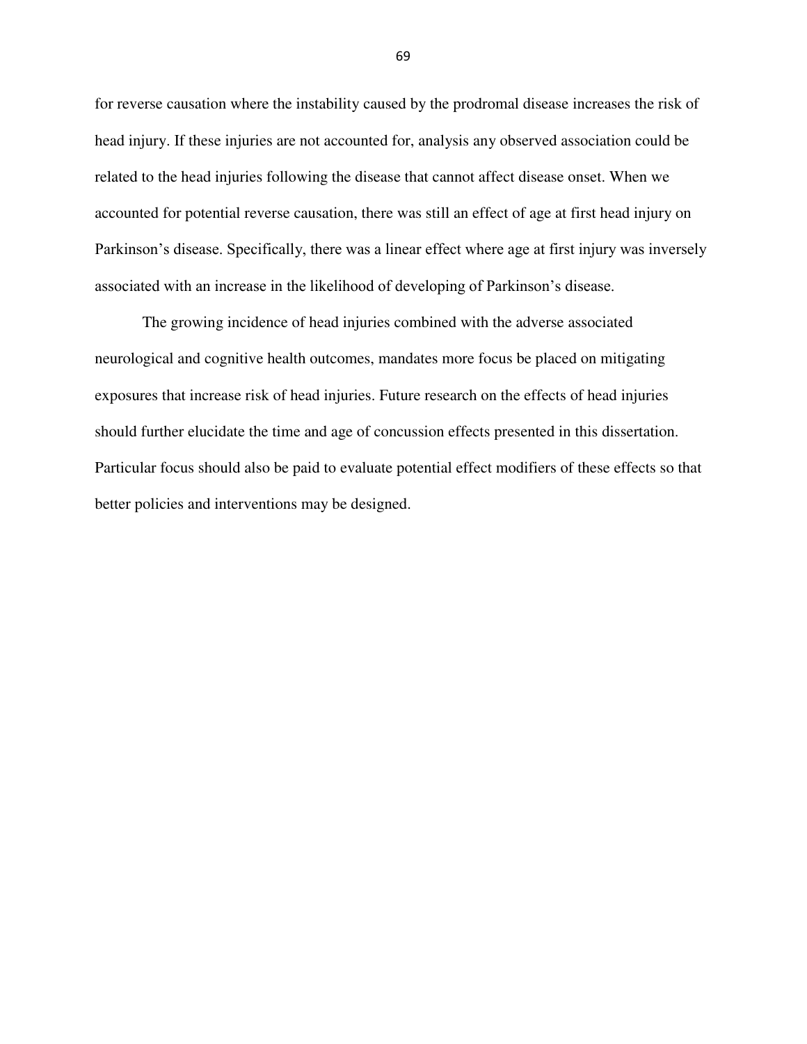for reverse causation where the instability caused by the prodromal disease increases the risk of head injury. If these injuries are not accounted for, analysis any observed association could be related to the head injuries following the disease that cannot affect disease onset. When we accounted for potential reverse causation, there was still an effect of age at first head injury on Parkinson's disease. Specifically, there was a linear effect where age at first injury was inversely associated with an increase in the likelihood of developing of Parkinson's disease.

The growing incidence of head injuries combined with the adverse associated neurological and cognitive health outcomes, mandates more focus be placed on mitigating exposures that increase risk of head injuries. Future research on the effects of head injuries should further elucidate the time and age of concussion effects presented in this dissertation. Particular focus should also be paid to evaluate potential effect modifiers of these effects so that better policies and interventions may be designed.